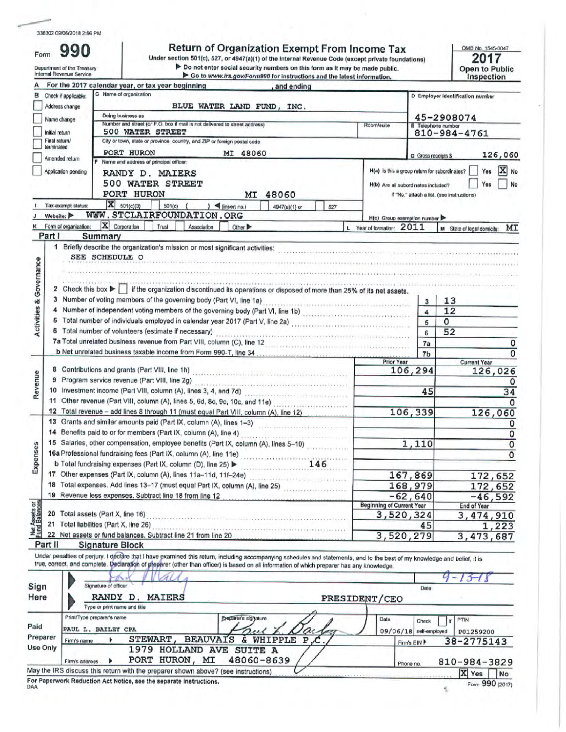338302 09/06/2018 2:56 PM

# Form 990 — Return of Organization Exempt From Income Tax — 2017

Under section 501(c), 527, or 4947(a)(1) of the Internal Revenue Code (except private foundations)

▶ Do not enter social security numbers on this form as it may be made public.

▶ Go to www.irs.gov/Form990 for instructions and the latest information.

Department of the Treasury
Internal Revenue Service

OMB No. 1545-0047

**Open to Public Inspection**

**A** For the 2017 calendar year, or tax year beginning , and ending

**B** Check if applicable:
- Address change
- Name change
- Initial return
- Final return/terminated
- Amended return
- Application pending

**C** Name of organization: BLUE WATER LAND FUND, INC.

Doing business as

Number and street (or P.O. box if mail is not delivered to street address): 500 WATER STREET — Room/suite

City or town, state or province, country, and ZIP or foreign postal code: PORT HURON MI 48060

**D** Employer identification number: 45-2908074

**E** Telephone number: 810-984-4761

**G** Gross receipts $ 126,060

**F** Name and address of principal officer: RANDY D. MAIERS, 500 WATER STREET, PORT HURON MI 48060

**H(a)** Is this a group return for subordinates? Yes [ ] No [X]

**H(b)** Are all subordinates included? Yes [ ] No [ ]
If "No," attach a list. (see instructions)

**I** Tax-exempt status: [X] 501(c)(3) [ ] 501(c) ( ) ◀ (insert no.) [ ] 4947(a)(1) or [ ] 527

**J** Website: ▶ WWW.STCLAIRFOUNDATION.ORG

**H(c)** Group exemption number ▶

**K** Form of organization: [X] Corporation [ ] Trust [ ] Association [ ] Other ▶

**L** Year of formation: 2011

**M** State of legal domicile: MI

## Part I Summary

### Activities & Governance

1 Briefly describe the organization's mission or most significant activities:
SEE SCHEDULE O

2 Check this box ▶ [ ] if the organization discontinued its operations or disposed of more than 25% of its net assets.

| | | | |
|---|---|---|---|
| 3 | Number of voting members of the governing body (Part VI, line 1a) | 3 | 13 |
| 4 | Number of independent voting members of the governing body (Part VI, line 1b) | 4 | 12 |
| 5 | Total number of individuals employed in calendar year 2017 (Part V, line 2a) | 5 | 0 |
| 6 | Total number of volunteers (estimate if necessary) | 6 | 52 |
| 7a | Total unrelated business revenue from Part VIII, column (C), line 12 | 7a | 0 |
| b | Net unrelated business taxable income from Form 990-T, line 34 | 7b | 0 |

### Revenue

| | | Prior Year | Current Year |
|---|---|---|---|
| 8 | Contributions and grants (Part VIII, line 1h) | 106,294 | 126,026 |
| 9 | Program service revenue (Part VIII, line 2g) | | 0 |
| 10 | Investment income (Part VIII, column (A), lines 3, 4, and 7d) | 45 | 34 |
| 11 | Other revenue (Part VIII, column (A), lines 5, 6d, 8c, 9c, 10c, and 11e) | | 0 |
| 12 | Total revenue – add lines 8 through 11 (must equal Part VIII, column (A), line 12) | 106,339 | 126,060 |

### Expenses

| | | Prior Year | Current Year |
|---|---|---|---|
| 13 | Grants and similar amounts paid (Part IX, column (A), lines 1–3) | | 0 |
| 14 | Benefits paid to or for members (Part IX, column (A), line 4) | | 0 |
| 15 | Salaries, other compensation, employee benefits (Part IX, column (A), lines 5–10) | 1,110 | 0 |
| 16a | Professional fundraising fees (Part IX, column (A), line 11e) | | 0 |
| b | Total fundraising expenses (Part IX, column (D), line 25) ▶ 146 | | |
| 17 | Other expenses (Part IX, column (A), lines 11a–11d, 11f–24e) | 167,869 | 172,652 |
| 18 | Total expenses. Add lines 13–17 (must equal Part IX, column (A), line 25) | 168,979 | 172,652 |
| 19 | Revenue less expenses. Subtract line 18 from line 12 | -62,640 | -46,592 |

### Net Assets or Fund Balances

| | | Beginning of Current Year | End of Year |
|---|---|---|---|
| 20 | Total assets (Part X, line 16) | 3,520,324 | 3,474,910 |
| 21 | Total liabilities (Part X, line 26) | 45 | 1,223 |
| 22 | Net assets or fund balances. Subtract line 21 from line 20 | 3,520,279 | 3,473,687 |

## Part II Signature Block

Under penalties of perjury, I declare that I have examined this return, including accompanying schedules and statements, and to the best of my knowledge and belief, it is true, correct, and complete. Declaration of preparer (other than officer) is based on all information of which preparer has any knowledge.

**Sign Here**

Signature of officer — Date: 9-13-18

RANDY D. MAIERS — PRESIDENT/CEO

Type or print name and title

**Paid Preparer Use Only**

| Print/Type preparer's name | Preparer's signature | Date | Check [ ] if self-employed | PTIN |
|---|---|---|---|---|
| PAUL L. BAILEY CPA | | 09/06/18 | | P01259200 |

Firm's name ▶ STEWART, BEAUVAIS & WHIPPLE P.C. — Firm's EIN ▶ 38-2775143

Firm's address ▶ 1979 HOLLAND AVE SUITE A, PORT HURON, MI 48060-8639 — Phone no. 810-984-3829

May the IRS discuss this return with the preparer shown above? (see instructions) [X] Yes [ ] No

For Paperwork Reduction Act Notice, see the separate instructions.

DAA — Form 990 (2017)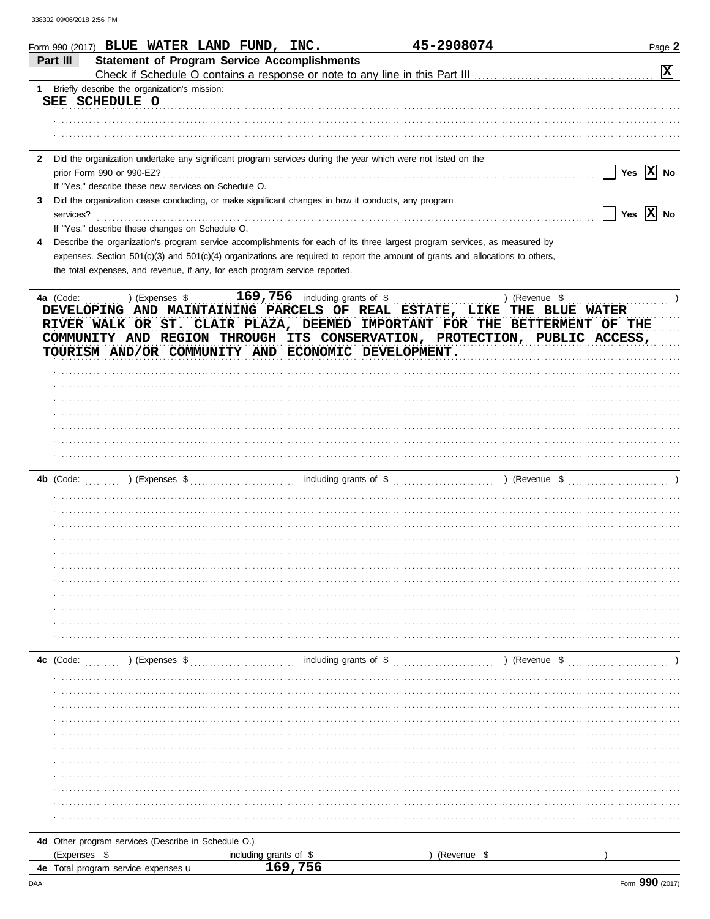338302 09/06/2018 2:56 PM

Form 990 (2017) **BLUE WATER LAND FUND, INC.** **45-2908074** Page **2**

## Part III Statement of Program Service Accomplishments

Check if Schedule O contains a response or note to any line in this Part III ..... [X]

**1** Briefly describe the organization's mission:

SEE SCHEDULE O

**2** Did the organization undertake any significant program services during the year which were not listed on the prior Form 990 or 990-EZ? ..... [ ] Yes [X] No

If "Yes," describe these new services on Schedule O.

**3** Did the organization cease conducting, or make significant changes in how it conducts, any program services? ..... [ ] Yes [X] No

If "Yes," describe these changes on Schedule O.

**4** Describe the organization's program service accomplishments for each of its three largest program services, as measured by expenses. Section 501(c)(3) and 501(c)(4) organizations are required to report the amount of grants and allocations to others, the total expenses, and revenue, if any, for each program service reported.

**4a** (Code: ) (Expenses $ 169,756 including grants of $ ) (Revenue $ )

DEVELOPING AND MAINTAINING PARCELS OF REAL ESTATE, LIKE THE BLUE WATER RIVER WALK OR ST. CLAIR PLAZA, DEEMED IMPORTANT FOR THE BETTERMENT OF THE COMMUNITY AND REGION THROUGH ITS CONSERVATION, PROTECTION, PUBLIC ACCESS, TOURISM AND/OR COMMUNITY AND ECONOMIC DEVELOPMENT.

**4b** (Code: ) (Expenses $ including grants of $ ) (Revenue $ )

**4c** (Code: ) (Expenses $ including grants of $ ) (Revenue $ )

**4d** Other program services (Describe in Schedule O.)

(Expenses $ including grants of $ ) (Revenue $ )

**4e** Total program service expenses ▶ 169,756

DAA Form **990** (2017)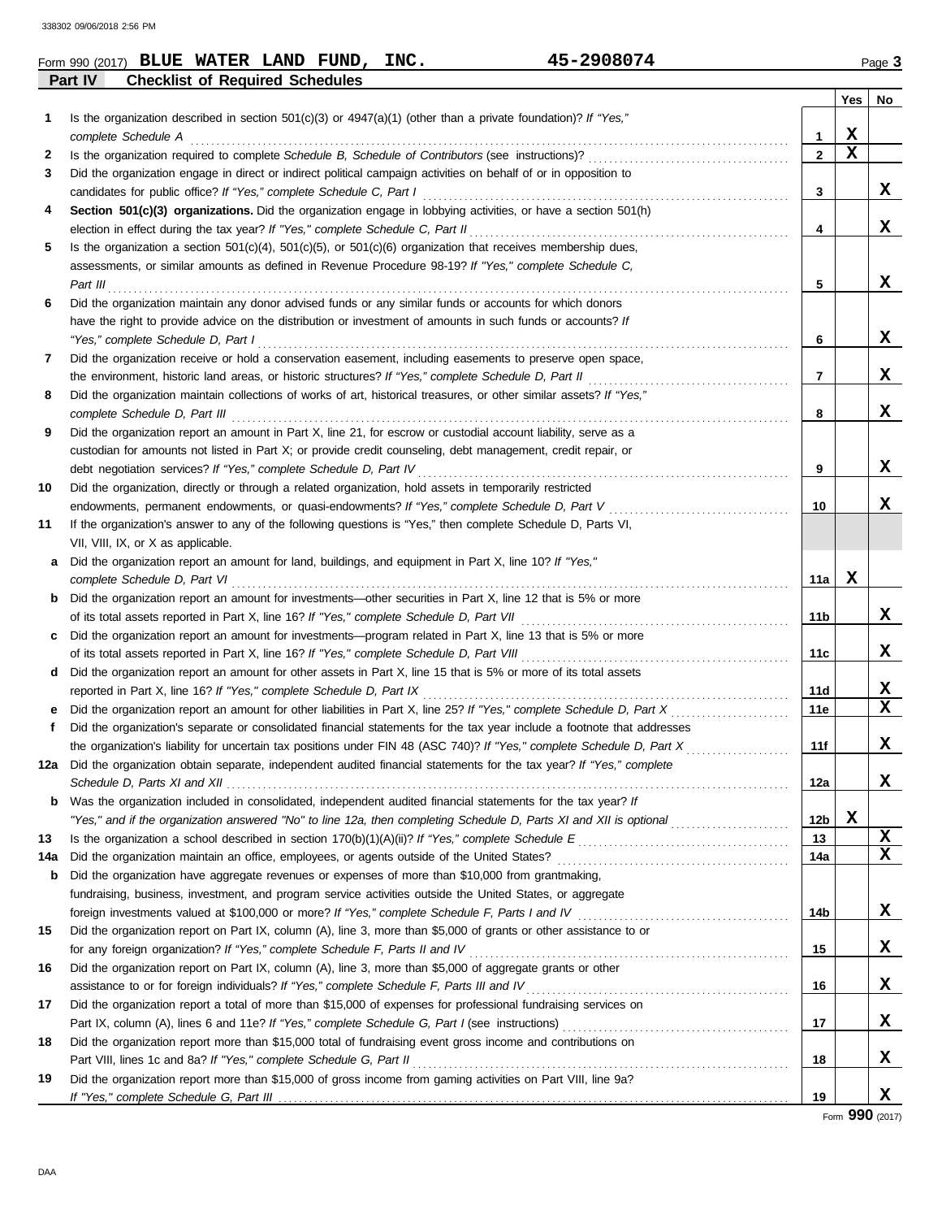Form 990 (2017) **BLUE WATER LAND FUND, INC.** **45-2908074**

## Part IV Checklist of Required Schedules

| | | | Yes | No |
|---|---|---|---|---|
| 1 | Is the organization described in section 501(c)(3) or 4947(a)(1) (other than a private foundation)? *If "Yes," complete Schedule A* | 1 | X | |
| 2 | Is the organization required to complete *Schedule B, Schedule of Contributors* (see instructions)? | 2 | X | |
| 3 | Did the organization engage in direct or indirect political campaign activities on behalf of or in opposition to candidates for public office? *If "Yes," complete Schedule C, Part I* | 3 | | X |
| 4 | **Section 501(c)(3) organizations.** Did the organization engage in lobbying activities, or have a section 501(h) election in effect during the tax year? *If "Yes," complete Schedule C, Part II* | 4 | | X |
| 5 | Is the organization a section 501(c)(4), 501(c)(5), or 501(c)(6) organization that receives membership dues, assessments, or similar amounts as defined in Revenue Procedure 98-19? *If "Yes," complete Schedule C, Part III* | 5 | | X |
| 6 | Did the organization maintain any donor advised funds or any similar funds or accounts for which donors have the right to provide advice on the distribution or investment of amounts in such funds or accounts? *If "Yes," complete Schedule D, Part I* | 6 | | X |
| 7 | Did the organization receive or hold a conservation easement, including easements to preserve open space, the environment, historic land areas, or historic structures? *If "Yes," complete Schedule D, Part II* | 7 | | X |
| 8 | Did the organization maintain collections of works of art, historical treasures, or other similar assets? *If "Yes," complete Schedule D, Part III* | 8 | | X |
| 9 | Did the organization report an amount in Part X, line 21, for escrow or custodial account liability, serve as a custodian for amounts not listed in Part X; or provide credit counseling, debt management, credit repair, or debt negotiation services? *If "Yes," complete Schedule D, Part IV* | 9 | | X |
| 10 | Did the organization, directly or through a related organization, hold assets in temporarily restricted endowments, permanent endowments, or quasi-endowments? *If "Yes," complete Schedule D, Part V* | 10 | | X |
| 11 | If the organization's answer to any of the following questions is "Yes," then complete Schedule D, Parts VI, VII, VIII, IX, or X as applicable. | | | |
| a | Did the organization report an amount for land, buildings, and equipment in Part X, line 10? *If "Yes," complete Schedule D, Part VI* | 11a | X | |
| b | Did the organization report an amount for investments—other securities in Part X, line 12 that is 5% or more of its total assets reported in Part X, line 16? *If "Yes," complete Schedule D, Part VII* | 11b | | X |
| c | Did the organization report an amount for investments—program related in Part X, line 13 that is 5% or more of its total assets reported in Part X, line 16? *If "Yes," complete Schedule D, Part VIII* | 11c | | X |
| d | Did the organization report an amount for other assets in Part X, line 15 that is 5% or more of its total assets reported in Part X, line 16? *If "Yes," complete Schedule D, Part IX* | 11d | | X |
| e | Did the organization report an amount for other liabilities in Part X, line 25? *If "Yes," complete Schedule D, Part X* | 11e | | X |
| f | Did the organization's separate or consolidated financial statements for the tax year include a footnote that addresses the organization's liability for uncertain tax positions under FIN 48 (ASC 740)? *If "Yes," complete Schedule D, Part X* | 11f | | X |
| 12a | Did the organization obtain separate, independent audited financial statements for the tax year? *If "Yes," complete Schedule D, Parts XI and XII* | 12a | | X |
| b | Was the organization included in consolidated, independent audited financial statements for the tax year? *If "Yes," and if the organization answered "No" to line 12a, then completing Schedule D, Parts XI and XII is optional* | 12b | X | |
| 13 | Is the organization a school described in section 170(b)(1)(A)(ii)? *If "Yes," complete Schedule E* | 13 | | X |
| 14a | Did the organization maintain an office, employees, or agents outside of the United States? | 14a | | X |
| b | Did the organization have aggregate revenues or expenses of more than $10,000 from grantmaking, fundraising, business, investment, and program service activities outside the United States, or aggregate foreign investments valued at $100,000 or more? *If "Yes," complete Schedule F, Parts I and IV* | 14b | | X |
| 15 | Did the organization report on Part IX, column (A), line 3, more than $5,000 of grants or other assistance to or for any foreign organization? *If "Yes," complete Schedule F, Parts II and IV* | 15 | | X |
| 16 | Did the organization report on Part IX, column (A), line 3, more than $5,000 of aggregate grants or other assistance to or for foreign individuals? *If "Yes," complete Schedule F, Parts III and IV* | 16 | | X |
| 17 | Did the organization report a total of more than $15,000 of expenses for professional fundraising services on Part IX, column (A), lines 6 and 11e? *If "Yes," complete Schedule G, Part I* (see instructions) | 17 | | X |
| 18 | Did the organization report more than $15,000 total of fundraising event gross income and contributions on Part VIII, lines 1c and 8a? *If "Yes," complete Schedule G, Part II* | 18 | | X |
| 19 | Did the organization report more than $15,000 of gross income from gaming activities on Part VIII, line 9a? *If "Yes," complete Schedule G, Part III* | 19 | | X |

Form **990** (2017)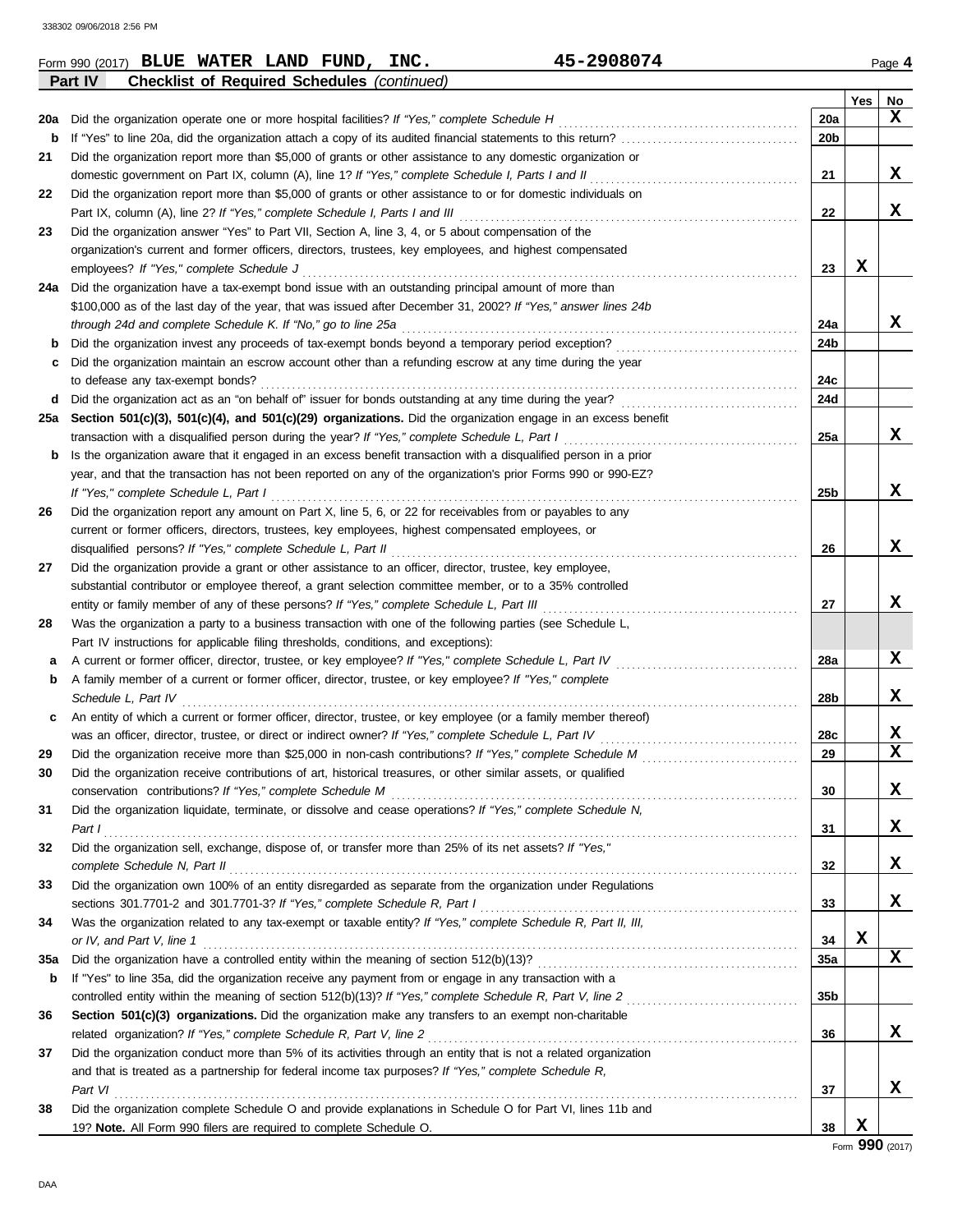Form 990 (2017) **BLUE WATER LAND FUND, INC.** **45-2908074**

**Part IV** **Checklist of Required Schedules** *(continued)*

| | | | Yes | No |
|---|---|---|---|---|
| **20a** | Did the organization operate one or more hospital facilities? *If "Yes," complete Schedule H* | **20a** | | **X** |
| **b** | If "Yes" to line 20a, did the organization attach a copy of its audited financial statements to this return? | **20b** | | |
| **21** | Did the organization report more than $5,000 of grants or other assistance to any domestic organization or domestic government on Part IX, column (A), line 1? *If "Yes," complete Schedule I, Parts I and II* | **21** | | **X** |
| **22** | Did the organization report more than $5,000 of grants or other assistance to or for domestic individuals on Part IX, column (A), line 2? *If "Yes," complete Schedule I, Parts I and III* | **22** | | **X** |
| **23** | Did the organization answer "Yes" to Part VII, Section A, line 3, 4, or 5 about compensation of the organization's current and former officers, directors, trustees, key employees, and highest compensated employees? *If "Yes," complete Schedule J* | **23** | **X** | |
| **24a** | Did the organization have a tax-exempt bond issue with an outstanding principal amount of more than $100,000 as of the last day of the year, that was issued after December 31, 2002? *If "Yes," answer lines 24b through 24d and complete Schedule K. If "No," go to line 25a* | **24a** | | **X** |
| **b** | Did the organization invest any proceeds of tax-exempt bonds beyond a temporary period exception? | **24b** | | |
| **c** | Did the organization maintain an escrow account other than a refunding escrow at any time during the year to defease any tax-exempt bonds? | **24c** | | |
| **d** | Did the organization act as an "on behalf of" issuer for bonds outstanding at any time during the year? | **24d** | | |
| **25a** | **Section 501(c)(3), 501(c)(4), and 501(c)(29) organizations.** Did the organization engage in an excess benefit transaction with a disqualified person during the year? *If "Yes," complete Schedule L, Part I* | **25a** | | **X** |
| **b** | Is the organization aware that it engaged in an excess benefit transaction with a disqualified person in a prior year, and that the transaction has not been reported on any of the organization's prior Forms 990 or 990-EZ? *If "Yes," complete Schedule L, Part I* | **25b** | | **X** |
| **26** | Did the organization report any amount on Part X, line 5, 6, or 22 for receivables from or payables to any current or former officers, directors, trustees, key employees, highest compensated employees, or disqualified persons? *If "Yes," complete Schedule L, Part II* | **26** | | **X** |
| **27** | Did the organization provide a grant or other assistance to an officer, director, trustee, key employee, substantial contributor or employee thereof, a grant selection committee member, or to a 35% controlled entity or family member of any of these persons? *If "Yes," complete Schedule L, Part III* | **27** | | **X** |
| **28** | Was the organization a party to a business transaction with one of the following parties (see Schedule L, Part IV instructions for applicable filing thresholds, conditions, and exceptions): | | | |
| **a** | A current or former officer, director, trustee, or key employee? *If "Yes," complete Schedule L, Part IV* | **28a** | | **X** |
| **b** | A family member of a current or former officer, director, trustee, or key employee? *If "Yes," complete Schedule L, Part IV* | **28b** | | **X** |
| **c** | An entity of which a current or former officer, director, trustee, or key employee (or a family member thereof) was an officer, director, trustee, or direct or indirect owner? *If "Yes," complete Schedule L, Part IV* | **28c** | | **X** |
| **29** | Did the organization receive more than $25,000 in non-cash contributions? *If "Yes," complete Schedule M* | **29** | | **X** |
| **30** | Did the organization receive contributions of art, historical treasures, or other similar assets, or qualified conservation contributions? *If "Yes," complete Schedule M* | **30** | | **X** |
| **31** | Did the organization liquidate, terminate, or dissolve and cease operations? *If "Yes," complete Schedule N, Part I* | **31** | | **X** |
| **32** | Did the organization sell, exchange, dispose of, or transfer more than 25% of its net assets? *If "Yes," complete Schedule N, Part II* | **32** | | **X** |
| **33** | Did the organization own 100% of an entity disregarded as separate from the organization under Regulations sections 301.7701-2 and 301.7701-3? *If "Yes," complete Schedule R, Part I* | **33** | | **X** |
| **34** | Was the organization related to any tax-exempt or taxable entity? *If "Yes," complete Schedule R, Part II, III, or IV, and Part V, line 1* | **34** | **X** | |
| **35a** | Did the organization have a controlled entity within the meaning of section 512(b)(13)? | **35a** | | **X** |
| **b** | If "Yes" to line 35a, did the organization receive any payment from or engage in any transaction with a controlled entity within the meaning of section 512(b)(13)? *If "Yes," complete Schedule R, Part V, line 2* | **35b** | | |
| **36** | **Section 501(c)(3) organizations.** Did the organization make any transfers to an exempt non-charitable related organization? *If "Yes," complete Schedule R, Part V, line 2* | **36** | | **X** |
| **37** | Did the organization conduct more than 5% of its activities through an entity that is not a related organization and that is treated as a partnership for federal income tax purposes? *If "Yes," complete Schedule R, Part VI* | **37** | | **X** |
| **38** | Did the organization complete Schedule O and provide explanations in Schedule O for Part VI, lines 11b and 19? **Note.** All Form 990 filers are required to complete Schedule O. | **38** | **X** | |

Form **990** (2017)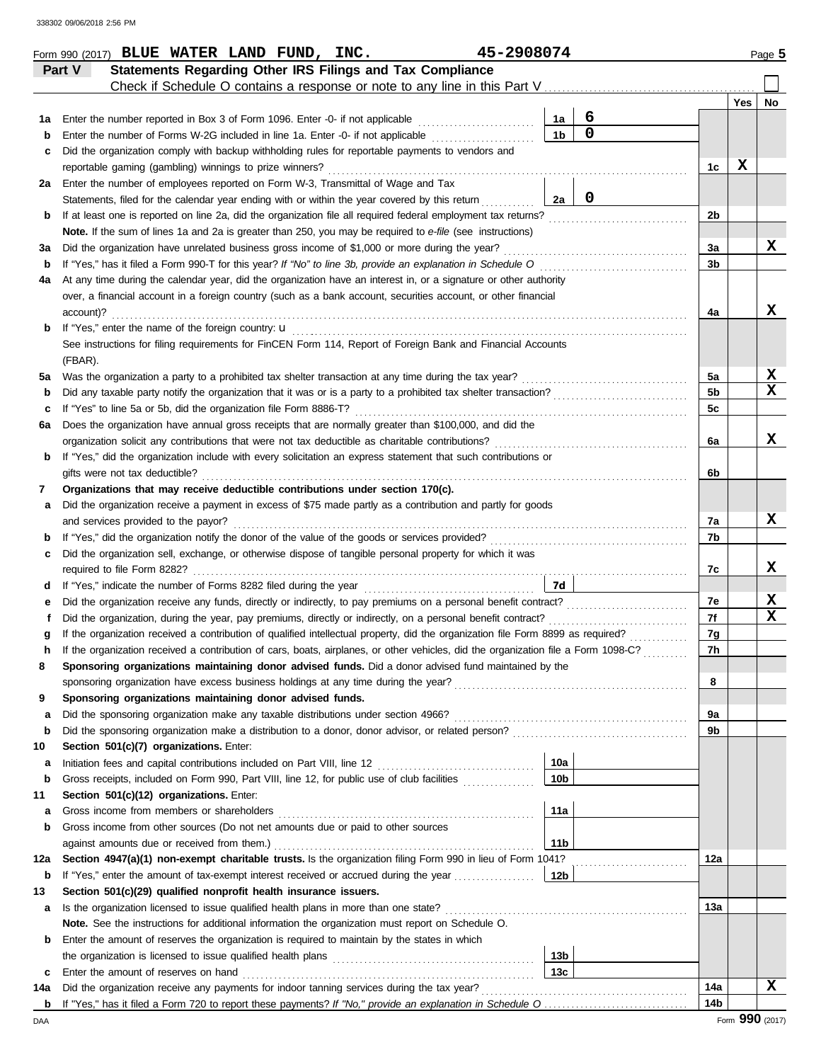Form 990 (2017) **BLUE WATER LAND FUND, INC.** 45-2908074 Page **5**

## Part V Statements Regarding Other IRS Filings and Tax Compliance

Check if Schedule O contains a response or note to any line in this Part V

| | | | | | Yes | No |
|---|---|---|---|---|---|---|
| **1a** | Enter the number reported in Box 3 of Form 1096. Enter -0- if not applicable | 1a | 6 | | | |
| **b** | Enter the number of Forms W-2G included in line 1a. Enter -0- if not applicable | 1b | 0 | | | |
| **c** | Did the organization comply with backup withholding rules for reportable payments to vendors and reportable gaming (gambling) winnings to prize winners? | | | 1c | X | |
| **2a** | Enter the number of employees reported on Form W-3, Transmittal of Wage and Tax Statements, filed for the calendar year ending with or within the year covered by this return | 2a | 0 | | | |
| **b** | If at least one is reported on line 2a, did the organization file all required federal employment tax returns? | | | 2b | | |
| | **Note.** If the sum of lines 1a and 2a is greater than 250, you may be required to *e-file* (see instructions) | | | | | |
| **3a** | Did the organization have unrelated business gross income of $1,000 or more during the year? | | | 3a | | X |
| **b** | If "Yes," has it filed a Form 990-T for this year? *If "No" to line 3b, provide an explanation in Schedule O* | | | 3b | | |
| **4a** | At any time during the calendar year, did the organization have an interest in, or a signature or other authority over, a financial account in a foreign country (such as a bank account, securities account, or other financial account)? | | | 4a | | X |
| **b** | If "Yes," enter the name of the foreign country: u<br>See instructions for filing requirements for FinCEN Form 114, Report of Foreign Bank and Financial Accounts (FBAR). | | | | | |
| **5a** | Was the organization a party to a prohibited tax shelter transaction at any time during the tax year? | | | 5a | | X |
| **b** | Did any taxable party notify the organization that it was or is a party to a prohibited tax shelter transaction? | | | 5b | | X |
| **c** | If "Yes" to line 5a or 5b, did the organization file Form 8886-T? | | | 5c | | |
| **6a** | Does the organization have annual gross receipts that are normally greater than $100,000, and did the organization solicit any contributions that were not tax deductible as charitable contributions? | | | 6a | | X |
| **b** | If "Yes," did the organization include with every solicitation an express statement that such contributions or gifts were not tax deductible? | | | 6b | | |
| **7** | **Organizations that may receive deductible contributions under section 170(c).** | | | | | |
| **a** | Did the organization receive a payment in excess of $75 made partly as a contribution and partly for goods and services provided to the payor? | | | 7a | | X |
| **b** | If "Yes," did the organization notify the donor of the value of the goods or services provided? | | | 7b | | |
| **c** | Did the organization sell, exchange, or otherwise dispose of tangible personal property for which it was required to file Form 8282? | | | 7c | | X |
| **d** | If "Yes," indicate the number of Forms 8282 filed during the year | 7d | | | | |
| **e** | Did the organization receive any funds, directly or indirectly, to pay premiums on a personal benefit contract? | | | 7e | | X |
| **f** | Did the organization, during the year, pay premiums, directly or indirectly, on a personal benefit contract? | | | 7f | | X |
| **g** | If the organization received a contribution of qualified intellectual property, did the organization file Form 8899 as required? | | | 7g | | |
| **h** | If the organization received a contribution of cars, boats, airplanes, or other vehicles, did the organization file a Form 1098-C? | | | 7h | | |
| **8** | **Sponsoring organizations maintaining donor advised funds.** Did a donor advised fund maintained by the sponsoring organization have excess business holdings at any time during the year? | | | 8 | | |
| **9** | **Sponsoring organizations maintaining donor advised funds.** | | | | | |
| **a** | Did the sponsoring organization make any taxable distributions under section 4966? | | | 9a | | |
| **b** | Did the sponsoring organization make a distribution to a donor, donor advisor, or related person? | | | 9b | | |
| **10** | **Section 501(c)(7) organizations.** Enter: | | | | | |
| **a** | Initiation fees and capital contributions included on Part VIII, line 12 | 10a | | | | |
| **b** | Gross receipts, included on Form 990, Part VIII, line 12, for public use of club facilities | 10b | | | | |
| **11** | **Section 501(c)(12) organizations.** Enter: | | | | | |
| **a** | Gross income from members or shareholders | 11a | | | | |
| **b** | Gross income from other sources (Do not net amounts due or paid to other sources against amounts due or received from them.) | 11b | | | | |
| **12a** | **Section 4947(a)(1) non-exempt charitable trusts.** Is the organization filing Form 990 in lieu of Form 1041? | | | 12a | | |
| **b** | If "Yes," enter the amount of tax-exempt interest received or accrued during the year | 12b | | | | |
| **13** | **Section 501(c)(29) qualified nonprofit health insurance issuers.** | | | | | |
| **a** | Is the organization licensed to issue qualified health plans in more than one state? | | | 13a | | |
| | **Note.** See the instructions for additional information the organization must report on Schedule O. | | | | | |
| **b** | Enter the amount of reserves the organization is required to maintain by the states in which the organization is licensed to issue qualified health plans | 13b | | | | |
| **c** | Enter the amount of reserves on hand | 13c | | | | |
| **14a** | Did the organization receive any payments for indoor tanning services during the tax year? | | | 14a | | X |
| **b** | If "Yes," has it filed a Form 720 to report these payments? *If "No," provide an explanation in Schedule O* | | | 14b | | |

DAA Form **990** (2017)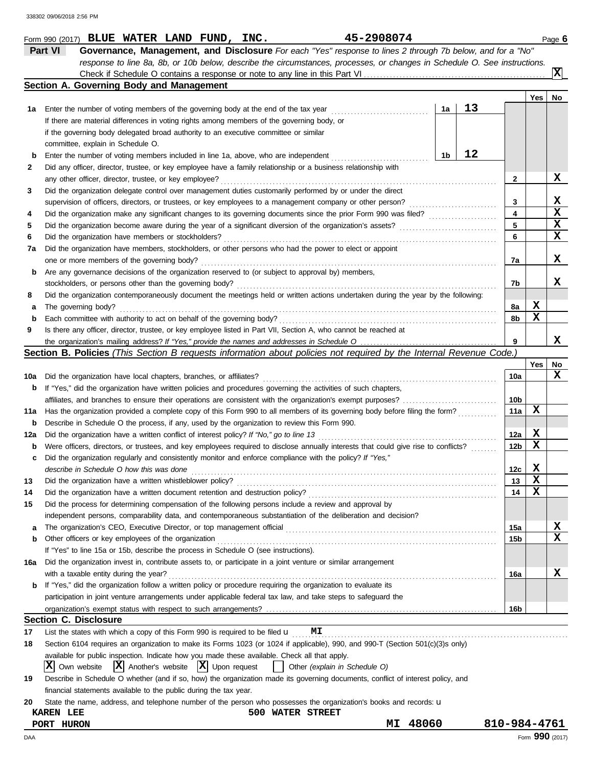338302 09/06/2018 2:56 PM

Form 990 (2017) **BLUE WATER LAND FUND, INC.** **45-2908074** Page **6**

## Part VI Governance, Management, and Disclosure

*For each "Yes" response to lines 2 through 7b below, and for a "No" response to line 8a, 8b, or 10b below, describe the circumstances, processes, or changes in Schedule O. See instructions.*

Check if Schedule O contains a response or note to any line in this Part VI . . . . . [X]

### Section A. Governing Body and Management

| | | | | | Yes | No |
|---|---|---|---|---|---|---|
| **1a** | Enter the number of voting members of the governing body at the end of the tax year. If there are material differences in voting rights among members of the governing body, or if the governing body delegated broad authority to an executive committee or similar committee, explain in Schedule O. | 1a | 13 | | | |
| **b** | Enter the number of voting members included in line 1a, above, who are independent | 1b | 12 | | | |
| **2** | Did any officer, director, trustee, or key employee have a family relationship or a business relationship with any other officer, director, trustee, or key employee? | | | 2 | | X |
| **3** | Did the organization delegate control over management duties customarily performed by or under the direct supervision of officers, directors, or trustees, or key employees to a management company or other person? | | | 3 | | X |
| **4** | Did the organization make any significant changes to its governing documents since the prior Form 990 was filed? | | | 4 | | X |
| **5** | Did the organization become aware during the year of a significant diversion of the organization's assets? | | | 5 | | X |
| **6** | Did the organization have members or stockholders? | | | 6 | | X |
| **7a** | Did the organization have members, stockholders, or other persons who had the power to elect or appoint one or more members of the governing body? | | | 7a | | X |
| **b** | Are any governance decisions of the organization reserved to (or subject to approval by) members, stockholders, or persons other than the governing body? | | | 7b | | X |
| **8** | Did the organization contemporaneously document the meetings held or written actions undertaken during the year by the following: | | | | | |
| **a** | The governing body? | | | 8a | X | |
| **b** | Each committee with authority to act on behalf of the governing body? | | | 8b | X | |
| **9** | Is there any officer, director, trustee, or key employee listed in Part VII, Section A, who cannot be reached at the organization's mailing address? *If "Yes," provide the names and addresses in Schedule O* | | | 9 | | X |

### Section B. Policies *(This Section B requests information about policies not required by the Internal Revenue Code.)*

| | | | Yes | No |
|---|---|---|---|---|
| **10a** | Did the organization have local chapters, branches, or affiliates? | 10a | | X |
| **b** | If "Yes," did the organization have written policies and procedures governing the activities of such chapters, affiliates, and branches to ensure their operations are consistent with the organization's exempt purposes? | 10b | | |
| **11a** | Has the organization provided a complete copy of this Form 990 to all members of its governing body before filing the form? | 11a | X | |
| **b** | Describe in Schedule O the process, if any, used by the organization to review this Form 990. | | | |
| **12a** | Did the organization have a written conflict of interest policy? *If "No," go to line 13* | 12a | X | |
| **b** | Were officers, directors, or trustees, and key employees required to disclose annually interests that could give rise to conflicts? | 12b | X | |
| **c** | Did the organization regularly and consistently monitor and enforce compliance with the policy? *If "Yes," describe in Schedule O how this was done* | 12c | X | |
| **13** | Did the organization have a written whistleblower policy? | 13 | X | |
| **14** | Did the organization have a written document retention and destruction policy? | 14 | X | |
| **15** | Did the process for determining compensation of the following persons include a review and approval by independent persons, comparability data, and contemporaneous substantiation of the deliberation and decision? | | | |
| **a** | The organization's CEO, Executive Director, or top management official | 15a | | X |
| **b** | Other officers or key employees of the organization | 15b | | X |
| | If "Yes" to line 15a or 15b, describe the process in Schedule O (see instructions). | | | |
| **16a** | Did the organization invest in, contribute assets to, or participate in a joint venture or similar arrangement with a taxable entity during the year? | 16a | | X |
| **b** | If "Yes," did the organization follow a written policy or procedure requiring the organization to evaluate its participation in joint venture arrangements under applicable federal tax law, and take steps to safeguard the organization's exempt status with respect to such arrangements? | 16b | | |

### Section C. Disclosure

**17** List the states with which a copy of this Form 990 is required to be filed u **MI**

**18** Section 6104 requires an organization to make its Forms 1023 (or 1024 if applicable), 990, and 990-T (Section 501(c)(3)s only) available for public inspection. Indicate how you made these available. Check all that apply.

[X] Own website [X] Another's website [X] Upon request [ ] Other *(explain in Schedule O)*

**19** Describe in Schedule O whether (and if so, how) the organization made its governing documents, conflict of interest policy, and financial statements available to the public during the tax year.

**20** State the name, address, and telephone number of the person who possesses the organization's books and records: u

**KAREN LEE** **500 WATER STREET**
**PORT HURON** **MI 48060** **810-984-4761**

DAA Form **990** (2017)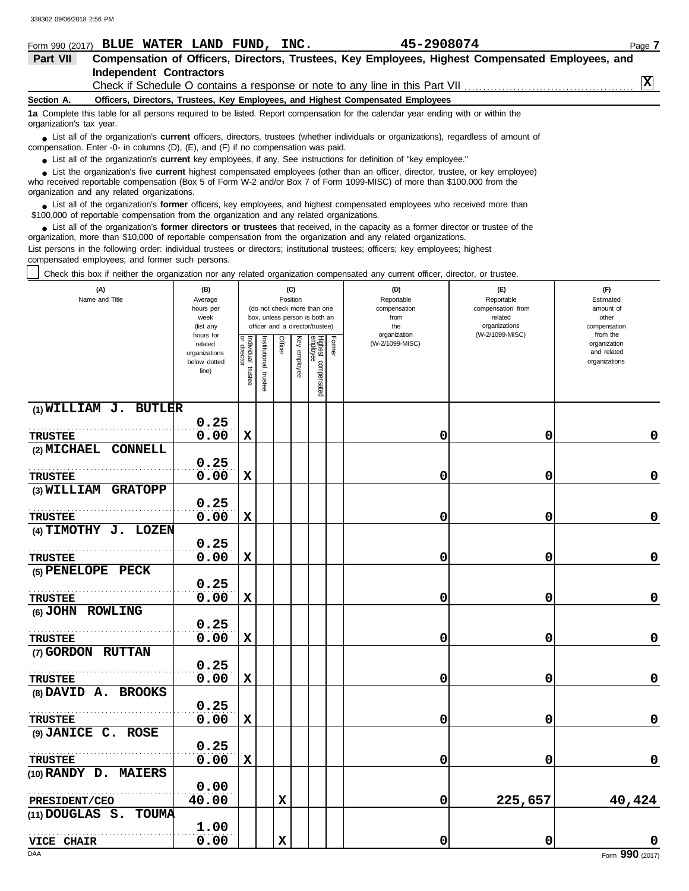Form 990 (2017) **BLUE WATER LAND FUND, INC.** **45-2908074**

## Part VII Compensation of Officers, Directors, Trustees, Key Employees, Highest Compensated Employees, and Independent Contractors

Check if Schedule O contains a response or note to any line in this Part VII ..... [X]

### Section A. Officers, Directors, Trustees, Key Employees, and Highest Compensated Employees

**1a** Complete this table for all persons required to be listed. Report compensation for the calendar year ending with or within the organization's tax year.

- List all of the organization's **current** officers, directors, trustees (whether individuals or organizations), regardless of amount of compensation. Enter -0- in columns (D), (E), and (F) if no compensation was paid.
- List all of the organization's **current** key employees, if any. See instructions for definition of "key employee."
- List the organization's five **current** highest compensated employees (other than an officer, director, trustee, or key employee) who received reportable compensation (Box 5 of Form W-2 and/or Box 7 of Form 1099-MISC) of more than $100,000 from the organization and any related organizations.
- List all of the organization's **former** officers, key employees, and highest compensated employees who received more than $100,000 of reportable compensation from the organization and any related organizations.
- List all of the organization's **former directors or trustees** that received, in the capacity as a former director or trustee of the organization, more than $10,000 of reportable compensation from the organization and any related organizations.

List persons in the following order: individual trustees or directors; institutional trustees; officers; key employees; highest compensated employees; and former such persons.

[ ] Check this box if neither the organization nor any related organization compensated any current officer, director, or trustee.

| (A) Name and Title | (B) Average hours per week (list any hours for related organizations below dotted line) | (C) Position (do not check more than one box, unless person is both an officer and a director/trustee) | | | | | | (D) Reportable compensation from the organization (W-2/1099-MISC) | (E) Reportable compensation from related organizations (W-2/1099-MISC) | (F) Estimated amount of other compensation from the organization and related organizations |
|---|---|---|---|---|---|---|---|---|---|---|
| | | Individual trustee or director | Institutional trustee | Officer | Key employee | Highest compensated employee | Former | | | |
| (1) WILLIAM J. BUTLER<br>TRUSTEE | 0.25<br>0.00 | X | | | | | | 0 | 0 | 0 |
| (2) MICHAEL CONNELL<br>TRUSTEE | 0.25<br>0.00 | X | | | | | | 0 | 0 | 0 |
| (3) WILLIAM GRATOPP<br>TRUSTEE | 0.25<br>0.00 | X | | | | | | 0 | 0 | 0 |
| (4) TIMOTHY J. LOZEN<br>TRUSTEE | 0.25<br>0.00 | X | | | | | | 0 | 0 | 0 |
| (5) PENELOPE PECK<br>TRUSTEE | 0.25<br>0.00 | X | | | | | | 0 | 0 | 0 |
| (6) JOHN ROWLING<br>TRUSTEE | 0.25<br>0.00 | X | | | | | | 0 | 0 | 0 |
| (7) GORDON RUTTAN<br>TRUSTEE | 0.25<br>0.00 | X | | | | | | 0 | 0 | 0 |
| (8) DAVID A. BROOKS<br>TRUSTEE | 0.25<br>0.00 | X | | | | | | 0 | 0 | 0 |
| (9) JANICE C. ROSE<br>TRUSTEE | 0.25<br>0.00 | X | | | | | | 0 | 0 | 0 |
| (10) RANDY D. MAIERS<br>PRESIDENT/CEO | 0.00<br>40.00 | | | X | | | | 0 | 225,657 | 40,424 |
| (11) DOUGLAS S. TOUMA<br>VICE CHAIR | 1.00<br>0.00 | | | X | | | | 0 | 0 | 0 |

Form **990** (2017)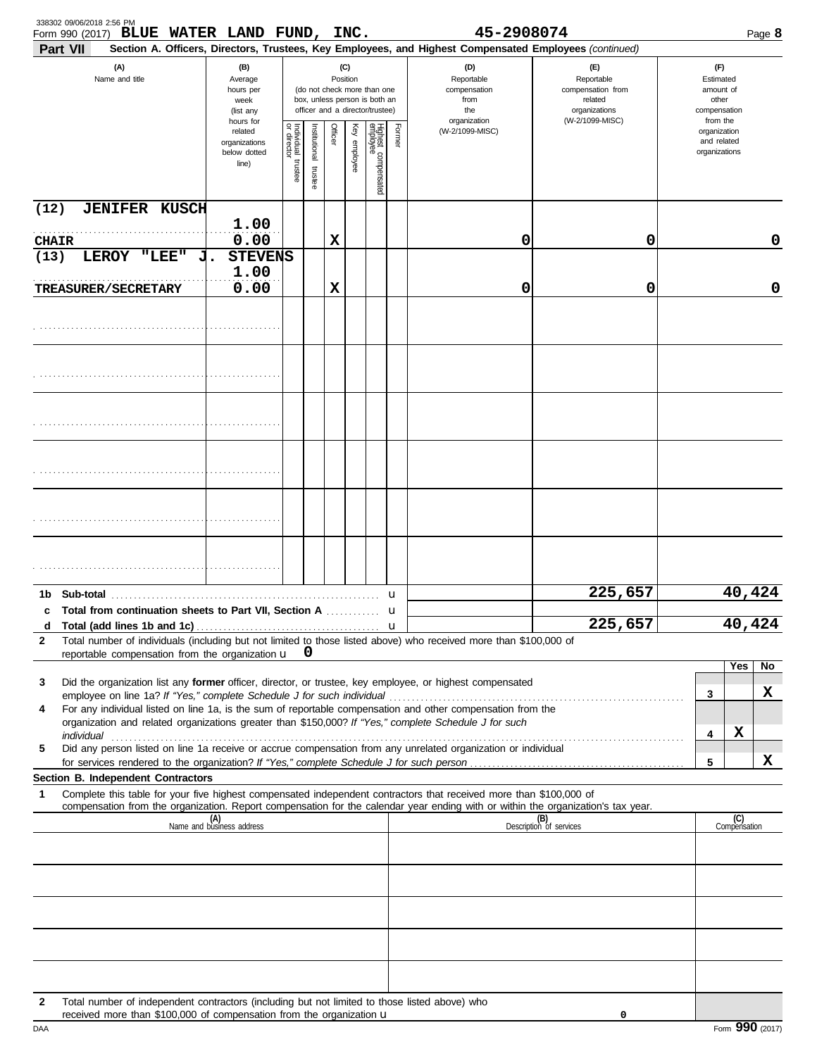Form 990 (2017) **BLUE WATER LAND FUND, INC.** 45-2908074

**Part VII — Section A. Officers, Directors, Trustees, Key Employees, and Highest Compensated Employees** *(continued)*

| (A) Name and title | (B) Average hours per week (list any hours for related organizations below dotted line) | (C) Position: Individual trustee or director | Institutional trustee | Officer | Key employee | Highest compensated employee | Former | (D) Reportable compensation from the organization (W-2/1099-MISC) | (E) Reportable compensation from related organizations (W-2/1099-MISC) | (F) Estimated amount of other compensation from the organization and related organizations |
|---|---|---|---|---|---|---|---|---|---|---|
| (12) JENIFER KUSCH<br>CHAIR | 1.00<br>0.00 | | | X | | | | 0 | 0 | 0 |
| (13) LEROY "LEE" J. STEVENS<br>TREASURER/SECRETARY | 1.00<br>0.00 | | | X | | | | 0 | 0 | 0 |
| | | | | | | | | | | |
| | | | | | | | | | | |
| | | | | | | | | | | |
| | | | | | | | | | | |
| | | | | | | | | | | |
| | | | | | | | | | | |

| | | (D) | (E) | (F) |
|---|---|---|---|---|
| 1b | Sub-total | | 225,657 | 40,424 |
| c | Total from continuation sheets to Part VII, Section A | | | |
| d | Total (add lines 1b and 1c) | | 225,657 | 40,424 |

**2** Total number of individuals (including but not limited to those listed above) who received more than $100,000 of reportable compensation from the organization **0**

| | | | Yes | No |
|---|---|---|---|---|
| 3 | Did the organization list any **former** officer, director, or trustee, key employee, or highest compensated employee on line 1a? *If "Yes," complete Schedule J for such individual* | 3 | | X |
| 4 | For any individual listed on line 1a, is the sum of reportable compensation and other compensation from the organization and related organizations greater than $150,000? *If "Yes," complete Schedule J for such individual* | 4 | X | |
| 5 | Did any person listed on line 1a receive or accrue compensation from any unrelated organization or individual for services rendered to the organization? *If "Yes," complete Schedule J for such person* | 5 | | X |

**Section B. Independent Contractors**

**1** Complete this table for your five highest compensated independent contractors that received more than $100,000 of compensation from the organization. Report compensation for the calendar year ending with or within the organization's tax year.

| (A) Name and business address | (B) Description of services | (C) Compensation |
|---|---|---|
| | | |
| | | |
| | | |
| | | |
| | | |

**2** Total number of independent contractors (including but not limited to those listed above) who received more than $100,000 of compensation from the organization **0**

Form **990** (2017)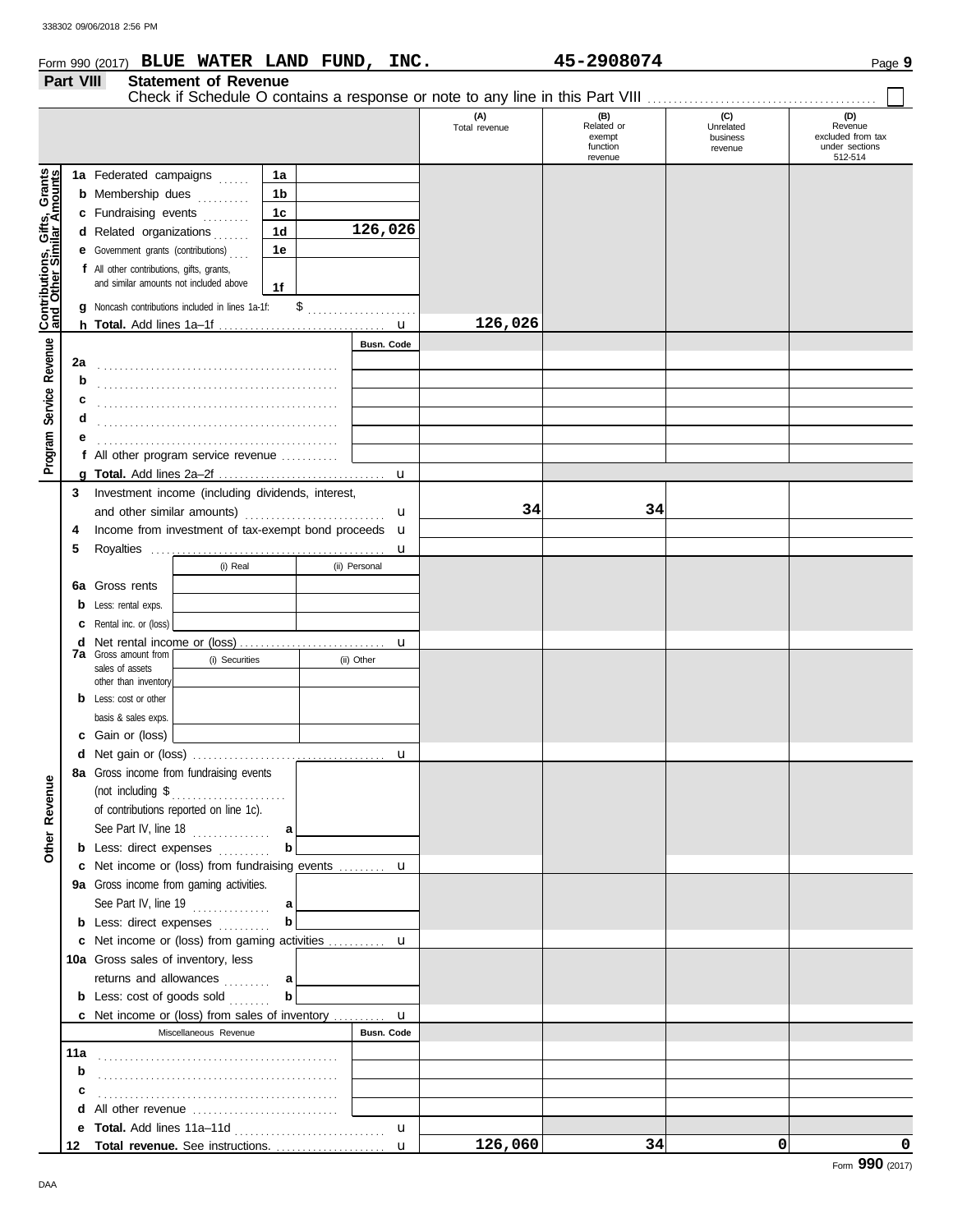Form 990 (2017) **BLUE WATER LAND FUND, INC.** 45-2908074

## Part VIII Statement of Revenue

Check if Schedule O contains a response or note to any line in this Part VIII . . . . . . . . . . ☐

| | | | | (A) Total revenue | (B) Related or exempt function revenue | (C) Unrelated business revenue | (D) Revenue excluded from tax under sections 512-514 |
|---|---|---|---|---|---|---|---|
| **Contributions, Gifts, Grants and Other Similar Amounts** | 1a Federated campaigns | 1a | | | | | |
| | b Membership dues | 1b | | | | | |
| | c Fundraising events | 1c | | | | | |
| | d Related organizations | 1d | 126,026 | | | | |
| | e Government grants (contributions) | 1e | | | | | |
| | f All other contributions, gifts, grants, and similar amounts not included above | 1f | | | | | |
| | g Noncash contributions included in lines 1a-1f: $ | | | | | | |
| | h **Total.** Add lines 1a–1f | | | 126,026 | | | |
| **Program Service Revenue** | | | Busn. Code | | | | |
| | 2a | | | | | | |
| | b | | | | | | |
| | c | | | | | | |
| | d | | | | | | |
| | e | | | | | | |
| | f All other program service revenue | | | | | | |
| | g **Total.** Add lines 2a–2f | | | | | | |
| **Other Revenue** | 3 Investment income (including dividends, interest, and other similar amounts) | | | 34 | 34 | | |
| | 4 Income from investment of tax-exempt bond proceeds | | | | | | |
| | 5 Royalties | | | | | | |
| | | (i) Real | (ii) Personal | | | | |
| | 6a Gross rents | | | | | | |
| | b Less: rental exps. | | | | | | |
| | c Rental inc. or (loss) | | | | | | |
| | d Net rental income or (loss) | | | | | | |
| | 7a Gross amount from sales of assets other than inventory | (i) Securities | (ii) Other | | | | |
| | b Less: cost or other basis & sales exps. | | | | | | |
| | c Gain or (loss) | | | | | | |
| | d Net gain or (loss) | | | | | | |
| | 8a Gross income from fundraising events (not including $ of contributions reported on line 1c). See Part IV, line 18 | a | | | | | |
| | b Less: direct expenses | b | | | | | |
| | c Net income or (loss) from fundraising events | | | | | | |
| | 9a Gross income from gaming activities. See Part IV, line 19 | a | | | | | |
| | b Less: direct expenses | b | | | | | |
| | c Net income or (loss) from gaming activities | | | | | | |
| | 10a Gross sales of inventory, less returns and allowances | a | | | | | |
| | b Less: cost of goods sold | b | | | | | |
| | c Net income or (loss) from sales of inventory | | | | | | |
| | Miscellaneous Revenue | | Busn. Code | | | | |
| | 11a | | | | | | |
| | b | | | | | | |
| | c | | | | | | |
| | d All other revenue | | | | | | |
| | e **Total.** Add lines 11a–11d | | | | | | |
| | 12 **Total revenue.** See instructions. | | | 126,060 | 34 | 0 | 0 |

Form **990** (2017)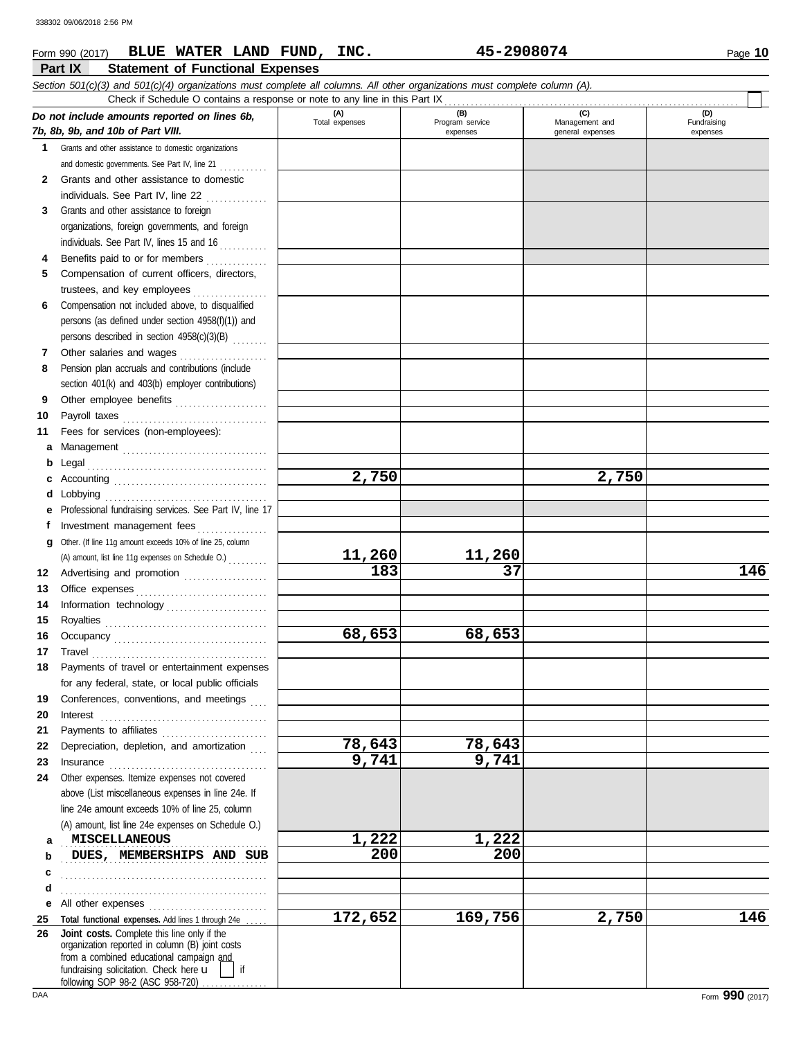Form 990 (2017) **BLUE WATER LAND FUND, INC.** **45-2908074** Page **10**

## Part IX Statement of Functional Expenses

*Section 501(c)(3) and 501(c)(4) organizations must complete all columns. All other organizations must complete column (A).*

Check if Schedule O contains a response or note to any line in this Part IX

| *Do not include amounts reported on lines 6b, 7b, 8b, 9b, and 10b of Part VIII.* | (A) Total expenses | (B) Program service expenses | (C) Management and general expenses | (D) Fundraising expenses |
|---|---|---|---|---|
| **1** Grants and other assistance to domestic organizations and domestic governments. See Part IV, line 21 | | | | |
| **2** Grants and other assistance to domestic individuals. See Part IV, line 22 | | | | |
| **3** Grants and other assistance to foreign organizations, foreign governments, and foreign individuals. See Part IV, lines 15 and 16 | | | | |
| **4** Benefits paid to or for members | | | | |
| **5** Compensation of current officers, directors, trustees, and key employees | | | | |
| **6** Compensation not included above, to disqualified persons (as defined under section 4958(f)(1)) and persons described in section 4958(c)(3)(B) | | | | |
| **7** Other salaries and wages | | | | |
| **8** Pension plan accruals and contributions (include section 401(k) and 403(b) employer contributions) | | | | |
| **9** Other employee benefits | | | | |
| **10** Payroll taxes | | | | |
| **11** Fees for services (non-employees): | | | | |
| **a** Management | | | | |
| **b** Legal | | | | |
| **c** Accounting | 2,750 | | 2,750 | |
| **d** Lobbying | | | | |
| **e** Professional fundraising services. See Part IV, line 17 | | | | |
| **f** Investment management fees | | | | |
| **g** Other. (If line 11g amount exceeds 10% of line 25, column (A) amount, list line 11g expenses on Schedule O.) | 11,260 | 11,260 | | |
| **12** Advertising and promotion | 183 | 37 | | 146 |
| **13** Office expenses | | | | |
| **14** Information technology | | | | |
| **15** Royalties | | | | |
| **16** Occupancy | 68,653 | 68,653 | | |
| **17** Travel | | | | |
| **18** Payments of travel or entertainment expenses for any federal, state, or local public officials | | | | |
| **19** Conferences, conventions, and meetings | | | | |
| **20** Interest | | | | |
| **21** Payments to affiliates | | | | |
| **22** Depreciation, depletion, and amortization | 78,643 | 78,643 | | |
| **23** Insurance | 9,741 | 9,741 | | |
| **24** Other expenses. Itemize expenses not covered above (List miscellaneous expenses in line 24e. If line 24e amount exceeds 10% of line 25, column (A) amount, list line 24e expenses on Schedule O.) | | | | |
| **a** MISCELLANEOUS | 1,222 | 1,222 | | |
| **b** DUES, MEMBERSHIPS AND SUB | 200 | 200 | | |
| **c** | | | | |
| **d** | | | | |
| **e** All other expenses | | | | |
| **25** **Total functional expenses.** Add lines 1 through 24e | 172,652 | 169,756 | 2,750 | 146 |
| **26** **Joint costs.** Complete this line only if the organization reported in column (B) joint costs from a combined educational campaign and fundraising solicitation. Check here ☐ if following SOP 98-2 (ASC 958-720) | | | | |

Form **990** (2017)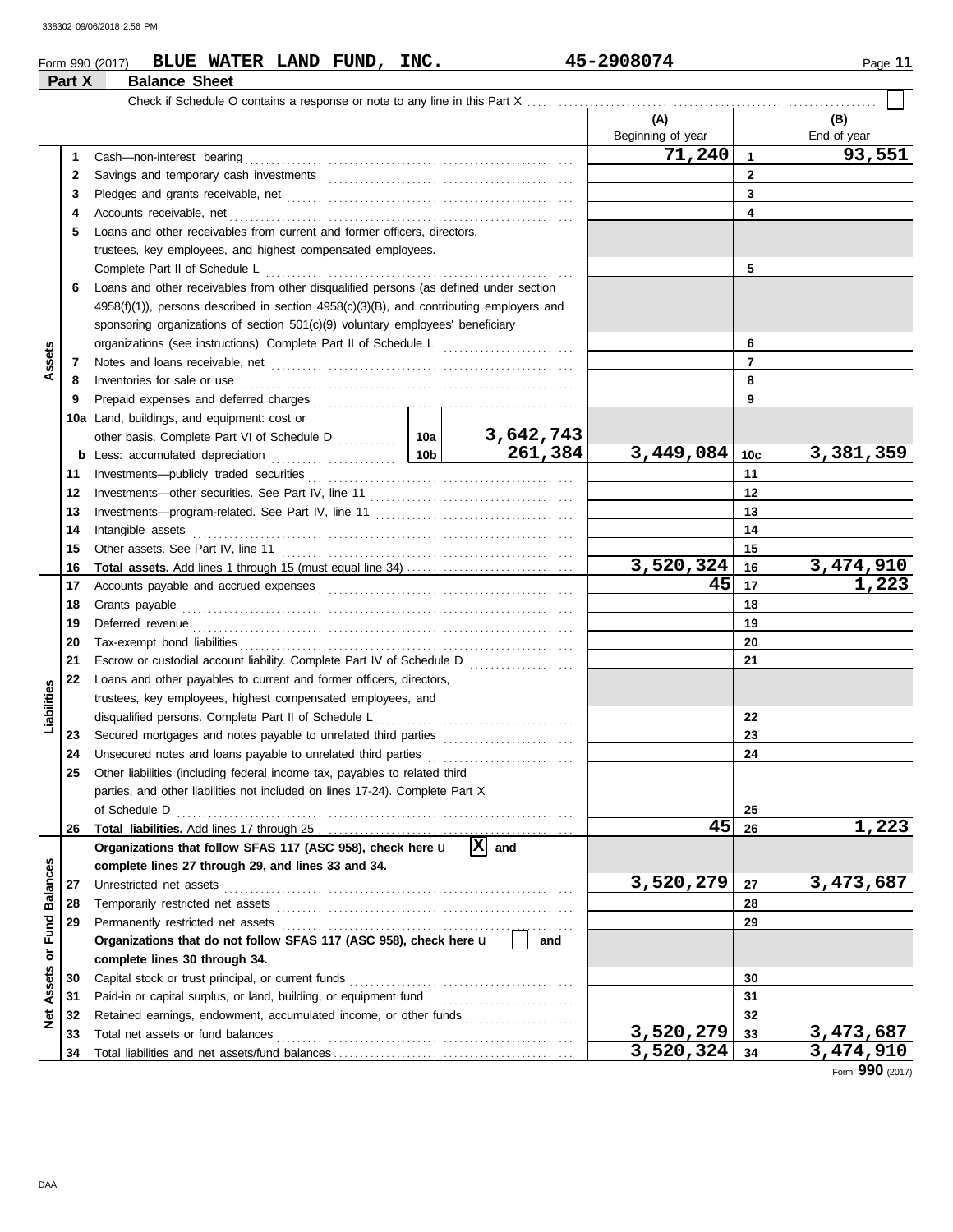Form 990 (2017) **BLUE WATER LAND FUND, INC.** **45-2908074**

## Part X Balance Sheet

Check if Schedule O contains a response or note to any line in this Part X ☐

| | | | | (A) Beginning of year | | (B) End of year |
|---|---|---|---|---|---|---|
| **Assets** | 1 | Cash—non-interest bearing | | 71,240 | 1 | 93,551 |
| | 2 | Savings and temporary cash investments | | | 2 | |
| | 3 | Pledges and grants receivable, net | | | 3 | |
| | 4 | Accounts receivable, net | | | 4 | |
| | 5 | Loans and other receivables from current and former officers, directors, trustees, key employees, and highest compensated employees. Complete Part II of Schedule L | | | 5 | |
| | 6 | Loans and other receivables from other disqualified persons (as defined under section 4958(f)(1)), persons described in section 4958(c)(3)(B), and contributing employers and sponsoring organizations of section 501(c)(9) voluntary employees' beneficiary organizations (see instructions). Complete Part II of Schedule L | | | 6 | |
| | 7 | Notes and loans receivable, net | | | 7 | |
| | 8 | Inventories for sale or use | | | 8 | |
| | 9 | Prepaid expenses and deferred charges | | | 9 | |
| | 10a | Land, buildings, and equipment: cost or other basis. Complete Part VI of Schedule D | 10a 3,642,743 | | | |
| | b | Less: accumulated depreciation | 10b 261,384 | 3,449,084 | 10c | 3,381,359 |
| | 11 | Investments—publicly traded securities | | | 11 | |
| | 12 | Investments—other securities. See Part IV, line 11 | | | 12 | |
| | 13 | Investments—program-related. See Part IV, line 11 | | | 13 | |
| | 14 | Intangible assets | | | 14 | |
| | 15 | Other assets. See Part IV, line 11 | | | 15 | |
| | 16 | **Total assets.** Add lines 1 through 15 (must equal line 34) | | 3,520,324 | 16 | 3,474,910 |
| **Liabilities** | 17 | Accounts payable and accrued expenses | | 45 | 17 | 1,223 |
| | 18 | Grants payable | | | 18 | |
| | 19 | Deferred revenue | | | 19 | |
| | 20 | Tax-exempt bond liabilities | | | 20 | |
| | 21 | Escrow or custodial account liability. Complete Part IV of Schedule D | | | 21 | |
| | 22 | Loans and other payables to current and former officers, directors, trustees, key employees, highest compensated employees, and disqualified persons. Complete Part II of Schedule L | | | 22 | |
| | 23 | Secured mortgages and notes payable to unrelated third parties | | | 23 | |
| | 24 | Unsecured notes and loans payable to unrelated third parties | | | 24 | |
| | 25 | Other liabilities (including federal income tax, payables to related third parties, and other liabilities not included on lines 17-24). Complete Part X of Schedule D | | | 25 | |
| | 26 | **Total liabilities.** Add lines 17 through 25 | | 45 | 26 | 1,223 |
| **Net Assets or Fund Balances** | | **Organizations that follow SFAS 117 (ASC 958), check here** [X] **and complete lines 27 through 29, and lines 33 and 34.** | | | | |
| | 27 | Unrestricted net assets | | 3,520,279 | 27 | 3,473,687 |
| | 28 | Temporarily restricted net assets | | | 28 | |
| | 29 | Permanently restricted net assets | | | 29 | |
| | | **Organizations that do not follow SFAS 117 (ASC 958), check here** [ ] **and complete lines 30 through 34.** | | | | |
| | 30 | Capital stock or trust principal, or current funds | | | 30 | |
| | 31 | Paid-in or capital surplus, or land, building, or equipment fund | | | 31 | |
| | 32 | Retained earnings, endowment, accumulated income, or other funds | | | 32 | |
| | 33 | Total net assets or fund balances | | 3,520,279 | 33 | 3,473,687 |
| | 34 | Total liabilities and net assets/fund balances | | 3,520,324 | 34 | 3,474,910 |

Form **990** (2017)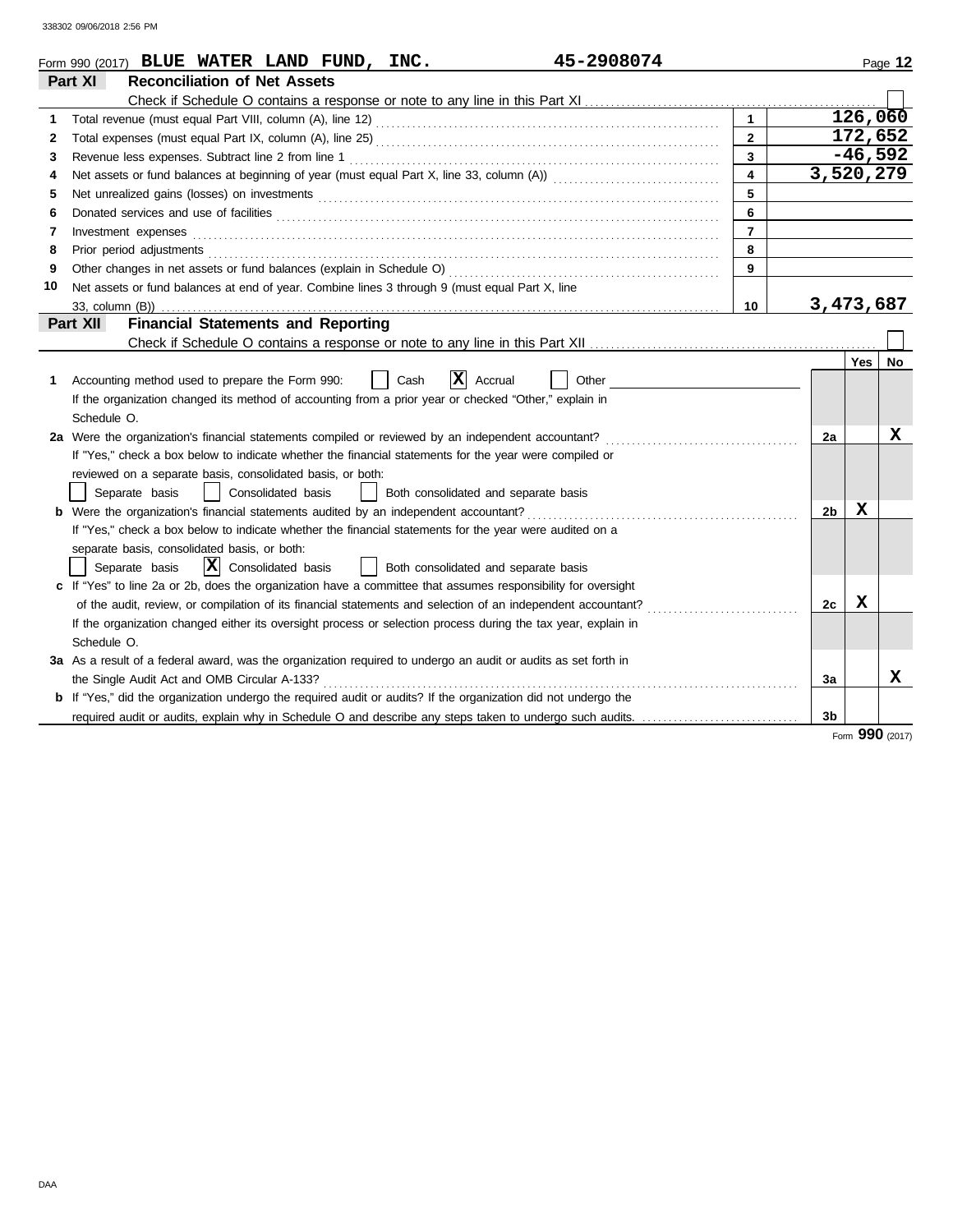Form 990 (2017) **BLUE WATER LAND FUND, INC.** 45-2908074

## Part XI Reconciliation of Net Assets

Check if Schedule O contains a response or note to any line in this Part XI ☐

| | | | |
|---|---|---|---|
| 1 | Total revenue (must equal Part VIII, column (A), line 12) | 1 | 126,060 |
| 2 | Total expenses (must equal Part IX, column (A), line 25) | 2 | 172,652 |
| 3 | Revenue less expenses. Subtract line 2 from line 1 | 3 | -46,592 |
| 4 | Net assets or fund balances at beginning of year (must equal Part X, line 33, column (A)) | 4 | 3,520,279 |
| 5 | Net unrealized gains (losses) on investments | 5 | |
| 6 | Donated services and use of facilities | 6 | |
| 7 | Investment expenses | 7 | |
| 8 | Prior period adjustments | 8 | |
| 9 | Other changes in net assets or fund balances (explain in Schedule O) | 9 | |
| 10 | Net assets or fund balances at end of year. Combine lines 3 through 9 (must equal Part X, line 33, column (B)) | 10 | 3,473,687 |

## Part XII Financial Statements and Reporting

Check if Schedule O contains a response or note to any line in this Part XII ☐

| | | | Yes | No |
|---|---|---|---|---|
| 1 | Accounting method used to prepare the Form 990: ☐ Cash ☒ Accrual ☐ Other<br>If the organization changed its method of accounting from a prior year or checked "Other," explain in Schedule O. | | | |
| 2a | Were the organization's financial statements compiled or reviewed by an independent accountant?<br>If "Yes," check a box below to indicate whether the financial statements for the year were compiled or reviewed on a separate basis, consolidated basis, or both:<br>☐ Separate basis ☐ Consolidated basis ☐ Both consolidated and separate basis | 2a | | X |
| b | Were the organization's financial statements audited by an independent accountant?<br>If "Yes," check a box below to indicate whether the financial statements for the year were audited on a separate basis, consolidated basis, or both:<br>☐ Separate basis ☒ Consolidated basis ☐ Both consolidated and separate basis | 2b | X | |
| c | If "Yes" to line 2a or 2b, does the organization have a committee that assumes responsibility for oversight of the audit, review, or compilation of its financial statements and selection of an independent accountant?<br>If the organization changed either its oversight process or selection process during the tax year, explain in Schedule O. | 2c | X | |
| 3a | As a result of a federal award, was the organization required to undergo an audit or audits as set forth in the Single Audit Act and OMB Circular A-133? | 3a | | X |
| b | If "Yes," did the organization undergo the required audit or audits? If the organization did not undergo the required audit or audits, explain why in Schedule O and describe any steps taken to undergo such audits. | 3b | | |

Form **990** (2017)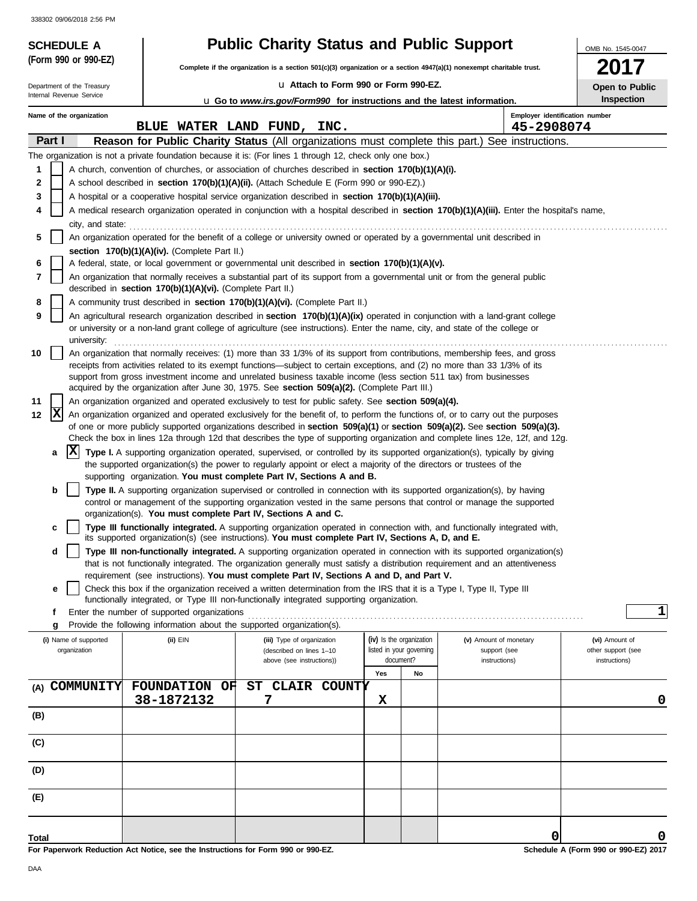338302 09/06/2018 2:56 PM

**SCHEDULE A (Form 990 or 990-EZ)**

Department of the Treasury
Internal Revenue Service

# Public Charity Status and Public Support

**Complete if the organization is a section 501(c)(3) organization or a section 4947(a)(1) nonexempt charitable trust.**

u **Attach to Form 990 or Form 990-EZ.**

u **Go to *www.irs.gov/Form990* for instructions and the latest information.**

OMB No. 1545-0047

**2017**

**Open to Public Inspection**

**Name of the organization:** BLUE WATER LAND FUND, INC.

**Employer identification number:** 45-2908074

## Part I — Reason for Public Charity Status (All organizations must complete this part.) See instructions.

The organization is not a private foundation because it is: (For lines 1 through 12, check only one box.)

1. [ ] A church, convention of churches, or association of churches described in **section 170(b)(1)(A)(i).**
2. [ ] A school described in **section 170(b)(1)(A)(ii).** (Attach Schedule E (Form 990 or 990-EZ).)
3. [ ] A hospital or a cooperative hospital service organization described in **section 170(b)(1)(A)(iii).**
4. [ ] A medical research organization operated in conjunction with a hospital described in **section 170(b)(1)(A)(iii).** Enter the hospital's name, city, and state: ..........
5. [ ] An organization operated for the benefit of a college or university owned or operated by a governmental unit described in **section 170(b)(1)(A)(iv).** (Complete Part II.)
6. [ ] A federal, state, or local government or governmental unit described in **section 170(b)(1)(A)(v).**
7. [ ] An organization that normally receives a substantial part of its support from a governmental unit or from the general public described in **section 170(b)(1)(A)(vi).** (Complete Part II.)
8. [ ] A community trust described in **section 170(b)(1)(A)(vi).** (Complete Part II.)
9. [ ] An agricultural research organization described in **section 170(b)(1)(A)(ix)** operated in conjunction with a land-grant college or university or a non-land grant college of agriculture (see instructions). Enter the name, city, and state of the college or university: ..........
10. [ ] An organization that normally receives: (1) more than 33 1/3% of its support from contributions, membership fees, and gross receipts from activities related to its exempt functions—subject to certain exceptions, and (2) no more than 33 1/3% of its support from gross investment income and unrelated business taxable income (less section 511 tax) from businesses acquired by the organization after June 30, 1975. See **section 509(a)(2).** (Complete Part III.)
11. [ ] An organization organized and operated exclusively to test for public safety. See **section 509(a)(4).**
12. [X] An organization organized and operated exclusively for the benefit of, to perform the functions of, or to carry out the purposes of one or more publicly supported organizations described in **section 509(a)(1)** or **section 509(a)(2).** See **section 509(a)(3).** Check the box in lines 12a through 12d that describes the type of supporting organization and complete lines 12e, 12f, and 12g.
   - **a** [X] **Type I.** A supporting organization operated, supervised, or controlled by its supported organization(s), typically by giving the supported organization(s) the power to regularly appoint or elect a majority of the directors or trustees of the supporting organization. **You must complete Part IV, Sections A and B.**
   - **b** [ ] **Type II.** A supporting organization supervised or controlled in connection with its supported organization(s), by having control or management of the supporting organization vested in the same persons that control or manage the supported organization(s). **You must complete Part IV, Sections A and C.**
   - **c** [ ] **Type III functionally integrated.** A supporting organization operated in connection with, and functionally integrated with, its supported organization(s) (see instructions). **You must complete Part IV, Sections A, D, and E.**
   - **d** [ ] **Type III non-functionally integrated.** A supporting organization operated in connection with its supported organization(s) that is not functionally integrated. The organization generally must satisfy a distribution requirement and an attentiveness requirement (see instructions). **You must complete Part IV, Sections A and D, and Part V.**
   - **e** [ ] Check this box if the organization received a written determination from the IRS that it is a Type I, Type II, Type III functionally integrated, or Type III non-functionally integrated supporting organization.
   - **f** Enter the number of supported organizations .......... 1
   - **g** Provide the following information about the supported organization(s).

| | (i) Name of supported organization | (ii) EIN | (iii) Type of organization (described on lines 1–10 above (see instructions)) | (iv) Is the organization listed in your governing document? Yes | No | (v) Amount of monetary support (see instructions) | (vi) Amount of other support (see instructions) |
|---|---|---|---|---|---|---|---|
| (A) | COMMUNITY FOUNDATION OF ST CLAIR COUNTY | 38-1872132 | 7 | X | | | 0 |
| (B) | | | | | | | |
| (C) | | | | | | | |
| (D) | | | | | | | |
| (E) | | | | | | | |
| **Total** | | | | | | 0 | 0 |

**For Paperwork Reduction Act Notice, see the Instructions for Form 990 or 990-EZ.**

**Schedule A (Form 990 or 990-EZ) 2017**

DAA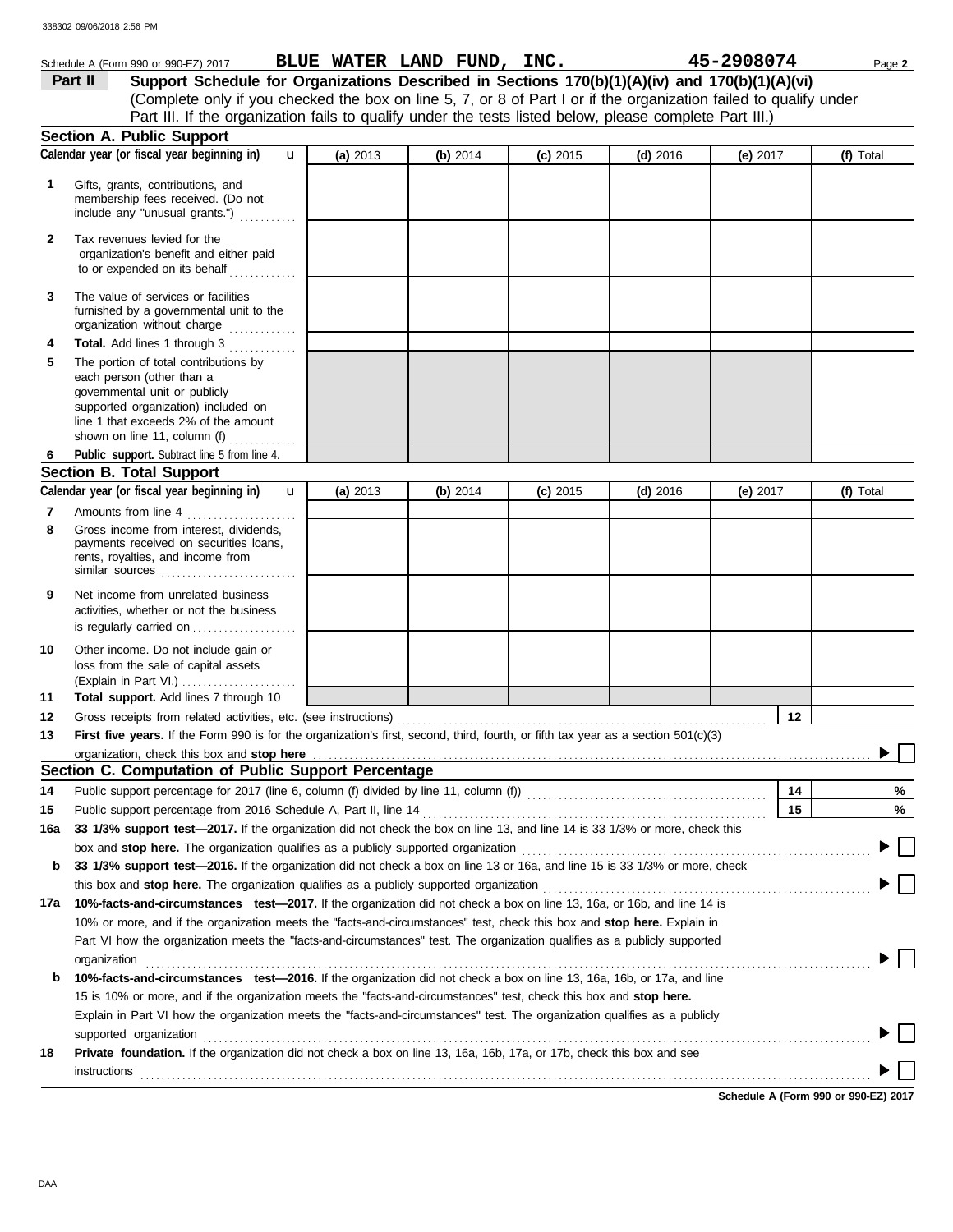Schedule A (Form 990 or 990-EZ) 2017 **BLUE WATER LAND FUND, INC.** **45-2908074** Page **2**

## Part II Support Schedule for Organizations Described in Sections 170(b)(1)(A)(iv) and 170(b)(1)(A)(vi)

(Complete only if you checked the box on line 5, 7, or 8 of Part I or if the organization failed to qualify under Part III. If the organization fails to qualify under the tests listed below, please complete Part III.)

### Section A. Public Support

| Calendar year (or fiscal year beginning in) | (a) 2013 | (b) 2014 | (c) 2015 | (d) 2016 | (e) 2017 | (f) Total |
|---|---|---|---|---|---|---|
| **1** Gifts, grants, contributions, and membership fees received. (Do not include any "unusual grants.") | | | | | | |
| **2** Tax revenues levied for the organization's benefit and either paid to or expended on its behalf | | | | | | |
| **3** The value of services or facilities furnished by a governmental unit to the organization without charge | | | | | | |
| **4** **Total.** Add lines 1 through 3 | | | | | | |
| **5** The portion of total contributions by each person (other than a governmental unit or publicly supported organization) included on line 1 that exceeds 2% of the amount shown on line 11, column (f) | | | | | | |
| **6** **Public support.** Subtract line 5 from line 4. | | | | | | |

### Section B. Total Support

| Calendar year (or fiscal year beginning in) | (a) 2013 | (b) 2014 | (c) 2015 | (d) 2016 | (e) 2017 | (f) Total |
|---|---|---|---|---|---|---|
| **7** Amounts from line 4 | | | | | | |
| **8** Gross income from interest, dividends, payments received on securities loans, rents, royalties, and income from similar sources | | | | | | |
| **9** Net income from unrelated business activities, whether or not the business is regularly carried on | | | | | | |
| **10** Other income. Do not include gain or loss from the sale of capital assets (Explain in Part VI.) | | | | | | |
| **11** **Total support.** Add lines 7 through 10 | | | | | | |

**12** Gross receipts from related activities, etc. (see instructions) **12**

**13** **First five years.** If the Form 990 is for the organization's first, second, third, fourth, or fifth tax year as a section 501(c)(3) organization, check this box and **stop here** ☐

### Section C. Computation of Public Support Percentage

**14** Public support percentage for 2017 (line 6, column (f) divided by line 11, column (f)) **14** %

**15** Public support percentage from 2016 Schedule A, Part II, line 14 **15** %

**16a** **33 1/3% support test—2017.** If the organization did not check the box on line 13, and line 14 is 33 1/3% or more, check this box and **stop here.** The organization qualifies as a publicly supported organization ☐

**b** **33 1/3% support test—2016.** If the organization did not check a box on line 13 or 16a, and line 15 is 33 1/3% or more, check this box and **stop here.** The organization qualifies as a publicly supported organization ☐

**17a** **10%-facts-and-circumstances test—2017.** If the organization did not check a box on line 13, 16a, or 16b, and line 14 is 10% or more, and if the organization meets the "facts-and-circumstances" test, check this box and **stop here.** Explain in Part VI how the organization meets the "facts-and-circumstances" test. The organization qualifies as a publicly supported organization ☐

**b** **10%-facts-and-circumstances test—2016.** If the organization did not check a box on line 13, 16a, 16b, or 17a, and line 15 is 10% or more, and if the organization meets the "facts-and-circumstances" test, check this box and **stop here.** Explain in Part VI how the organization meets the "facts-and-circumstances" test. The organization qualifies as a publicly supported organization ☐

**18** **Private foundation.** If the organization did not check a box on line 13, 16a, 16b, 17a, or 17b, check this box and see instructions ☐

**Schedule A (Form 990 or 990-EZ) 2017**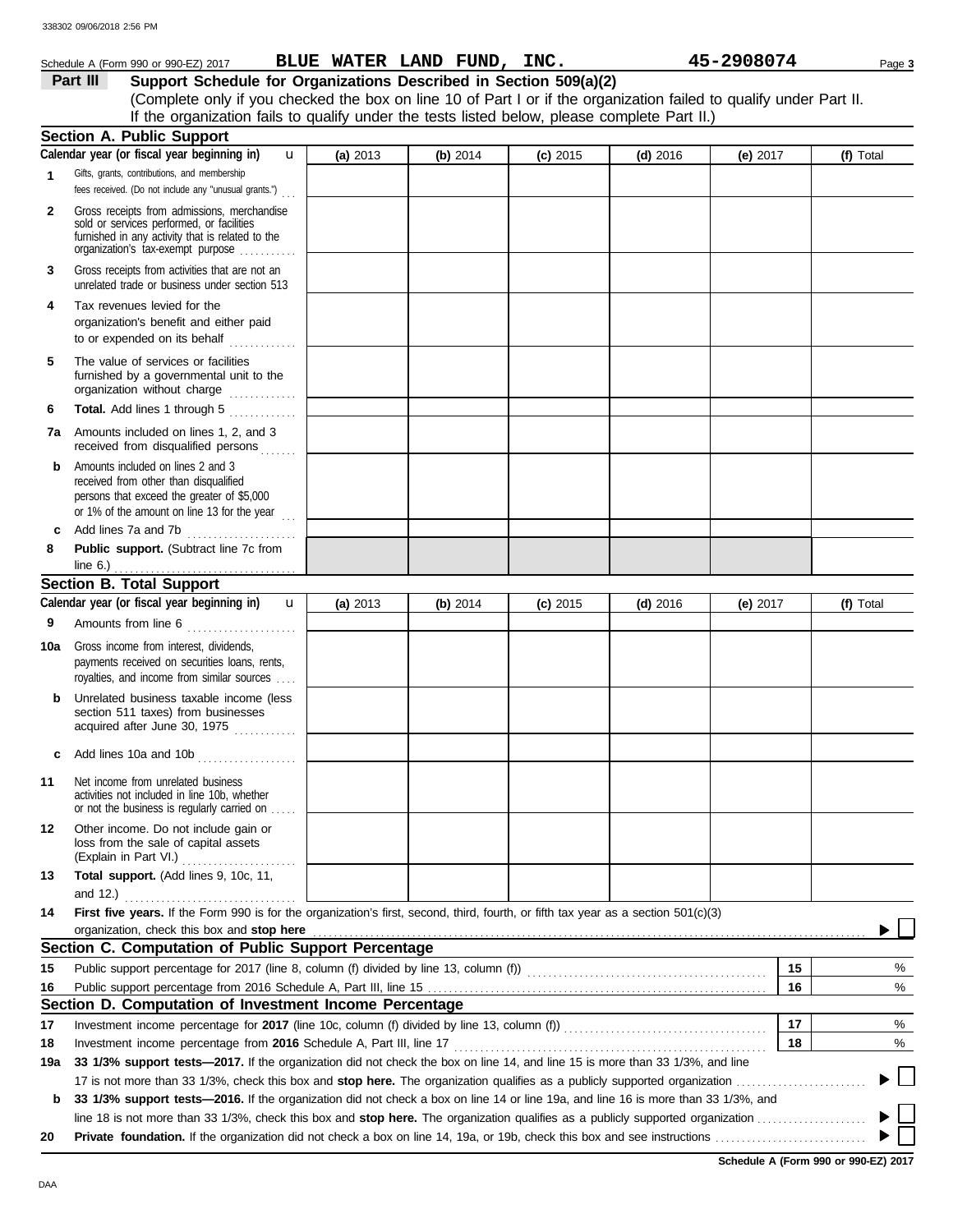Schedule A (Form 990 or 990-EZ) 2017 **BLUE WATER LAND FUND, INC.** **45-2908074** Page **3**

## Part III Support Schedule for Organizations Described in Section 509(a)(2)

(Complete only if you checked the box on line 10 of Part I or if the organization failed to qualify under Part II. If the organization fails to qualify under the tests listed below, please complete Part II.)

### Section A. Public Support

| Calendar year (or fiscal year beginning in) | (a) 2013 | (b) 2014 | (c) 2015 | (d) 2016 | (e) 2017 | (f) Total |
|---|---|---|---|---|---|---|
| **1** Gifts, grants, contributions, and membership fees received. (Do not include any "unusual grants.") | | | | | | |
| **2** Gross receipts from admissions, merchandise sold or services performed, or facilities furnished in any activity that is related to the organization's tax-exempt purpose | | | | | | |
| **3** Gross receipts from activities that are not an unrelated trade or business under section 513 | | | | | | |
| **4** Tax revenues levied for the organization's benefit and either paid to or expended on its behalf | | | | | | |
| **5** The value of services or facilities furnished by a governmental unit to the organization without charge | | | | | | |
| **6** **Total.** Add lines 1 through 5 | | | | | | |
| **7a** Amounts included on lines 1, 2, and 3 received from disqualified persons | | | | | | |
| **b** Amounts included on lines 2 and 3 received from other than disqualified persons that exceed the greater of $5,000 or 1% of the amount on line 13 for the year | | | | | | |
| **c** Add lines 7a and 7b | | | | | | |
| **8** **Public support.** (Subtract line 7c from line 6.) | | | | | | |

### Section B. Total Support

| Calendar year (or fiscal year beginning in) | (a) 2013 | (b) 2014 | (c) 2015 | (d) 2016 | (e) 2017 | (f) Total |
|---|---|---|---|---|---|---|
| **9** Amounts from line 6 | | | | | | |
| **10a** Gross income from interest, dividends, payments received on securities loans, rents, royalties, and income from similar sources | | | | | | |
| **b** Unrelated business taxable income (less section 511 taxes) from businesses acquired after June 30, 1975 | | | | | | |
| **c** Add lines 10a and 10b | | | | | | |
| **11** Net income from unrelated business activities not included in line 10b, whether or not the business is regularly carried on | | | | | | |
| **12** Other income. Do not include gain or loss from the sale of capital assets (Explain in Part VI.) | | | | | | |
| **13** **Total support.** (Add lines 9, 10c, 11, and 12.) | | | | | | |

**14** **First five years.** If the Form 990 is for the organization's first, second, third, fourth, or fifth tax year as a section 501(c)(3) organization, check this box and **stop here** ☐

### Section C. Computation of Public Support Percentage

| | | | |
|---|---|---|---|
| **15** | Public support percentage for 2017 (line 8, column (f) divided by line 13, column (f)) | 15 | % |
| **16** | Public support percentage from 2016 Schedule A, Part III, line 15 | 16 | % |

### Section D. Computation of Investment Income Percentage

| | | | |
|---|---|---|---|
| **17** | Investment income percentage for **2017** (line 10c, column (f) divided by line 13, column (f)) | 17 | % |
| **18** | Investment income percentage from **2016** Schedule A, Part III, line 17 | 18 | % |

**19a** **33 1/3% support tests—2017.** If the organization did not check the box on line 14, and line 15 is more than 33 1/3%, and line 17 is not more than 33 1/3%, check this box and **stop here.** The organization qualifies as a publicly supported organization ☐

**b** **33 1/3% support tests—2016.** If the organization did not check a box on line 14 or line 19a, and line 16 is more than 33 1/3%, and line 18 is not more than 33 1/3%, check this box and **stop here.** The organization qualifies as a publicly supported organization ☐

**20** **Private foundation.** If the organization did not check a box on line 14, 19a, or 19b, check this box and see instructions ☐

**Schedule A (Form 990 or 990-EZ) 2017**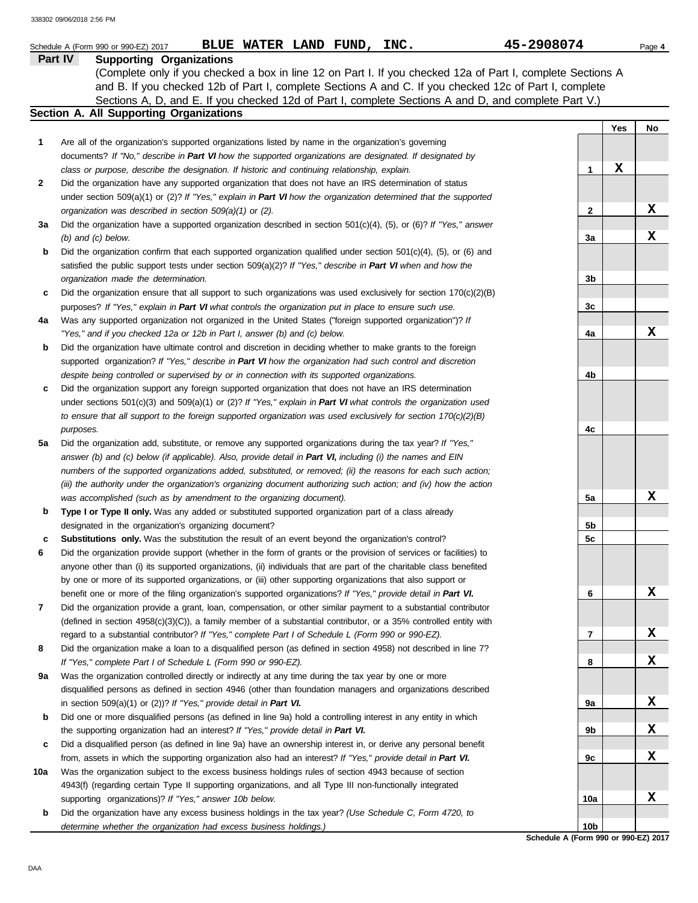Schedule A (Form 990 or 990-EZ) 2017 **BLUE WATER LAND FUND, INC.** 45-2908074

## Part IV Supporting Organizations

(Complete only if you checked a box in line 12 on Part I. If you checked 12a of Part I, complete Sections A and B. If you checked 12b of Part I, complete Sections A and C. If you checked 12c of Part I, complete Sections A, D, and E. If you checked 12d of Part I, complete Sections A and D, and complete Part V.)

### Section A. All Supporting Organizations

| | | | Yes | No |
|---|---|---|---|---|
| **1** | Are all of the organization's supported organizations listed by name in the organization's governing documents? *If "No," describe in **Part VI** how the supported organizations are designated. If designated by class or purpose, describe the designation. If historic and continuing relationship, explain.* | 1 | X | |
| **2** | Did the organization have any supported organization that does not have an IRS determination of status under section 509(a)(1) or (2)? *If "Yes," explain in **Part VI** how the organization determined that the supported organization was described in section 509(a)(1) or (2).* | 2 | | X |
| **3a** | Did the organization have a supported organization described in section 501(c)(4), (5), or (6)? *If "Yes," answer (b) and (c) below.* | 3a | | X |
| **b** | Did the organization confirm that each supported organization qualified under section 501(c)(4), (5), or (6) and satisfied the public support tests under section 509(a)(2)? *If "Yes," describe in **Part VI** when and how the organization made the determination.* | 3b | | |
| **c** | Did the organization ensure that all support to such organizations was used exclusively for section 170(c)(2)(B) purposes? *If "Yes," explain in **Part VI** what controls the organization put in place to ensure such use.* | 3c | | |
| **4a** | Was any supported organization not organized in the United States ("foreign supported organization")? *If "Yes," and if you checked 12a or 12b in Part I, answer (b) and (c) below.* | 4a | | X |
| **b** | Did the organization have ultimate control and discretion in deciding whether to make grants to the foreign supported organization? *If "Yes," describe in **Part VI** how the organization had such control and discretion despite being controlled or supervised by or in connection with its supported organizations.* | 4b | | |
| **c** | Did the organization support any foreign supported organization that does not have an IRS determination under sections 501(c)(3) and 509(a)(1) or (2)? *If "Yes," explain in **Part VI** what controls the organization used to ensure that all support to the foreign supported organization was used exclusively for section 170(c)(2)(B) purposes.* | 4c | | |
| **5a** | Did the organization add, substitute, or remove any supported organizations during the tax year? *If "Yes," answer (b) and (c) below (if applicable). Also, provide detail in **Part VI,** including (i) the names and EIN numbers of the supported organizations added, substituted, or removed; (ii) the reasons for each such action; (iii) the authority under the organization's organizing document authorizing such action; and (iv) how the action was accomplished (such as by amendment to the organizing document).* | 5a | | X |
| **b** | **Type I or Type II only.** Was any added or substituted supported organization part of a class already designated in the organization's organizing document? | 5b | | |
| **c** | **Substitutions only.** Was the substitution the result of an event beyond the organization's control? | 5c | | |
| **6** | Did the organization provide support (whether in the form of grants or the provision of services or facilities) to anyone other than (i) its supported organizations, (ii) individuals that are part of the charitable class benefited by one or more of its supported organizations, or (iii) other supporting organizations that also support or benefit one or more of the filing organization's supported organizations? *If "Yes," provide detail in **Part VI.*** | 6 | | X |
| **7** | Did the organization provide a grant, loan, compensation, or other similar payment to a substantial contributor (defined in section 4958(c)(3)(C)), a family member of a substantial contributor, or a 35% controlled entity with regard to a substantial contributor? *If "Yes," complete Part I of Schedule L (Form 990 or 990-EZ).* | 7 | | X |
| **8** | Did the organization make a loan to a disqualified person (as defined in section 4958) not described in line 7? *If "Yes," complete Part I of Schedule L (Form 990 or 990-EZ).* | 8 | | X |
| **9a** | Was the organization controlled directly or indirectly at any time during the tax year by one or more disqualified persons as defined in section 4946 (other than foundation managers and organizations described in section 509(a)(1) or (2))? *If "Yes," provide detail in **Part VI.*** | 9a | | X |
| **b** | Did one or more disqualified persons (as defined in line 9a) hold a controlling interest in any entity in which the supporting organization had an interest? *If "Yes," provide detail in **Part VI.*** | 9b | | X |
| **c** | Did a disqualified person (as defined in line 9a) have an ownership interest in, or derive any personal benefit from, assets in which the supporting organization also had an interest? *If "Yes," provide detail in **Part VI.*** | 9c | | X |
| **10a** | Was the organization subject to the excess business holdings rules of section 4943 because of section 4943(f) (regarding certain Type II supporting organizations, and all Type III non-functionally integrated supporting organizations)? *If "Yes," answer 10b below.* | 10a | | X |
| **b** | Did the organization have any excess business holdings in the tax year? *(Use Schedule C, Form 4720, to determine whether the organization had excess business holdings.)* | 10b | | |

**Schedule A (Form 990 or 990-EZ) 2017**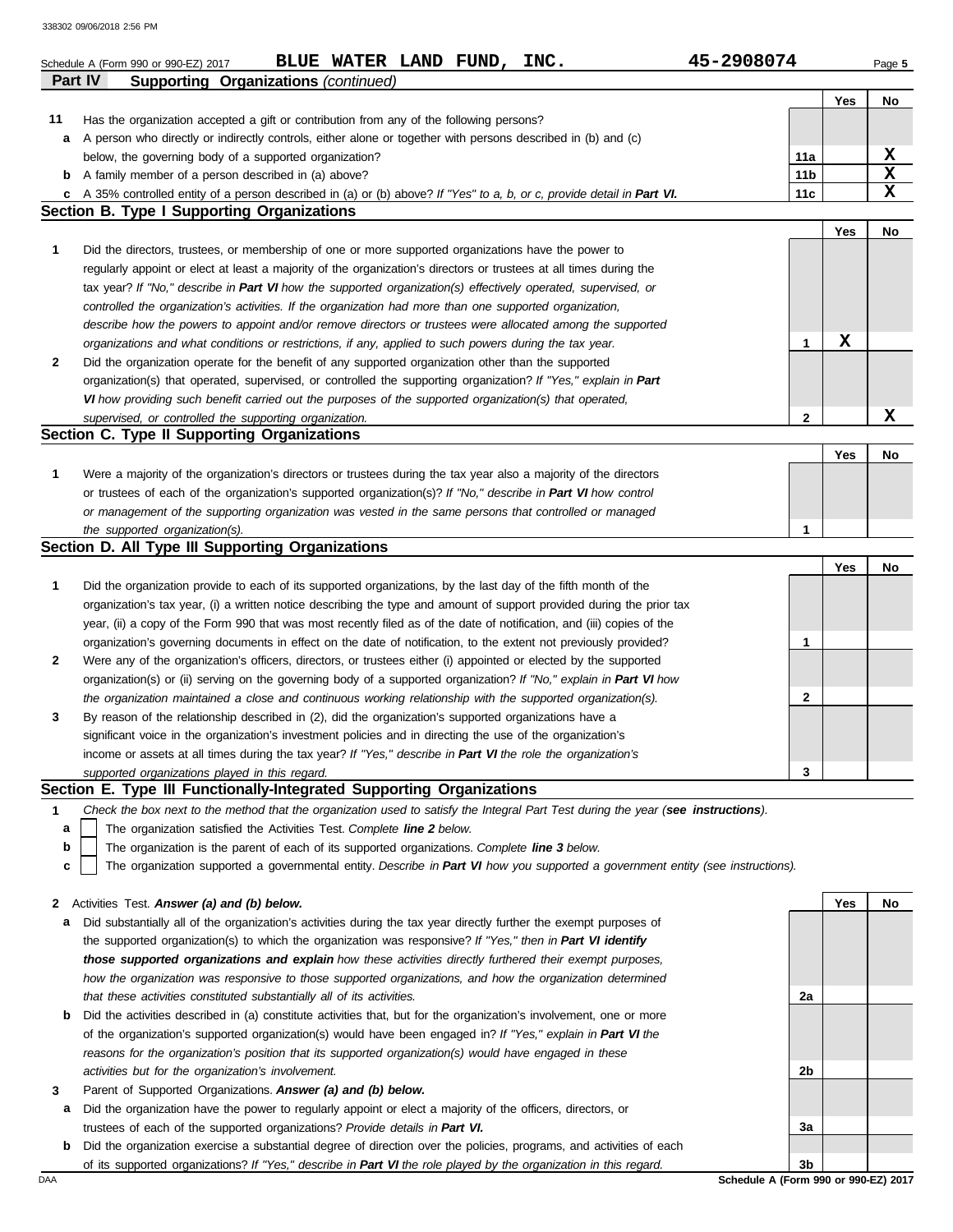Schedule A (Form 990 or 990-EZ) 2017 BLUE WATER LAND FUND, INC. 45-2908074

## Part IV Supporting Organizations *(continued)*

| | | | Yes | No |
|---|---|---|---|---|
| **11** | Has the organization accepted a gift or contribution from any of the following persons? | | | |
| **a** | A person who directly or indirectly controls, either alone or together with persons described in (b) and (c) below, the governing body of a supported organization? | 11a | | X |
| **b** | A family member of a person described in (a) above? | 11b | | X |
| **c** | A 35% controlled entity of a person described in (a) or (b) above? *If "Yes" to a, b, or c, provide detail in **Part VI.*** | 11c | | X |

### Section B. Type I Supporting Organizations

| | | | Yes | No |
|---|---|---|---|---|
| **1** | Did the directors, trustees, or membership of one or more supported organizations have the power to regularly appoint or elect at least a majority of the organization's directors or trustees at all times during the tax year? *If "No," describe in **Part VI** how the supported organization(s) effectively operated, supervised, or controlled the organization's activities. If the organization had more than one supported organization, describe how the powers to appoint and/or remove directors or trustees were allocated among the supported organizations and what conditions or restrictions, if any, applied to such powers during the tax year.* | 1 | X | |
| **2** | Did the organization operate for the benefit of any supported organization other than the supported organization(s) that operated, supervised, or controlled the supporting organization? *If "Yes," explain in **Part VI** how providing such benefit carried out the purposes of the supported organization(s) that operated, supervised, or controlled the supporting organization.* | 2 | | X |

### Section C. Type II Supporting Organizations

| | | | Yes | No |
|---|---|---|---|---|
| **1** | Were a majority of the organization's directors or trustees during the tax year also a majority of the directors or trustees of each of the organization's supported organization(s)? *If "No," describe in **Part VI** how control or management of the supporting organization was vested in the same persons that controlled or managed the supported organization(s).* | 1 | | |

### Section D. All Type III Supporting Organizations

| | | | Yes | No |
|---|---|---|---|---|
| **1** | Did the organization provide to each of its supported organizations, by the last day of the fifth month of the organization's tax year, (i) a written notice describing the type and amount of support provided during the prior tax year, (ii) a copy of the Form 990 that was most recently filed as of the date of notification, and (iii) copies of the organization's governing documents in effect on the date of notification, to the extent not previously provided? | 1 | | |
| **2** | Were any of the organization's officers, directors, or trustees either (i) appointed or elected by the supported organization(s) or (ii) serving on the governing body of a supported organization? *If "No," explain in **Part VI** how the organization maintained a close and continuous working relationship with the supported organization(s).* | 2 | | |
| **3** | By reason of the relationship described in (2), did the organization's supported organizations have a significant voice in the organization's investment policies and in directing the use of the organization's income or assets at all times during the tax year? *If "Yes," describe in **Part VI** the role the organization's supported organizations played in this regard.* | 3 | | |

### Section E. Type III Functionally-Integrated Supporting Organizations

**1** *Check the box next to the method that the organization used to satisfy the Integral Part Test during the year (**see instructions**).*

- **a** ☐ The organization satisfied the Activities Test. *Complete **line 2** below.*
- **b** ☐ The organization is the parent of each of its supported organizations. *Complete **line 3** below.*
- **c** ☐ The organization supported a governmental entity. *Describe in **Part VI** how you supported a government entity (see instructions).*

| | | | Yes | No |
|---|---|---|---|---|
| **2** | Activities Test. ***Answer (a) and (b) below.*** | | | |
| **a** | Did substantially all of the organization's activities during the tax year directly further the exempt purposes of the supported organization(s) to which the organization was responsive? *If "Yes," then in **Part VI identify those supported organizations and explain** how these activities directly furthered their exempt purposes, how the organization was responsive to those supported organizations, and how the organization determined that these activities constituted substantially all of its activities.* | 2a | | |
| **b** | Did the activities described in (a) constitute activities that, but for the organization's involvement, one or more of the organization's supported organization(s) would have been engaged in? *If "Yes," explain in **Part VI** the reasons for the organization's position that its supported organization(s) would have engaged in these activities but for the organization's involvement.* | 2b | | |
| **3** | Parent of Supported Organizations. ***Answer (a) and (b) below.*** | | | |
| **a** | Did the organization have the power to regularly appoint or elect a majority of the officers, directors, or trustees of each of the supported organizations? *Provide details in **Part VI.*** | 3a | | |
| **b** | Did the organization exercise a substantial degree of direction over the policies, programs, and activities of each of its supported organizations? *If "Yes," describe in **Part VI** the role played by the organization in this regard.* | 3b | | |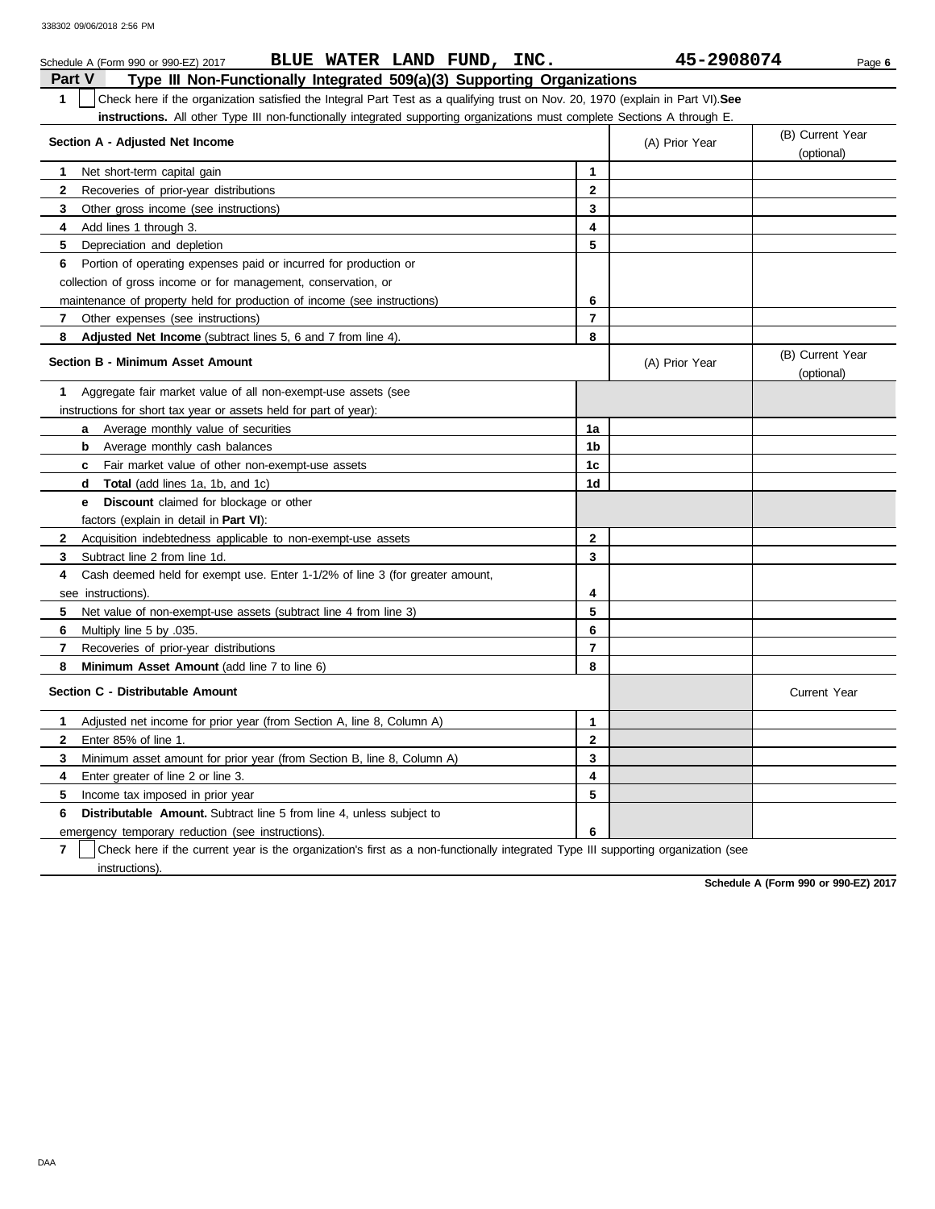Schedule A (Form 990 or 990-EZ) 2017 **BLUE WATER LAND FUND, INC.** **45-2908074**

## Part V Type III Non-Functionally Integrated 509(a)(3) Supporting Organizations

**1** ☐ Check here if the organization satisfied the Integral Part Test as a qualifying trust on Nov. 20, 1970 (explain in Part VI). **See instructions.** All other Type III non-functionally integrated supporting organizations must complete Sections A through E.

| Section A - Adjusted Net Income | | (A) Prior Year | (B) Current Year (optional) |
|---|---|---|---|
| **1** Net short-term capital gain | 1 | | |
| **2** Recoveries of prior-year distributions | 2 | | |
| **3** Other gross income (see instructions) | 3 | | |
| **4** Add lines 1 through 3. | 4 | | |
| **5** Depreciation and depletion | 5 | | |
| **6** Portion of operating expenses paid or incurred for production or collection of gross income or for management, conservation, or maintenance of property held for production of income (see instructions) | 6 | | |
| **7** Other expenses (see instructions) | 7 | | |
| **8** **Adjusted Net Income** (subtract lines 5, 6 and 7 from line 4). | 8 | | |

| Section B - Minimum Asset Amount | | (A) Prior Year | (B) Current Year (optional) |
|---|---|---|---|
| **1** Aggregate fair market value of all non-exempt-use assets (see instructions for short tax year or assets held for part of year): | | | |
| **a** Average monthly value of securities | 1a | | |
| **b** Average monthly cash balances | 1b | | |
| **c** Fair market value of other non-exempt-use assets | 1c | | |
| **d** **Total** (add lines 1a, 1b, and 1c) | 1d | | |
| **e** **Discount** claimed for blockage or other factors (explain in detail in **Part VI**): | | | |
| **2** Acquisition indebtedness applicable to non-exempt-use assets | 2 | | |
| **3** Subtract line 2 from line 1d. | 3 | | |
| **4** Cash deemed held for exempt use. Enter 1-1/2% of line 3 (for greater amount, see instructions). | 4 | | |
| **5** Net value of non-exempt-use assets (subtract line 4 from line 3) | 5 | | |
| **6** Multiply line 5 by .035. | 6 | | |
| **7** Recoveries of prior-year distributions | 7 | | |
| **8** **Minimum Asset Amount** (add line 7 to line 6) | 8 | | |

| Section C - Distributable Amount | | | Current Year |
|---|---|---|---|
| **1** Adjusted net income for prior year (from Section A, line 8, Column A) | 1 | | |
| **2** Enter 85% of line 1. | 2 | | |
| **3** Minimum asset amount for prior year (from Section B, line 8, Column A) | 3 | | |
| **4** Enter greater of line 2 or line 3. | 4 | | |
| **5** Income tax imposed in prior year | 5 | | |
| **6** **Distributable Amount.** Subtract line 5 from line 4, unless subject to emergency temporary reduction (see instructions). | 6 | | |

**7** ☐ Check here if the current year is the organization's first as a non-functionally integrated Type III supporting organization (see instructions).

**Schedule A (Form 990 or 990-EZ) 2017**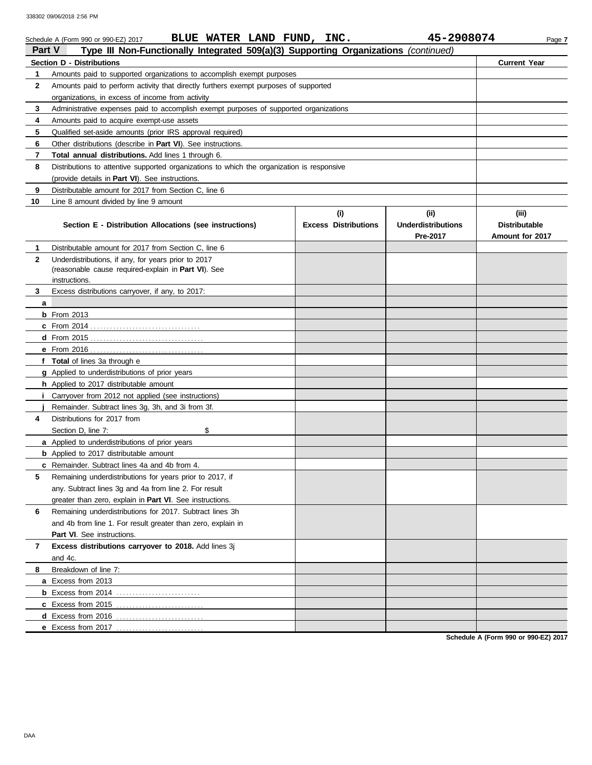Schedule A (Form 990 or 990-EZ) 2017 **BLUE WATER LAND FUND, INC.** **45-2908074**

## Part V Type III Non-Functionally Integrated 509(a)(3) Supporting Organizations *(continued)*

| **Section D - Distributions** | | **Current Year** |
|---|---|---|
| 1 | Amounts paid to supported organizations to accomplish exempt purposes | |
| 2 | Amounts paid to perform activity that directly furthers exempt purposes of supported organizations, in excess of income from activity | |
| 3 | Administrative expenses paid to accomplish exempt purposes of supported organizations | |
| 4 | Amounts paid to acquire exempt-use assets | |
| 5 | Qualified set-aside amounts (prior IRS approval required) | |
| 6 | Other distributions (describe in **Part VI**). See instructions. | |
| 7 | **Total annual distributions.** Add lines 1 through 6. | |
| 8 | Distributions to attentive supported organizations to which the organization is responsive (provide details in **Part VI**). See instructions. | |
| 9 | Distributable amount for 2017 from Section C, line 6 | |
| 10 | Line 8 amount divided by line 9 amount | |

| | **Section E - Distribution Allocations (see instructions)** | **(i) Excess Distributions** | **(ii) Underdistributions Pre-2017** | **(iii) Distributable Amount for 2017** |
|---|---|---|---|---|
| 1 | Distributable amount for 2017 from Section C, line 6 | | | |
| 2 | Underdistributions, if any, for years prior to 2017 (reasonable cause required-explain in **Part VI**). See instructions. | | | |
| 3 | Excess distributions carryover, if any, to 2017: | | | |
| a | | | | |
| b | From 2013 | | | |
| c | From 2014 | | | |
| d | From 2015 | | | |
| e | From 2016 | | | |
| f | **Total** of lines 3a through e | | | |
| g | Applied to underdistributions of prior years | | | |
| h | Applied to 2017 distributable amount | | | |
| i | Carryover from 2012 not applied (see instructions) | | | |
| j | Remainder. Subtract lines 3g, 3h, and 3i from 3f. | | | |
| 4 | Distributions for 2017 from Section D, line 7: $ | | | |
| a | Applied to underdistributions of prior years | | | |
| b | Applied to 2017 distributable amount | | | |
| c | Remainder. Subtract lines 4a and 4b from 4. | | | |
| 5 | Remaining underdistributions for years prior to 2017, if any. Subtract lines 3g and 4a from line 2. For result greater than zero, explain in **Part VI**. See instructions. | | | |
| 6 | Remaining underdistributions for 2017. Subtract lines 3h and 4b from line 1. For result greater than zero, explain in **Part VI**. See instructions. | | | |
| 7 | **Excess distributions carryover to 2018.** Add lines 3j and 4c. | | | |
| 8 | Breakdown of line 7: | | | |
| a | Excess from 2013 | | | |
| b | Excess from 2014 | | | |
| c | Excess from 2015 | | | |
| d | Excess from 2016 | | | |
| e | Excess from 2017 | | | |

**Schedule A (Form 990 or 990-EZ) 2017**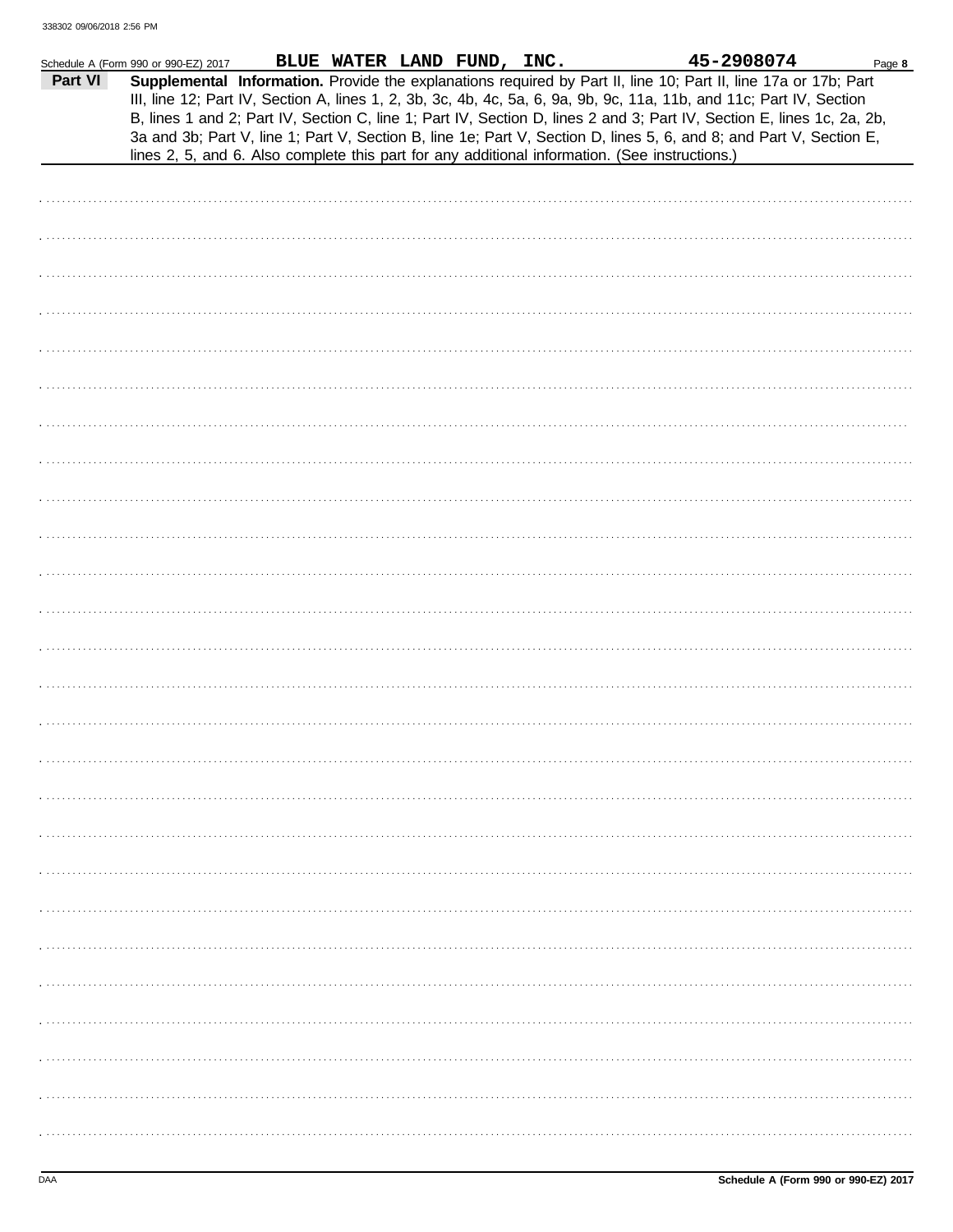Schedule A (Form 990 or 990-EZ) 2017 BLUE WATER LAND FUND, INC. 45-2908074

**Part VI** **Supplemental Information.** Provide the explanations required by Part II, line 10; Part II, line 17a or 17b; Part III, line 12; Part IV, Section A, lines 1, 2, 3b, 3c, 4b, 4c, 5a, 6, 9a, 9b, 9c, 11a, 11b, and 11c; Part IV, Section B, lines 1 and 2; Part IV, Section C, line 1; Part IV, Section D, lines 2 and 3; Part IV, Section E, lines 1c, 2a, 2b, 3a and 3b; Part V, line 1; Part V, Section B, line 1e; Part V, Section D, lines 5, 6, and 8; and Part V, Section E, lines 2, 5, and 6. Also complete this part for any additional information. (See instructions.)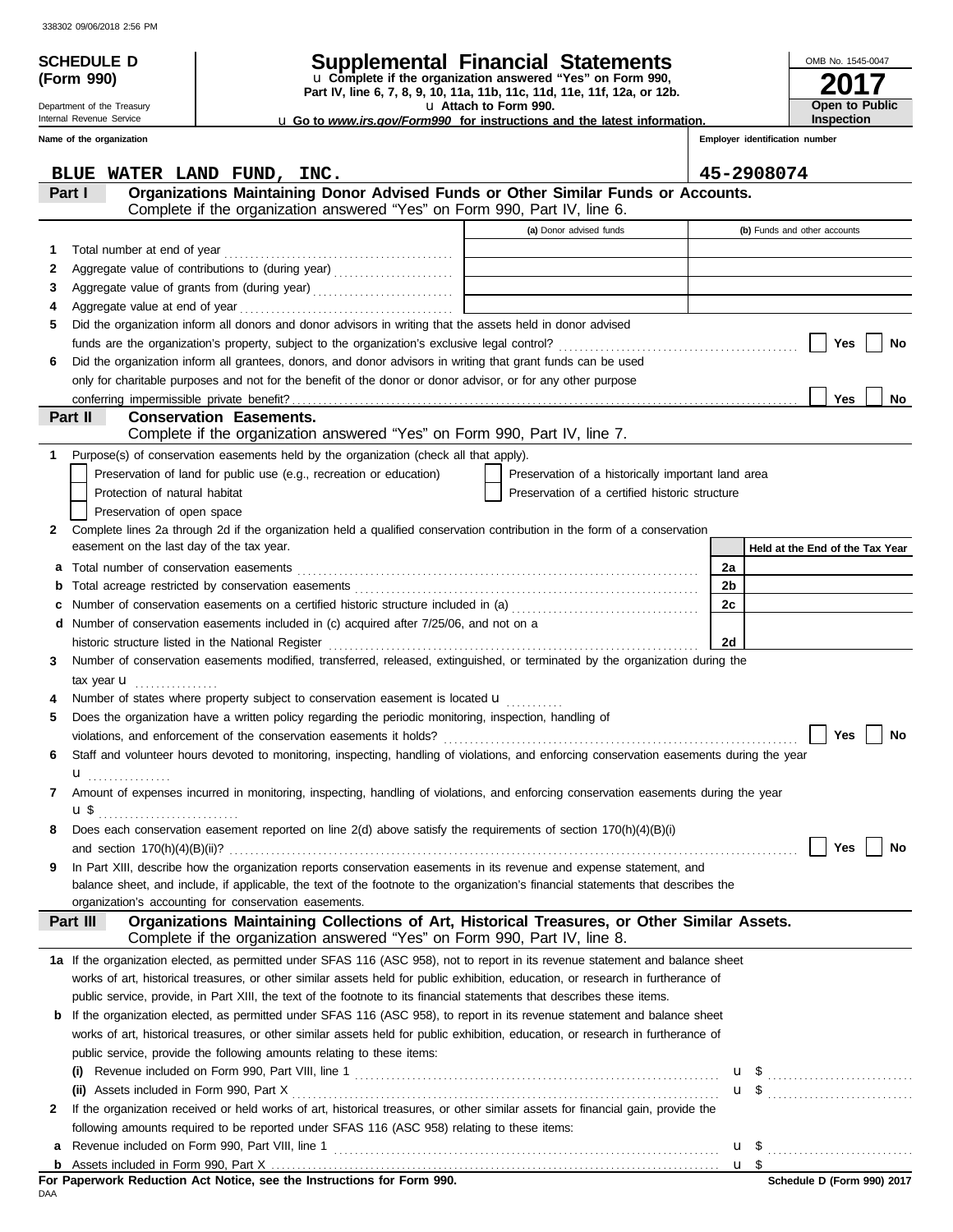338302 09/06/2018 2:56 PM

# SCHEDULE D (Form 990)

Department of the Treasury
Internal Revenue Service

## Supplemental Financial Statements

u Complete if the organization answered "Yes" on Form 990, Part IV, line 6, 7, 8, 9, 10, 11a, 11b, 11c, 11d, 11e, 11f, 12a, or 12b.
u Attach to Form 990.
u Go to *www.irs.gov/Form990* for instructions and the latest information.

OMB No. 1545-0047
**2017**
**Open to Public Inspection**

| Name of the organization | Employer identification number |
|---|---|
| BLUE WATER LAND FUND, INC. | 45-2908074 |

### Part I — Organizations Maintaining Donor Advised Funds or Other Similar Funds or Accounts.
Complete if the organization answered "Yes" on Form 990, Part IV, line 6.

| | | (a) Donor advised funds | (b) Funds and other accounts |
|---|---|---|---|
| 1 | Total number at end of year | | |
| 2 | Aggregate value of contributions to (during year) | | |
| 3 | Aggregate value of grants from (during year) | | |
| 4 | Aggregate value at end of year | | |

5 Did the organization inform all donors and donor advisors in writing that the assets held in donor advised funds are the organization's property, subject to the organization's exclusive legal control? ☐ Yes ☐ No

6 Did the organization inform all grantees, donors, and donor advisors in writing that grant funds can be used only for charitable purposes and not for the benefit of the donor or donor advisor, or for any other purpose conferring impermissible private benefit? ☐ Yes ☐ No

### Part II — Conservation Easements.
Complete if the organization answered "Yes" on Form 990, Part IV, line 7.

1 Purpose(s) of conservation easements held by the organization (check all that apply).

- ☐ Preservation of land for public use (e.g., recreation or education)
- ☐ Protection of natural habitat
- ☐ Preservation of open space
- ☐ Preservation of a historically important land area
- ☐ Preservation of a certified historic structure

2 Complete lines 2a through 2d if the organization held a qualified conservation contribution in the form of a conservation easement on the last day of the tax year.

| | | | Held at the End of the Tax Year |
|---|---|---|---|
| a | Total number of conservation easements | 2a | |
| b | Total acreage restricted by conservation easements | 2b | |
| c | Number of conservation easements on a certified historic structure included in (a) | 2c | |
| d | Number of conservation easements included in (c) acquired after 7/25/06, and not on a historic structure listed in the National Register | 2d | |

3 Number of conservation easements modified, transferred, released, extinguished, or terminated by the organization during the tax year u

4 Number of states where property subject to conservation easement is located u

5 Does the organization have a written policy regarding the periodic monitoring, inspection, handling of violations, and enforcement of the conservation easements it holds? ☐ Yes ☐ No

6 Staff and volunteer hours devoted to monitoring, inspecting, handling of violations, and enforcing conservation easements during the year u

7 Amount of expenses incurred in monitoring, inspecting, handling of violations, and enforcing conservation easements during the year u $

8 Does each conservation easement reported on line 2(d) above satisfy the requirements of section 170(h)(4)(B)(i) and section 170(h)(4)(B)(ii)? ☐ Yes ☐ No

9 In Part XIII, describe how the organization reports conservation easements in its revenue and expense statement, and balance sheet, and include, if applicable, the text of the footnote to the organization's financial statements that describes the organization's accounting for conservation easements.

### Part III — Organizations Maintaining Collections of Art, Historical Treasures, or Other Similar Assets.
Complete if the organization answered "Yes" on Form 990, Part IV, line 8.

1a If the organization elected, as permitted under SFAS 116 (ASC 958), not to report in its revenue statement and balance sheet works of art, historical treasures, or other similar assets held for public exhibition, education, or research in furtherance of public service, provide, in Part XIII, the text of the footnote to its financial statements that describes these items.

b If the organization elected, as permitted under SFAS 116 (ASC 958), to report in its revenue statement and balance sheet works of art, historical treasures, or other similar assets held for public exhibition, education, or research in furtherance of public service, provide the following amounts relating to these items:

(i) Revenue included on Form 990, Part VIII, line 1 u $

(ii) Assets included in Form 990, Part X u $

2 If the organization received or held works of art, historical treasures, or other similar assets for financial gain, provide the following amounts required to be reported under SFAS 116 (ASC 958) relating to these items:

a Revenue included on Form 990, Part VIII, line 1 u $

b Assets included in Form 990, Part X u $

**For Paperwork Reduction Act Notice, see the Instructions for Form 990.**

DAA

**Schedule D (Form 990) 2017**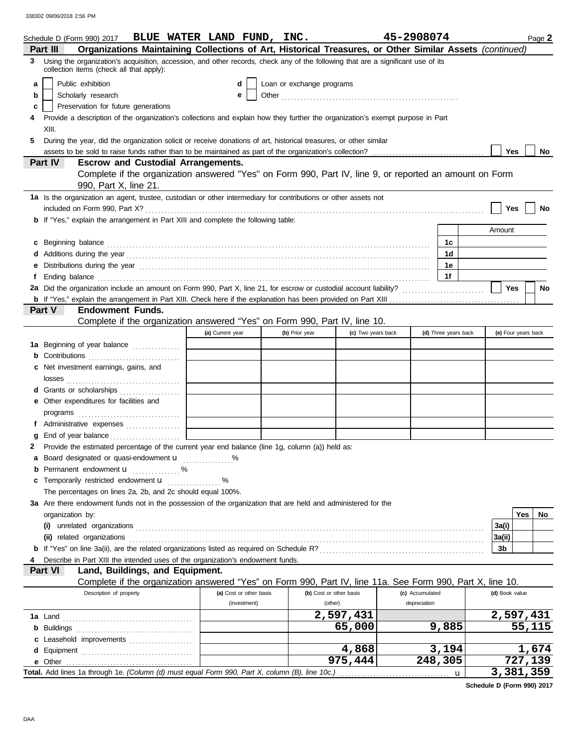338302 09/06/2018 2:56 PM

Schedule D (Form 990) 2017 **BLUE WATER LAND FUND, INC.** **45-2908074** Page **2**

## Part III Organizations Maintaining Collections of Art, Historical Treasures, or Other Similar Assets *(continued)*

**3** Using the organization's acquisition, accession, and other records, check any of the following that are a significant use of its collection items (check all that apply):

- **a** ☐ Public exhibition
- **b** ☐ Scholarly research
- **c** ☐ Preservation for future generations
- **d** ☐ Loan or exchange programs
- **e** ☐ Other

**4** Provide a description of the organization's collections and explain how they further the organization's exempt purpose in Part XIII.

**5** During the year, did the organization solicit or receive donations of art, historical treasures, or other similar assets to be sold to raise funds rather than to be maintained as part of the organization's collection? ☐ Yes ☐ No

## Part IV Escrow and Custodial Arrangements.

Complete if the organization answered "Yes" on Form 990, Part IV, line 9, or reported an amount on Form 990, Part X, line 21.

**1a** Is the organization an agent, trustee, custodian or other intermediary for contributions or other assets not included on Form 990, Part X? ☐ Yes ☐ No

**b** If "Yes," explain the arrangement in Part XIII and complete the following table:

| | | Amount |
|---|---|---|
| **c** Beginning balance | 1c | |
| **d** Additions during the year | 1d | |
| **e** Distributions during the year | 1e | |
| **f** Ending balance | 1f | |

**2a** Did the organization include an amount on Form 990, Part X, line 21, for escrow or custodial account liability? ☐ Yes ☐ No

**b** If "Yes," explain the arrangement in Part XIII. Check here if the explanation has been provided on Part XIII ☐

## Part V Endowment Funds.

Complete if the organization answered "Yes" on Form 990, Part IV, line 10.

| | (a) Current year | (b) Prior year | (c) Two years back | (d) Three years back | (e) Four years back |
|---|---|---|---|---|---|
| **1a** Beginning of year balance | | | | | |
| **b** Contributions | | | | | |
| **c** Net investment earnings, gains, and losses | | | | | |
| **d** Grants or scholarships | | | | | |
| **e** Other expenditures for facilities and programs | | | | | |
| **f** Administrative expenses | | | | | |
| **g** End of year balance | | | | | |

**2** Provide the estimated percentage of the current year end balance (line 1g, column (a)) held as:

- **a** Board designated or quasi-endowment ______ %
- **b** Permanent endowment ______ %
- **c** Temporarily restricted endowment ______ %

The percentages on lines 2a, 2b, and 2c should equal 100%.

**3a** Are there endowment funds not in the possession of the organization that are held and administered for the organization by:

| | | Yes | No |
|---|---|---|---|
| **(i)** unrelated organizations | 3a(i) | | |
| **(ii)** related organizations | 3a(ii) | | |
| **b** If "Yes" on line 3a(ii), are the related organizations listed as required on Schedule R? | 3b | | |

**4** Describe in Part XIII the intended uses of the organization's endowment funds.

## Part VI Land, Buildings, and Equipment.

Complete if the organization answered "Yes" on Form 990, Part IV, line 11a. See Form 990, Part X, line 10.

| Description of property | (a) Cost or other basis (investment) | (b) Cost or other basis (other) | (c) Accumulated depreciation | (d) Book value |
|---|---|---|---|---|
| **1a** Land | | 2,597,431 | | 2,597,431 |
| **b** Buildings | | 65,000 | 9,885 | 55,115 |
| **c** Leasehold improvements | | | | |
| **d** Equipment | | 4,868 | 3,194 | 1,674 |
| **e** Other | | 975,444 | 248,305 | 727,139 |
| **Total.** Add lines 1a through 1e. *(Column (d) must equal Form 990, Part X, column (B), line 10c.)* | | | | 3,381,359 |

**Schedule D (Form 990) 2017**

DAA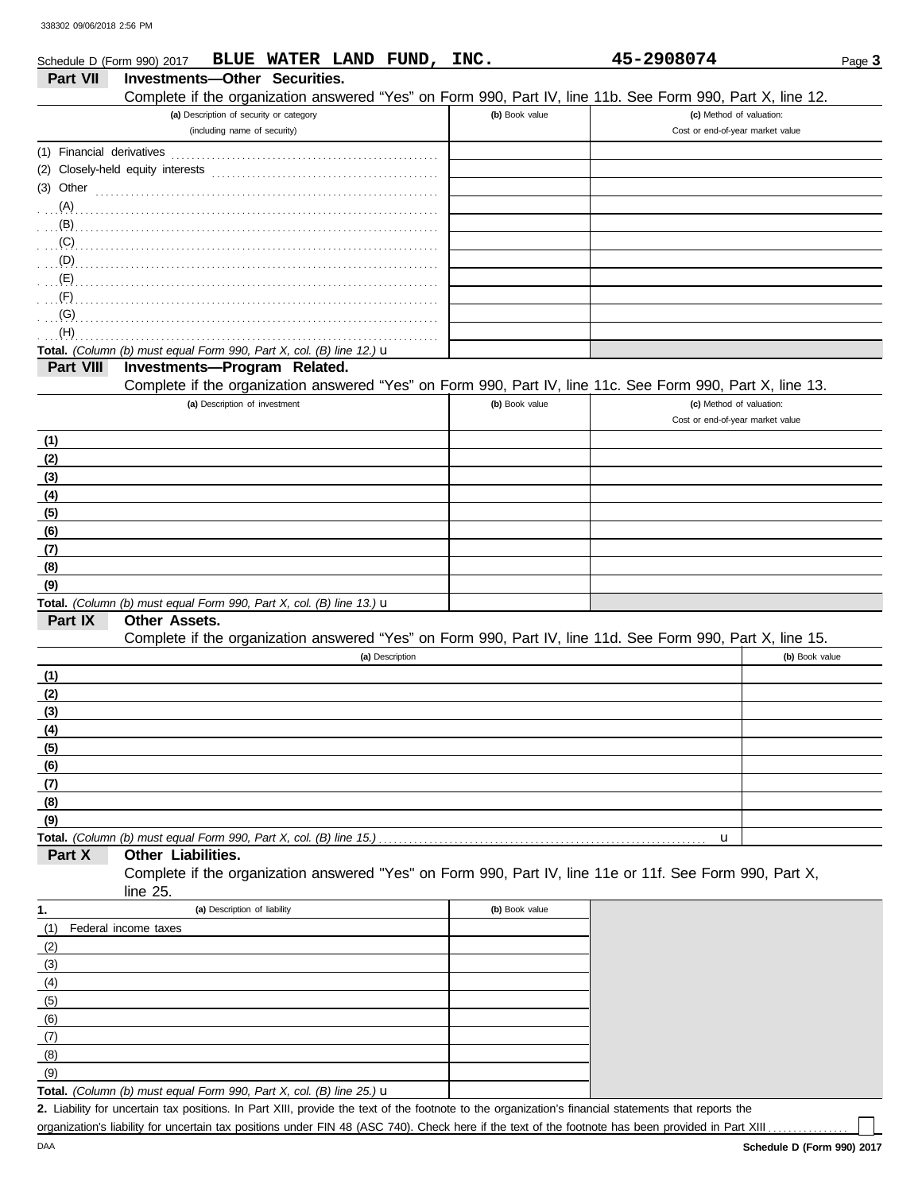Schedule D (Form 990) 2017 **BLUE WATER LAND FUND, INC.** **45-2908074**

## Part VII Investments—Other Securities.

Complete if the organization answered "Yes" on Form 990, Part IV, line 11b. See Form 990, Part X, line 12.

| (a) Description of security or category (including name of security) | (b) Book value | (c) Method of valuation: Cost or end-of-year market value |
|---|---|---|
| (1) Financial derivatives | | |
| (2) Closely-held equity interests | | |
| (3) Other | | |
| (A) | | |
| (B) | | |
| (C) | | |
| (D) | | |
| (E) | | |
| (F) | | |
| (G) | | |
| (H) | | |
| **Total.** *(Column (b) must equal Form 990, Part X, col. (B) line 12.)* u | | |

## Part VIII Investments—Program Related.

Complete if the organization answered "Yes" on Form 990, Part IV, line 11c. See Form 990, Part X, line 13.

| (a) Description of investment | (b) Book value | (c) Method of valuation: Cost or end-of-year market value |
|---|---|---|
| (1) | | |
| (2) | | |
| (3) | | |
| (4) | | |
| (5) | | |
| (6) | | |
| (7) | | |
| (8) | | |
| (9) | | |
| **Total.** *(Column (b) must equal Form 990, Part X, col. (B) line 13.)* u | | |

## Part IX Other Assets.

Complete if the organization answered "Yes" on Form 990, Part IV, line 11d. See Form 990, Part X, line 15.

| (a) Description | (b) Book value |
|---|---|
| (1) | |
| (2) | |
| (3) | |
| (4) | |
| (5) | |
| (6) | |
| (7) | |
| (8) | |
| (9) | |
| **Total.** *(Column (b) must equal Form 990, Part X, col. (B) line 15.)* u | |

## Part X Other Liabilities.

Complete if the organization answered "Yes" on Form 990, Part IV, line 11e or 11f. See Form 990, Part X, line 25.

| 1. (a) Description of liability | (b) Book value |
|---|---|
| (1) Federal income taxes | |
| (2) | |
| (3) | |
| (4) | |
| (5) | |
| (6) | |
| (7) | |
| (8) | |
| (9) | |
| **Total.** *(Column (b) must equal Form 990, Part X, col. (B) line 25.)* u | |

**2.** Liability for uncertain tax positions. In Part XIII, provide the text of the footnote to the organization's financial statements that reports the organization's liability for uncertain tax positions under FIN 48 (ASC 740). Check here if the text of the footnote has been provided in Part XIII ☐

**Schedule D (Form 990) 2017**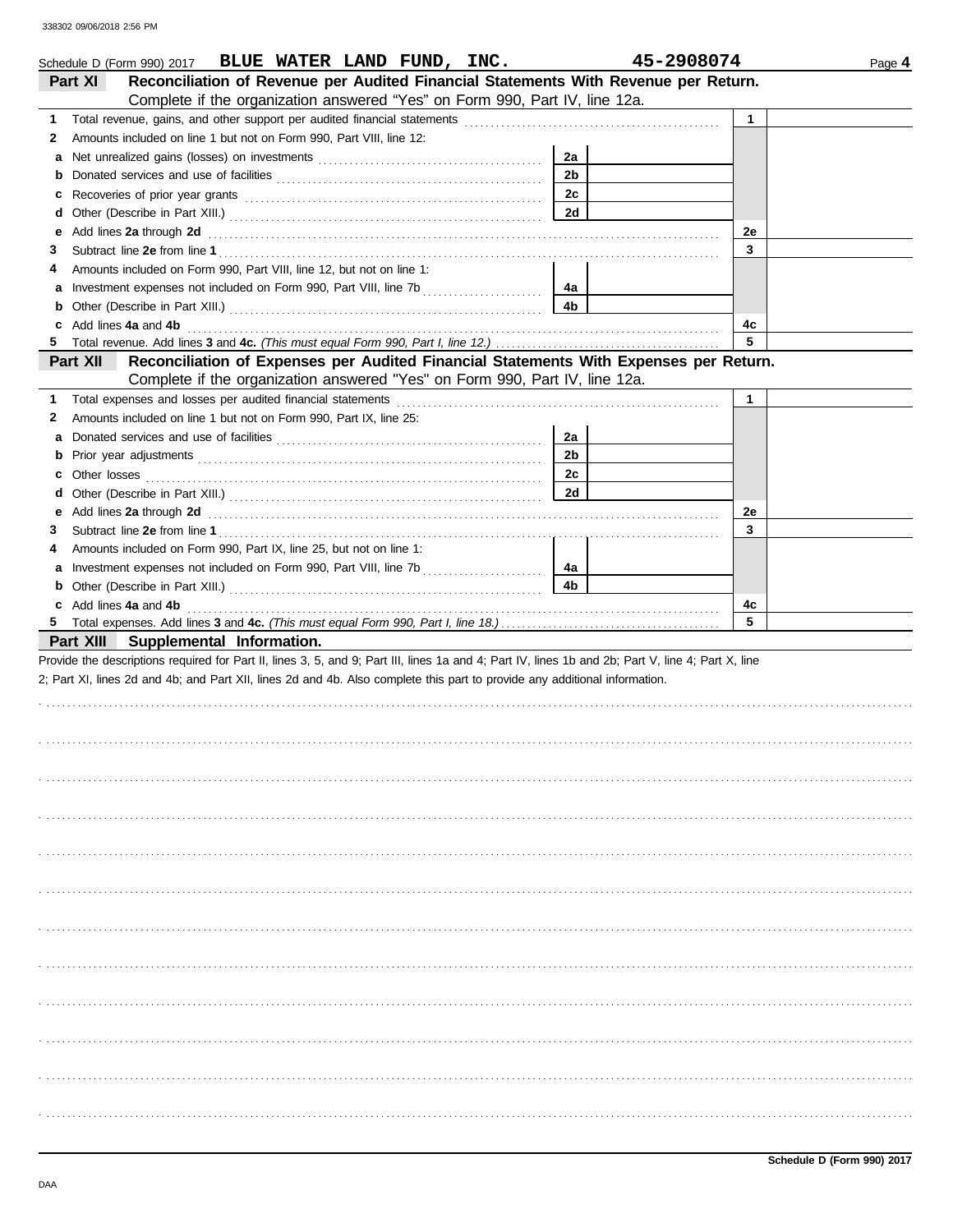Schedule D (Form 990) 2017 **BLUE WATER LAND FUND, INC.** **45-2908074** Page **4**

## Part XI Reconciliation of Revenue per Audited Financial Statements With Revenue per Return.

Complete if the organization answered "Yes" on Form 990, Part IV, line 12a.

| | | | | | |
|---|---|---|---|---|---|
| 1 | Total revenue, gains, and other support per audited financial statements | | | 1 | |
| 2 | Amounts included on line 1 but not on Form 990, Part VIII, line 12: | | | | |
| a | Net unrealized gains (losses) on investments | 2a | | | |
| b | Donated services and use of facilities | 2b | | | |
| c | Recoveries of prior year grants | 2c | | | |
| d | Other (Describe in Part XIII.) | 2d | | | |
| e | Add lines **2a** through **2d** | | | 2e | |
| 3 | Subtract line **2e** from line **1** | | | 3 | |
| 4 | Amounts included on Form 990, Part VIII, line 12, but not on line 1: | | | | |
| a | Investment expenses not included on Form 990, Part VIII, line 7b | 4a | | | |
| b | Other (Describe in Part XIII.) | 4b | | | |
| c | Add lines **4a** and **4b** | | | 4c | |
| 5 | Total revenue. Add lines **3** and **4c.** *(This must equal Form 990, Part I, line 12.)* | | | 5 | |

## Part XII Reconciliation of Expenses per Audited Financial Statements With Expenses per Return.

Complete if the organization answered "Yes" on Form 990, Part IV, line 12a.

| | | | | | |
|---|---|---|---|---|---|
| 1 | Total expenses and losses per audited financial statements | | | 1 | |
| 2 | Amounts included on line 1 but not on Form 990, Part IX, line 25: | | | | |
| a | Donated services and use of facilities | 2a | | | |
| b | Prior year adjustments | 2b | | | |
| c | Other losses | 2c | | | |
| d | Other (Describe in Part XIII.) | 2d | | | |
| e | Add lines **2a** through **2d** | | | 2e | |
| 3 | Subtract line **2e** from line **1** | | | 3 | |
| 4 | Amounts included on Form 990, Part IX, line 25, but not on line 1: | | | | |
| a | Investment expenses not included on Form 990, Part VIII, line 7b | 4a | | | |
| b | Other (Describe in Part XIII.) | 4b | | | |
| c | Add lines **4a** and **4b** | | | 4c | |
| 5 | Total expenses. Add lines **3** and **4c.** *(This must equal Form 990, Part I, line 18.)* | | | 5 | |

## Part XIII Supplemental Information.

Provide the descriptions required for Part II, lines 3, 5, and 9; Part III, lines 1a and 4; Part IV, lines 1b and 2b; Part V, line 4; Part X, line 2; Part XI, lines 2d and 4b; and Part XII, lines 2d and 4b. Also complete this part to provide any additional information.

**Schedule D (Form 990) 2017**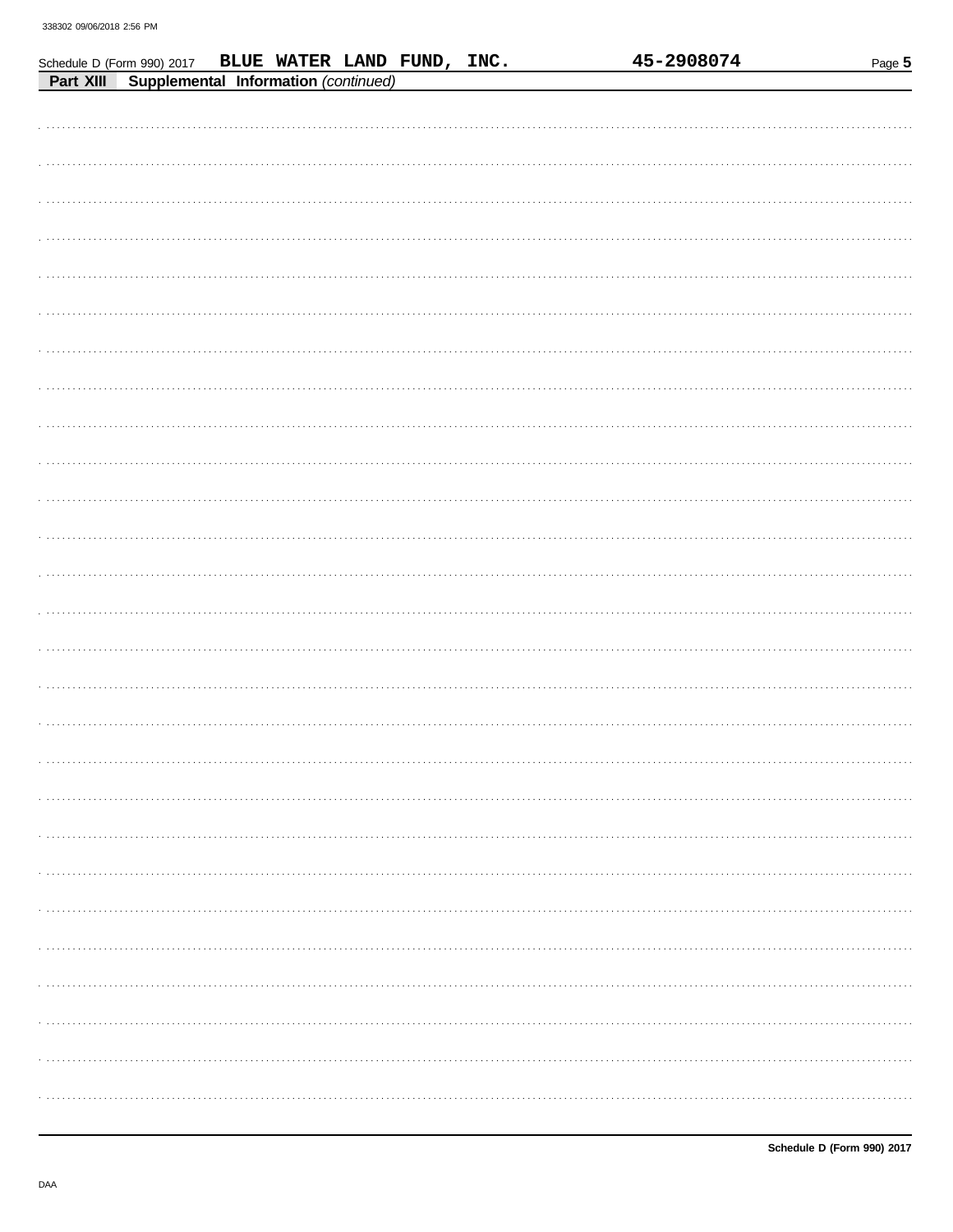Schedule D (Form 990) 2017 BLUE WATER LAND FUND, INC. 45-2908074

**Part XIII Supplemental Information** *(continued)*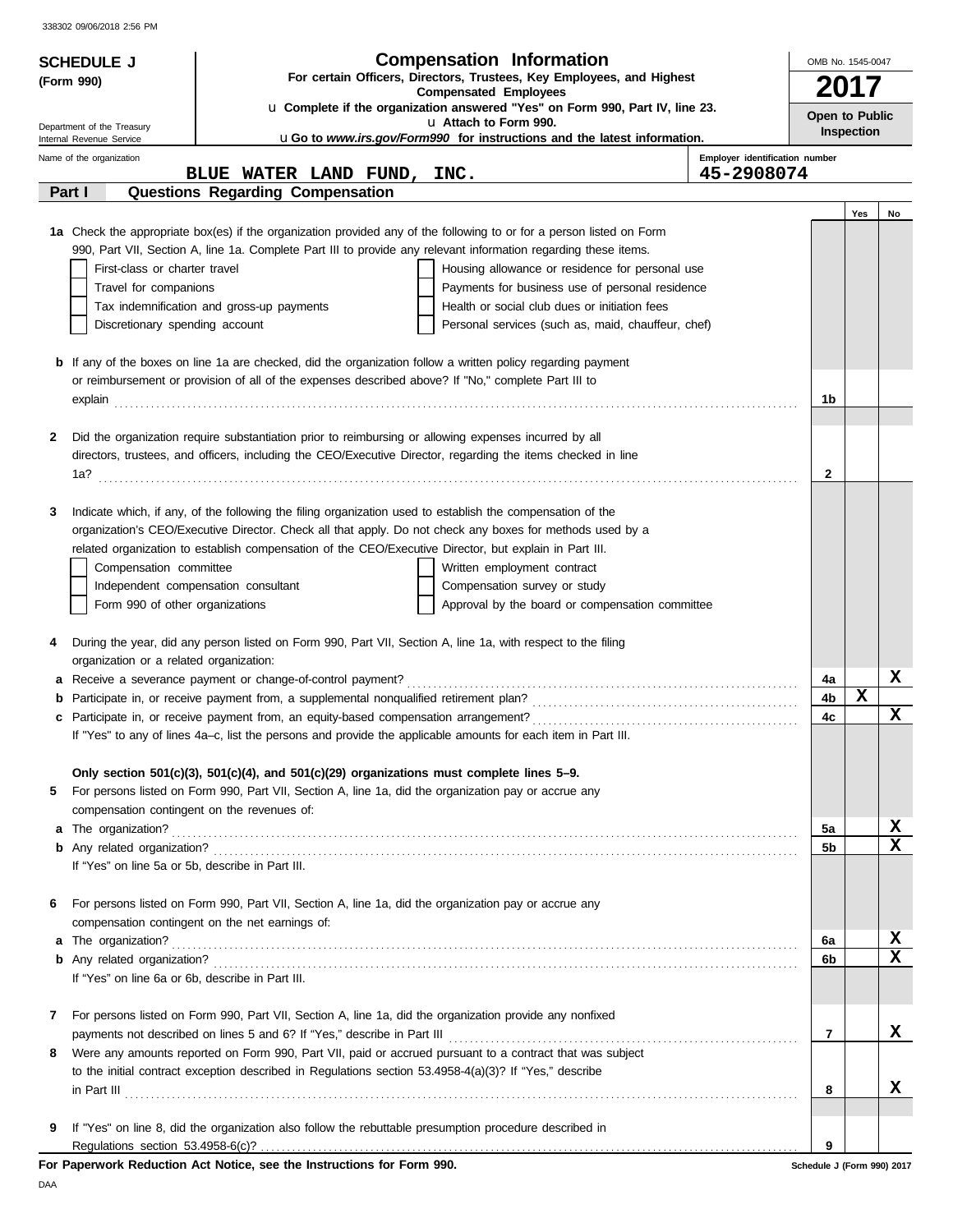338302 09/06/2018 2:56 PM

**SCHEDULE J (Form 990)**

# Compensation Information

**For certain Officers, Directors, Trustees, Key Employees, and Highest Compensated Employees**

u **Complete if the organization answered "Yes" on Form 990, Part IV, line 23.**

u **Attach to Form 990.**

u **Go to *www.irs.gov/Form990* for instructions and the latest information.**

OMB No. 1545-0047

**2017**

**Open to Public Inspection**

Department of the Treasury
Internal Revenue Service

Name of the organization: **BLUE WATER LAND FUND, INC.**

Employer identification number: **45-2908074**

## Part I Questions Regarding Compensation

| | | | Yes | No |
|---|---|---|---|---|
| **1a** | Check the appropriate box(es) if the organization provided any of the following to or for a person listed on Form 990, Part VII, Section A, line 1a. Complete Part III to provide any relevant information regarding these items.<br>☐ First-class or charter travel ☐ Housing allowance or residence for personal use<br>☐ Travel for companions ☐ Payments for business use of personal residence<br>☐ Tax indemnification and gross-up payments ☐ Health or social club dues or initiation fees<br>☐ Discretionary spending account ☐ Personal services (such as, maid, chauffeur, chef) | | | |
| **b** | If any of the boxes on line 1a are checked, did the organization follow a written policy regarding payment or reimbursement or provision of all of the expenses described above? If "No," complete Part III to explain | 1b | | |
| **2** | Did the organization require substantiation prior to reimbursing or allowing expenses incurred by all directors, trustees, and officers, including the CEO/Executive Director, regarding the items checked in line 1a? | 2 | | |
| **3** | Indicate which, if any, of the following the filing organization used to establish the compensation of the organization's CEO/Executive Director. Check all that apply. Do not check any boxes for methods used by a related organization to establish compensation of the CEO/Executive Director, but explain in Part III.<br>☐ Compensation committee ☐ Written employment contract<br>☐ Independent compensation consultant ☐ Compensation survey or study<br>☐ Form 990 of other organizations ☐ Approval by the board or compensation committee | | | |
| **4** | During the year, did any person listed on Form 990, Part VII, Section A, line 1a, with respect to the filing organization or a related organization: | | | |
| **a** | Receive a severance payment or change-of-control payment? | 4a | | X |
| **b** | Participate in, or receive payment from, a supplemental nonqualified retirement plan? | 4b | X | |
| **c** | Participate in, or receive payment from, an equity-based compensation arrangement?<br>If "Yes" to any of lines 4a–c, list the persons and provide the applicable amounts for each item in Part III. | 4c | | X |
| | **Only section 501(c)(3), 501(c)(4), and 501(c)(29) organizations must complete lines 5–9.** | | | |
| **5** | For persons listed on Form 990, Part VII, Section A, line 1a, did the organization pay or accrue any compensation contingent on the revenues of: | | | |
| **a** | The organization? | 5a | | X |
| **b** | Any related organization?<br>If "Yes" on line 5a or 5b, describe in Part III. | 5b | | X |
| **6** | For persons listed on Form 990, Part VII, Section A, line 1a, did the organization pay or accrue any compensation contingent on the net earnings of: | | | |
| **a** | The organization? | 6a | | X |
| **b** | Any related organization?<br>If "Yes" on line 6a or 6b, describe in Part III. | 6b | | X |
| **7** | For persons listed on Form 990, Part VII, Section A, line 1a, did the organization provide any nonfixed payments not described on lines 5 and 6? If "Yes," describe in Part III | 7 | | X |
| **8** | Were any amounts reported on Form 990, Part VII, paid or accrued pursuant to a contract that was subject to the initial contract exception described in Regulations section 53.4958-4(a)(3)? If "Yes," describe in Part III | 8 | | X |
| **9** | If "Yes" on line 8, did the organization also follow the rebuttable presumption procedure described in Regulations section 53.4958-6(c)? | 9 | | |

**For Paperwork Reduction Act Notice, see the Instructions for Form 990.**

Schedule J (Form 990) 2017

DAA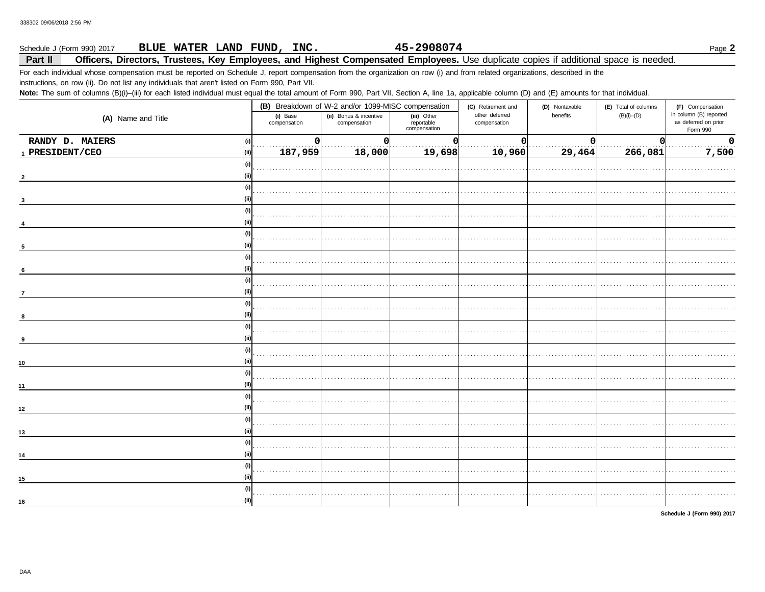338302 09/06/2018 2:56 PM

Schedule J (Form 990) 2017 **BLUE WATER LAND FUND, INC.** **45-2908074** Page **2**

## Part II Officers, Directors, Trustees, Key Employees, and Highest Compensated Employees. Use duplicate copies if additional space is needed.

For each individual whose compensation must be reported on Schedule J, report compensation from the organization on row (i) and from related organizations, described in the instructions, on row (ii). Do not list any individuals that aren't listed on Form 990, Part VII.

**Note:** The sum of columns (B)(i)–(iii) for each listed individual must equal the total amount of Form 990, Part VII, Section A, line 1a, applicable column (D) and (E) amounts for that individual.

| (A) Name and Title | | (B) Breakdown of W-2 and/or 1099-MISC compensation | | | (C) Retirement and other deferred compensation | (D) Nontaxable benefits | (E) Total of columns (B)(i)–(D) | (F) Compensation in column (B) reported as deferred on prior Form 990 |
|---|---|---|---|---|---|---|---|---|
| | | (i) Base compensation | (ii) Bonus & incentive compensation | (iii) Other reportable compensation | | | | |
| 1 RANDY D. MAIERS | (i) | 0 | 0 | 0 | 0 | 0 | 0 | 0 |
| PRESIDENT/CEO | (ii) | 187,959 | 18,000 | 19,698 | 10,960 | 29,464 | 266,081 | 7,500 |
| 2 | (i) | | | | | | | |
| | (ii) | | | | | | | |
| 3 | (i) | | | | | | | |
| | (ii) | | | | | | | |
| 4 | (i) | | | | | | | |
| | (ii) | | | | | | | |
| 5 | (i) | | | | | | | |
| | (ii) | | | | | | | |
| 6 | (i) | | | | | | | |
| | (ii) | | | | | | | |
| 7 | (i) | | | | | | | |
| | (ii) | | | | | | | |
| 8 | (i) | | | | | | | |
| | (ii) | | | | | | | |
| 9 | (i) | | | | | | | |
| | (ii) | | | | | | | |
| 10 | (i) | | | | | | | |
| | (ii) | | | | | | | |
| 11 | (i) | | | | | | | |
| | (ii) | | | | | | | |
| 12 | (i) | | | | | | | |
| | (ii) | | | | | | | |
| 13 | (i) | | | | | | | |
| | (ii) | | | | | | | |
| 14 | (i) | | | | | | | |
| | (ii) | | | | | | | |
| 15 | (i) | | | | | | | |
| | (ii) | | | | | | | |
| 16 | (i) | | | | | | | |
| | (ii) | | | | | | | |

**Schedule J (Form 990) 2017**

DAA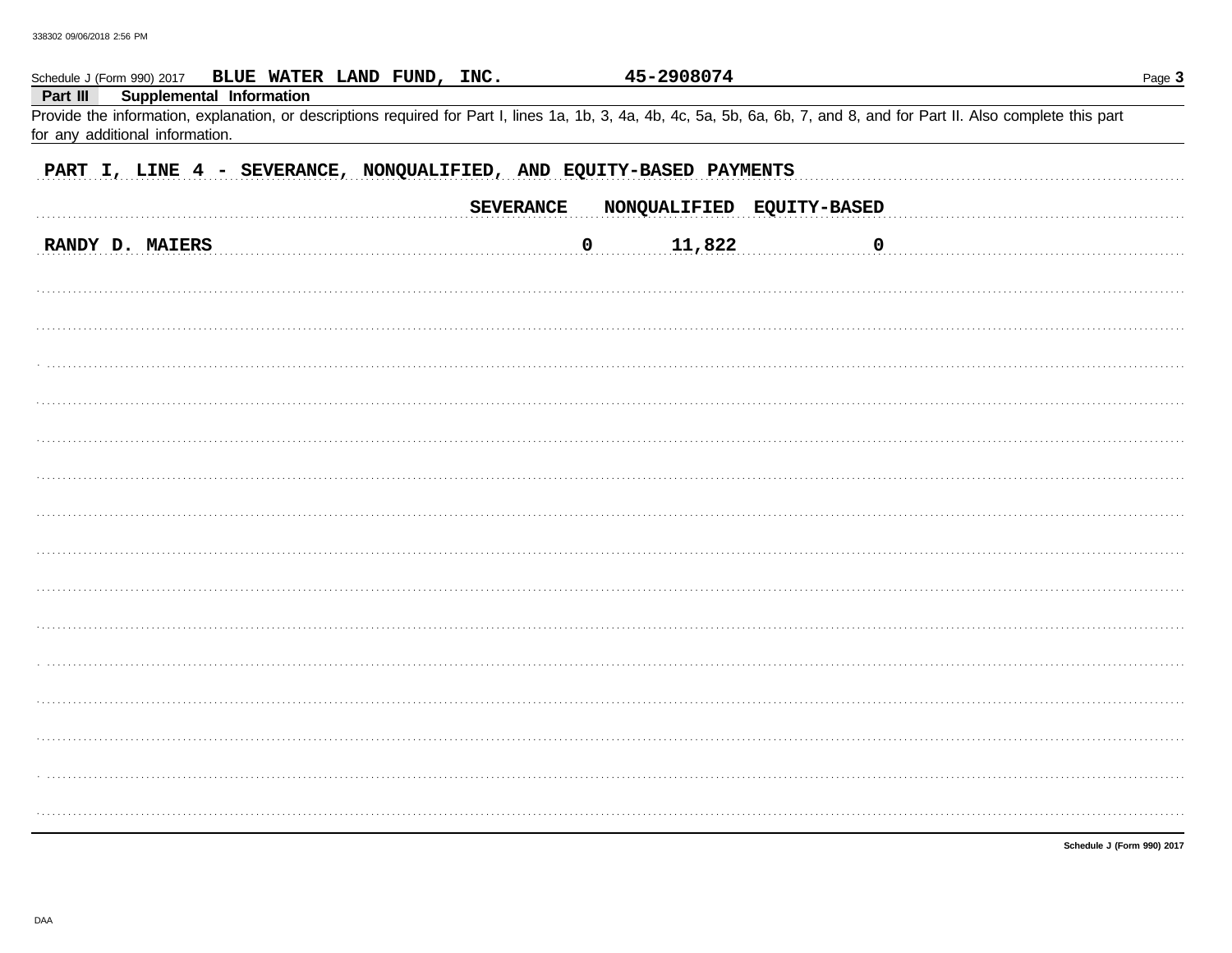Schedule J (Form 990) 2017 BLUE WATER LAND FUND, INC. 45-2908074

**Part III Supplemental Information**

Provide the information, explanation, or descriptions required for Part I, lines 1a, 1b, 3, 4a, 4b, 4c, 5a, 5b, 6a, 6b, 7, and 8, and for Part II. Also complete this part for any additional information.

PART I, LINE 4 - SEVERANCE, NONQUALIFIED, AND EQUITY-BASED PAYMENTS

| | SEVERANCE | NONQUALIFIED | EQUITY-BASED |
|---|---|---|---|
| RANDY D. MAIERS | 0 | 11,822 | 0 |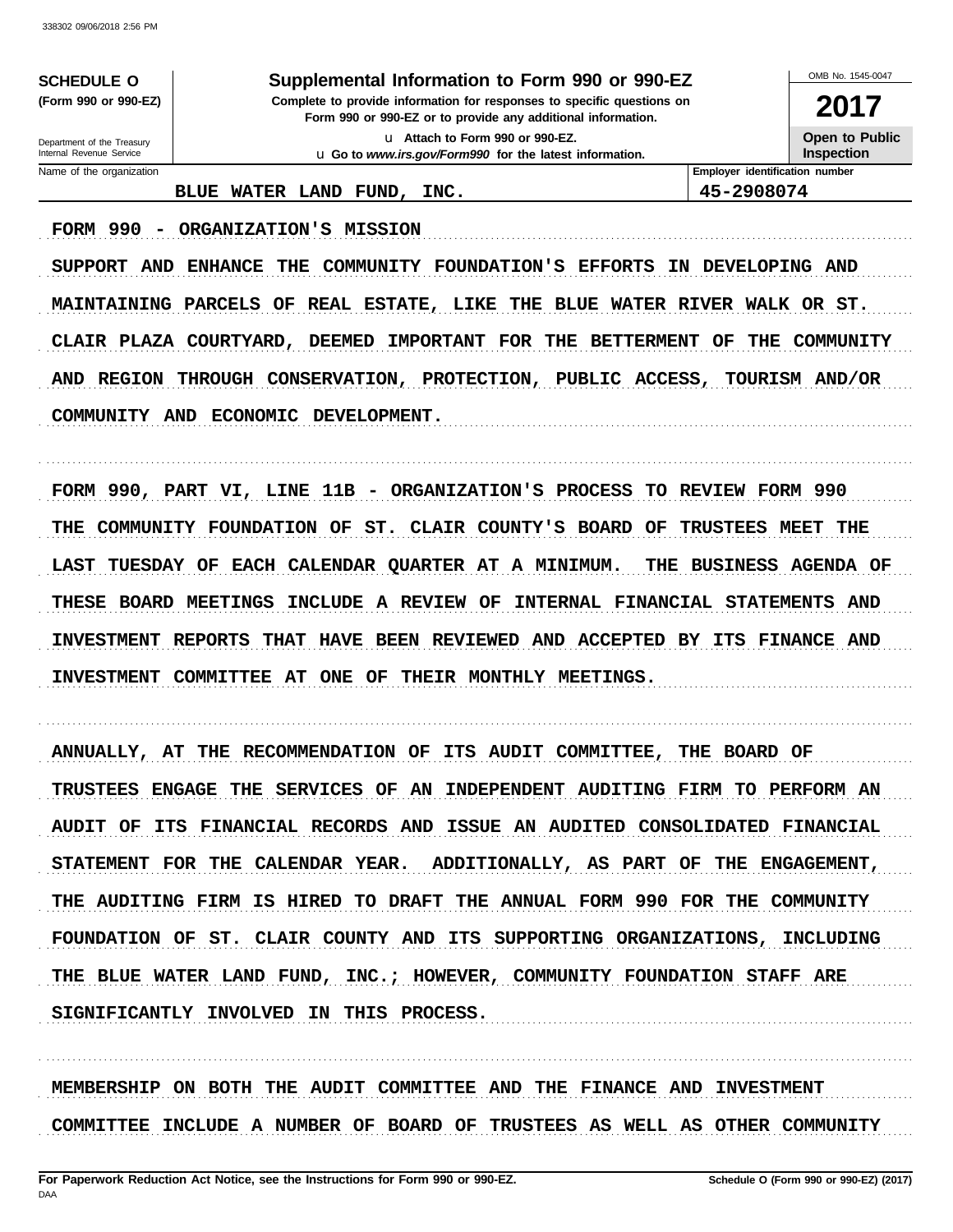**SCHEDULE O**
**(Form 990 or 990-EZ)**

Department of the Treasury
Internal Revenue Service

# Supplemental Information to Form 990 or 990-EZ

**Complete to provide information for responses to specific questions on Form 990 or 990-EZ or to provide any additional information.**

u Attach to Form 990 or 990-EZ.
u Go to *www.irs.gov/Form990* for the latest information.

OMB No. 1545-0047

**2017**

**Open to Public Inspection**

| Name of the organization | Employer identification number |
|---|---|
| BLUE WATER LAND FUND, INC. | 45-2908074 |

FORM 990 - ORGANIZATION'S MISSION

SUPPORT AND ENHANCE THE COMMUNITY FOUNDATION'S EFFORTS IN DEVELOPING AND MAINTAINING PARCELS OF REAL ESTATE, LIKE THE BLUE WATER RIVER WALK OR ST. CLAIR PLAZA COURTYARD, DEEMED IMPORTANT FOR THE BETTERMENT OF THE COMMUNITY AND REGION THROUGH CONSERVATION, PROTECTION, PUBLIC ACCESS, TOURISM AND/OR COMMUNITY AND ECONOMIC DEVELOPMENT.

FORM 990, PART VI, LINE 11B - ORGANIZATION'S PROCESS TO REVIEW FORM 990

THE COMMUNITY FOUNDATION OF ST. CLAIR COUNTY'S BOARD OF TRUSTEES MEET THE LAST TUESDAY OF EACH CALENDAR QUARTER AT A MINIMUM. THE BUSINESS AGENDA OF THESE BOARD MEETINGS INCLUDE A REVIEW OF INTERNAL FINANCIAL STATEMENTS AND INVESTMENT REPORTS THAT HAVE BEEN REVIEWED AND ACCEPTED BY ITS FINANCE AND INVESTMENT COMMITTEE AT ONE OF THEIR MONTHLY MEETINGS.

ANNUALLY, AT THE RECOMMENDATION OF ITS AUDIT COMMITTEE, THE BOARD OF TRUSTEES ENGAGE THE SERVICES OF AN INDEPENDENT AUDITING FIRM TO PERFORM AN AUDIT OF ITS FINANCIAL RECORDS AND ISSUE AN AUDITED CONSOLIDATED FINANCIAL STATEMENT FOR THE CALENDAR YEAR. ADDITIONALLY, AS PART OF THE ENGAGEMENT, THE AUDITING FIRM IS HIRED TO DRAFT THE ANNUAL FORM 990 FOR THE COMMUNITY FOUNDATION OF ST. CLAIR COUNTY AND ITS SUPPORTING ORGANIZATIONS, INCLUDING THE BLUE WATER LAND FUND, INC.; HOWEVER, COMMUNITY FOUNDATION STAFF ARE SIGNIFICANTLY INVOLVED IN THIS PROCESS.

MEMBERSHIP ON BOTH THE AUDIT COMMITTEE AND THE FINANCE AND INVESTMENT COMMITTEE INCLUDE A NUMBER OF BOARD OF TRUSTEES AS WELL AS OTHER COMMUNITY

**For Paperwork Reduction Act Notice, see the Instructions for Form 990 or 990-EZ.** **Schedule O (Form 990 or 990-EZ) (2017)**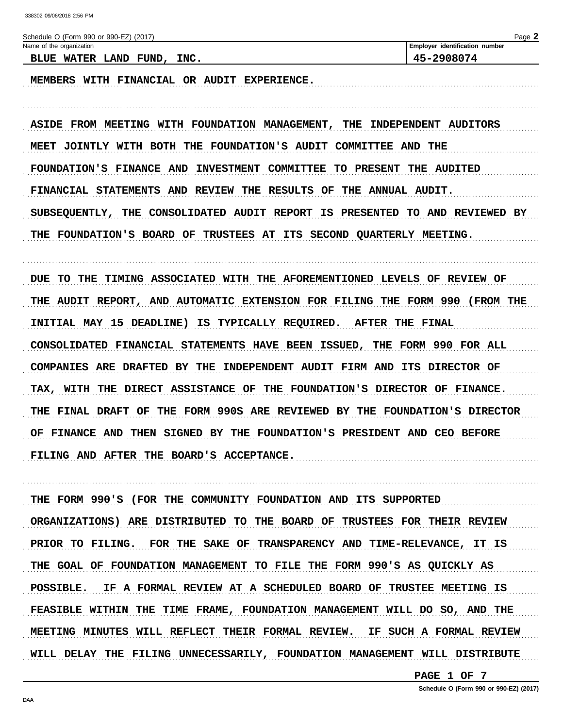Schedule O (Form 990 or 990-EZ) (2017)

| Name of the organization | Employer identification number |
|---|---|
| BLUE WATER LAND FUND, INC. | 45-2908074 |

MEMBERS WITH FINANCIAL OR AUDIT EXPERIENCE.

ASIDE FROM MEETING WITH FOUNDATION MANAGEMENT, THE INDEPENDENT AUDITORS MEET JOINTLY WITH BOTH THE FOUNDATION'S AUDIT COMMITTEE AND THE FOUNDATION'S FINANCE AND INVESTMENT COMMITTEE TO PRESENT THE AUDITED FINANCIAL STATEMENTS AND REVIEW THE RESULTS OF THE ANNUAL AUDIT. SUBSEQUENTLY, THE CONSOLIDATED AUDIT REPORT IS PRESENTED TO AND REVIEWED BY THE FOUNDATION'S BOARD OF TRUSTEES AT ITS SECOND QUARTERLY MEETING.

DUE TO THE TIMING ASSOCIATED WITH THE AFOREMENTIONED LEVELS OF REVIEW OF THE AUDIT REPORT, AND AUTOMATIC EXTENSION FOR FILING THE FORM 990 (FROM THE INITIAL MAY 15 DEADLINE) IS TYPICALLY REQUIRED. AFTER THE FINAL CONSOLIDATED FINANCIAL STATEMENTS HAVE BEEN ISSUED, THE FORM 990 FOR ALL COMPANIES ARE DRAFTED BY THE INDEPENDENT AUDIT FIRM AND ITS DIRECTOR OF TAX, WITH THE DIRECT ASSISTANCE OF THE FOUNDATION'S DIRECTOR OF FINANCE. THE FINAL DRAFT OF THE FORM 990S ARE REVIEWED BY THE FOUNDATION'S DIRECTOR OF FINANCE AND THEN SIGNED BY THE FOUNDATION'S PRESIDENT AND CEO BEFORE FILING AND AFTER THE BOARD'S ACCEPTANCE.

THE FORM 990'S (FOR THE COMMUNITY FOUNDATION AND ITS SUPPORTED ORGANIZATIONS) ARE DISTRIBUTED TO THE BOARD OF TRUSTEES FOR THEIR REVIEW PRIOR TO FILING. FOR THE SAKE OF TRANSPARENCY AND TIME-RELEVANCE, IT IS THE GOAL OF FOUNDATION MANAGEMENT TO FILE THE FORM 990'S AS QUICKLY AS POSSIBLE. IF A FORMAL REVIEW AT A SCHEDULED BOARD OF TRUSTEE MEETING IS FEASIBLE WITHIN THE TIME FRAME, FOUNDATION MANAGEMENT WILL DO SO, AND THE MEETING MINUTES WILL REFLECT THEIR FORMAL REVIEW. IF SUCH A FORMAL REVIEW WILL DELAY THE FILING UNNECESSARILY, FOUNDATION MANAGEMENT WILL DISTRIBUTE

PAGE 1 OF 7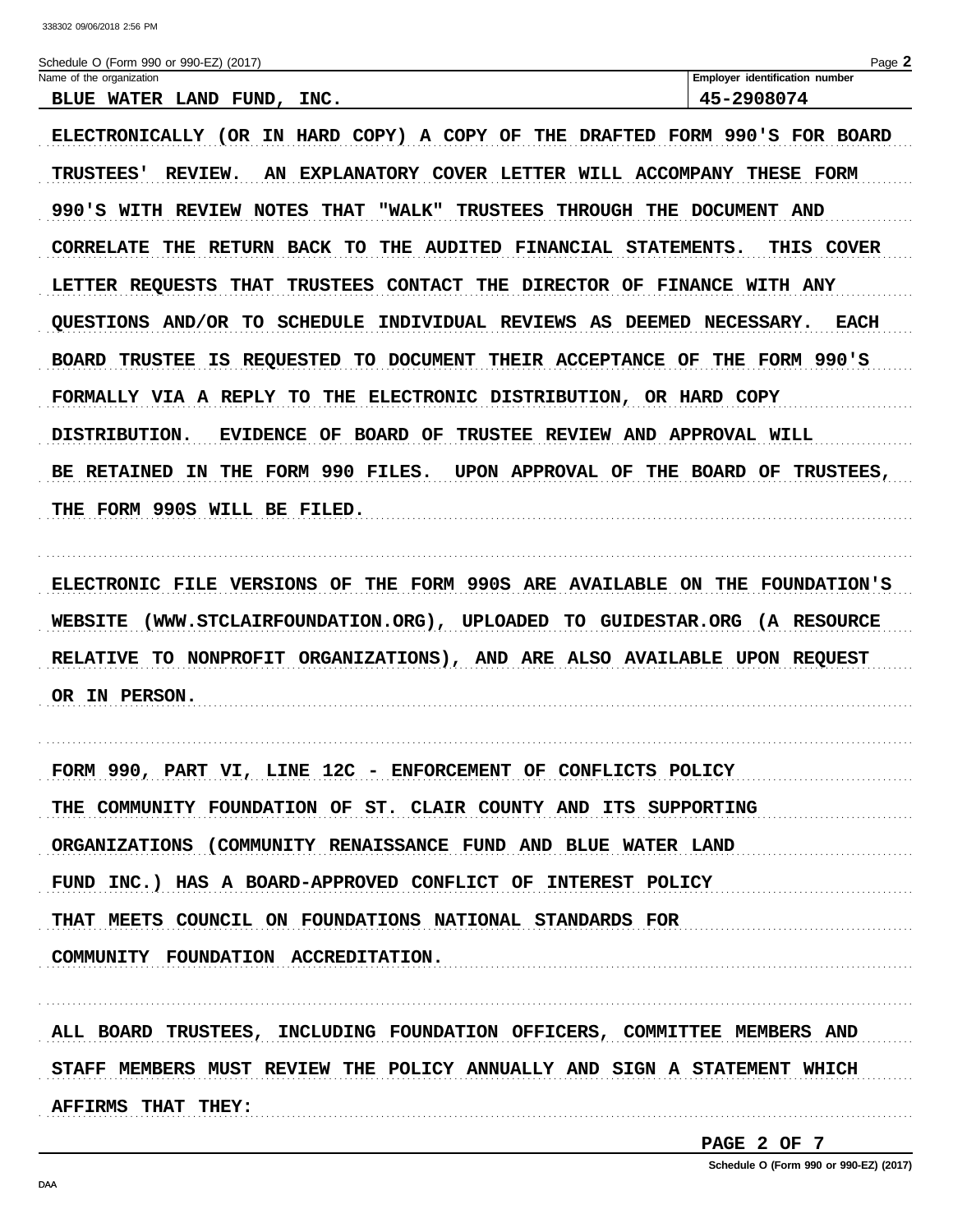Schedule O (Form 990 or 990-EZ) (2017)

| Name of the organization | Employer identification number |
| --- | --- |
| BLUE WATER LAND FUND, INC. | 45-2908074 |

ELECTRONICALLY (OR IN HARD COPY) A COPY OF THE DRAFTED FORM 990'S FOR BOARD TRUSTEES' REVIEW. AN EXPLANATORY COVER LETTER WILL ACCOMPANY THESE FORM 990'S WITH REVIEW NOTES THAT "WALK" TRUSTEES THROUGH THE DOCUMENT AND CORRELATE THE RETURN BACK TO THE AUDITED FINANCIAL STATEMENTS. THIS COVER LETTER REQUESTS THAT TRUSTEES CONTACT THE DIRECTOR OF FINANCE WITH ANY QUESTIONS AND/OR TO SCHEDULE INDIVIDUAL REVIEWS AS DEEMED NECESSARY. EACH BOARD TRUSTEE IS REQUESTED TO DOCUMENT THEIR ACCEPTANCE OF THE FORM 990'S FORMALLY VIA A REPLY TO THE ELECTRONIC DISTRIBUTION, OR HARD COPY DISTRIBUTION. EVIDENCE OF BOARD OF TRUSTEE REVIEW AND APPROVAL WILL BE RETAINED IN THE FORM 990 FILES. UPON APPROVAL OF THE BOARD OF TRUSTEES, THE FORM 990S WILL BE FILED.

ELECTRONIC FILE VERSIONS OF THE FORM 990S ARE AVAILABLE ON THE FOUNDATION'S WEBSITE (WWW.STCLAIRFOUNDATION.ORG), UPLOADED TO GUIDESTAR.ORG (A RESOURCE RELATIVE TO NONPROFIT ORGANIZATIONS), AND ARE ALSO AVAILABLE UPON REQUEST OR IN PERSON.

FORM 990, PART VI, LINE 12C - ENFORCEMENT OF CONFLICTS POLICY
THE COMMUNITY FOUNDATION OF ST. CLAIR COUNTY AND ITS SUPPORTING ORGANIZATIONS (COMMUNITY RENAISSANCE FUND AND BLUE WATER LAND FUND INC.) HAS A BOARD-APPROVED CONFLICT OF INTEREST POLICY THAT MEETS COUNCIL ON FOUNDATIONS NATIONAL STANDARDS FOR COMMUNITY FOUNDATION ACCREDITATION.

ALL BOARD TRUSTEES, INCLUDING FOUNDATION OFFICERS, COMMITTEE MEMBERS AND STAFF MEMBERS MUST REVIEW THE POLICY ANNUALLY AND SIGN A STATEMENT WHICH AFFIRMS THAT THEY: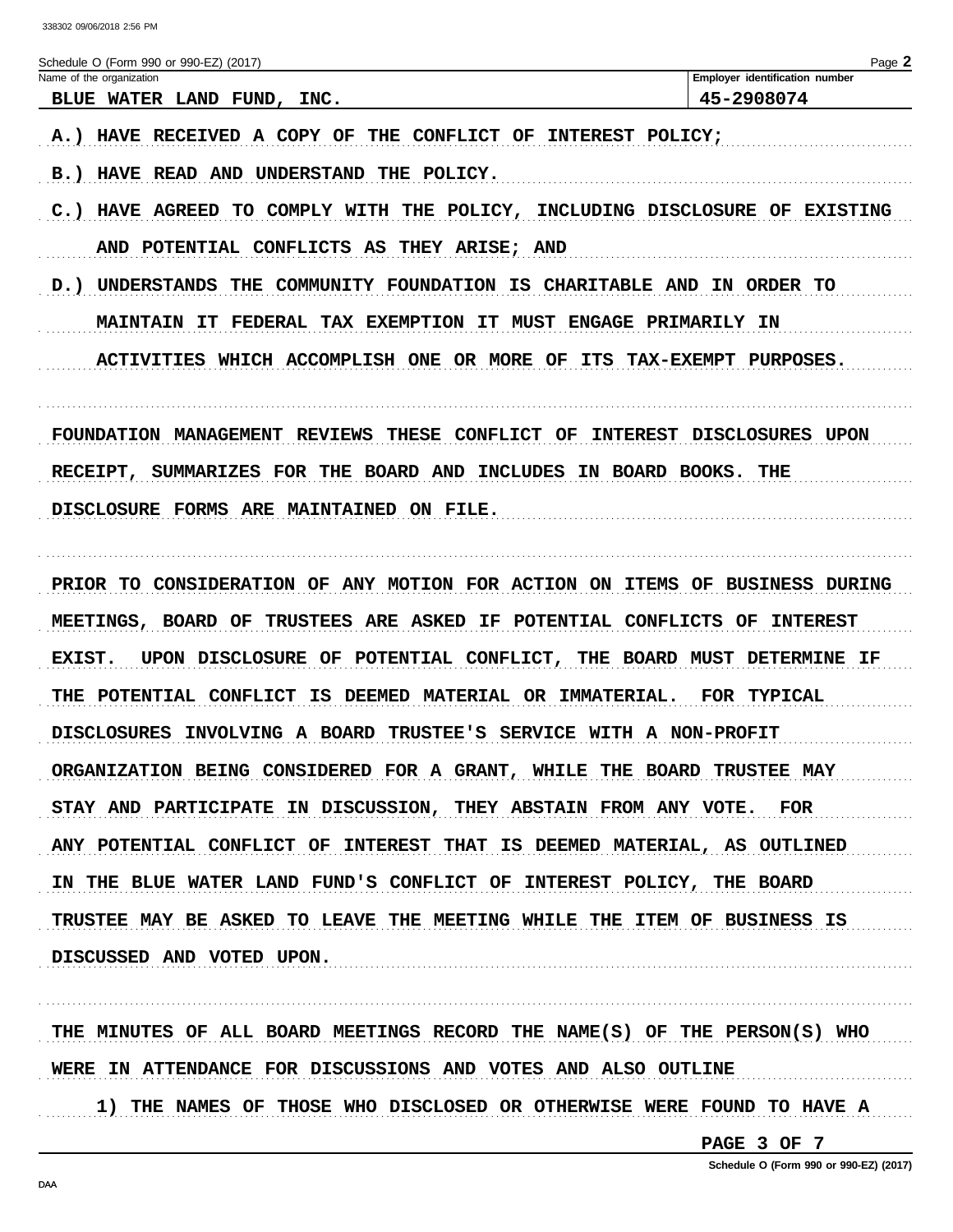Schedule O (Form 990 or 990-EZ) (2017)

| Name of the organization | Employer identification number |
| --- | --- |
| BLUE WATER LAND FUND, INC. | 45-2908074 |

A.) HAVE RECEIVED A COPY OF THE CONFLICT OF INTEREST POLICY;

B.) HAVE READ AND UNDERSTAND THE POLICY.

C.) HAVE AGREED TO COMPLY WITH THE POLICY, INCLUDING DISCLOSURE OF EXISTING AND POTENTIAL CONFLICTS AS THEY ARISE; AND

D.) UNDERSTANDS THE COMMUNITY FOUNDATION IS CHARITABLE AND IN ORDER TO MAINTAIN IT FEDERAL TAX EXEMPTION IT MUST ENGAGE PRIMARILY IN ACTIVITIES WHICH ACCOMPLISH ONE OR MORE OF ITS TAX-EXEMPT PURPOSES.

FOUNDATION MANAGEMENT REVIEWS THESE CONFLICT OF INTEREST DISCLOSURES UPON RECEIPT, SUMMARIZES FOR THE BOARD AND INCLUDES IN BOARD BOOKS. THE DISCLOSURE FORMS ARE MAINTAINED ON FILE.

PRIOR TO CONSIDERATION OF ANY MOTION FOR ACTION ON ITEMS OF BUSINESS DURING MEETINGS, BOARD OF TRUSTEES ARE ASKED IF POTENTIAL CONFLICTS OF INTEREST EXIST. UPON DISCLOSURE OF POTENTIAL CONFLICT, THE BOARD MUST DETERMINE IF THE POTENTIAL CONFLICT IS DEEMED MATERIAL OR IMMATERIAL. FOR TYPICAL DISCLOSURES INVOLVING A BOARD TRUSTEE'S SERVICE WITH A NON-PROFIT ORGANIZATION BEING CONSIDERED FOR A GRANT, WHILE THE BOARD TRUSTEE MAY STAY AND PARTICIPATE IN DISCUSSION, THEY ABSTAIN FROM ANY VOTE. FOR ANY POTENTIAL CONFLICT OF INTEREST THAT IS DEEMED MATERIAL, AS OUTLINED IN THE BLUE WATER LAND FUND'S CONFLICT OF INTEREST POLICY, THE BOARD TRUSTEE MAY BE ASKED TO LEAVE THE MEETING WHILE THE ITEM OF BUSINESS IS DISCUSSED AND VOTED UPON.

THE MINUTES OF ALL BOARD MEETINGS RECORD THE NAME(S) OF THE PERSON(S) WHO WERE IN ATTENDANCE FOR DISCUSSIONS AND VOTES AND ALSO OUTLINE

1) THE NAMES OF THOSE WHO DISCLOSED OR OTHERWISE WERE FOUND TO HAVE A

PAGE 3 OF 7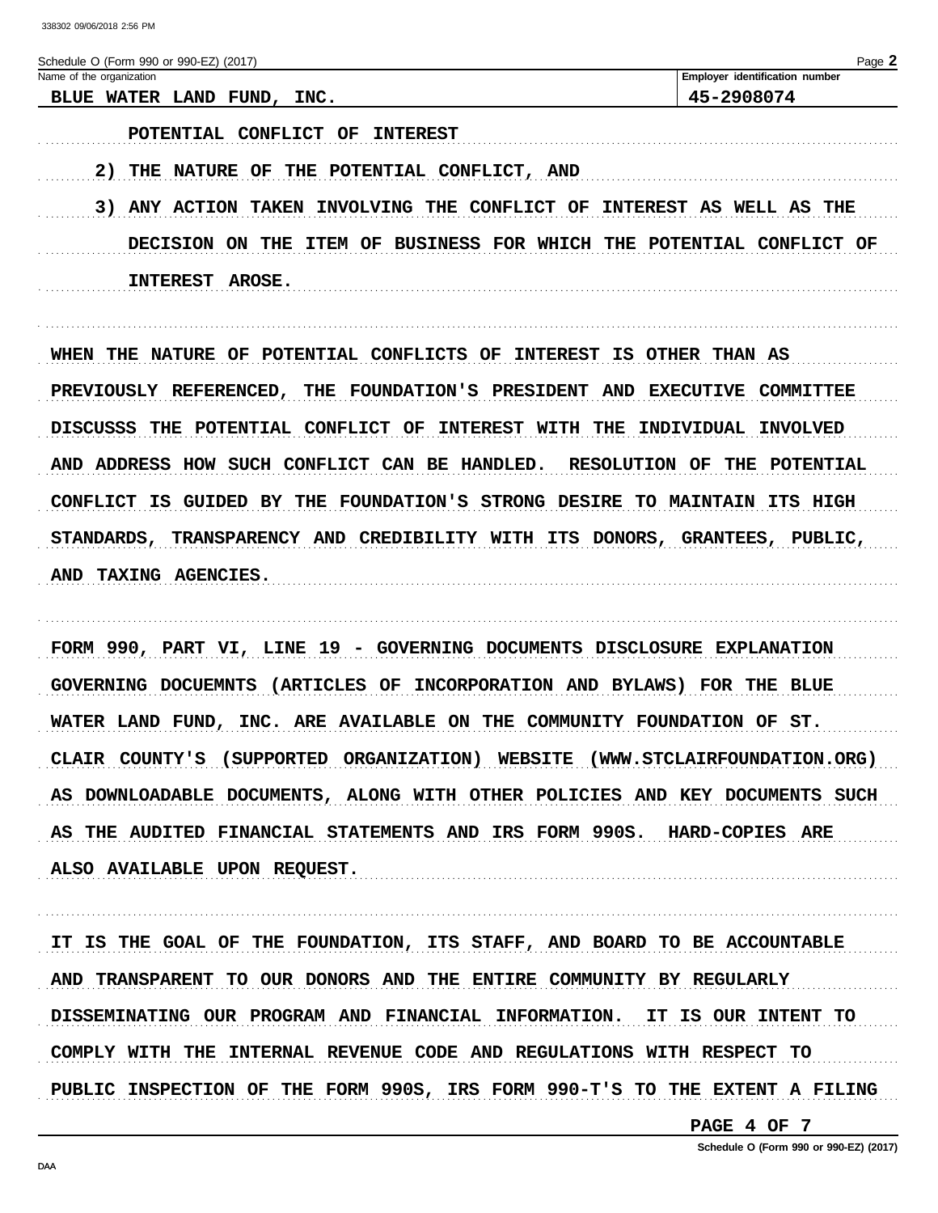Schedule O (Form 990 or 990-EZ) (2017)

| Name of the organization | Employer identification number |
| --- | --- |
| BLUE WATER LAND FUND, INC. | 45-2908074 |

POTENTIAL CONFLICT OF INTEREST

2) THE NATURE OF THE POTENTIAL CONFLICT, AND

3) ANY ACTION TAKEN INVOLVING THE CONFLICT OF INTEREST AS WELL AS THE DECISION ON THE ITEM OF BUSINESS FOR WHICH THE POTENTIAL CONFLICT OF INTEREST AROSE.

WHEN THE NATURE OF POTENTIAL CONFLICTS OF INTEREST IS OTHER THAN AS PREVIOUSLY REFERENCED, THE FOUNDATION'S PRESIDENT AND EXECUTIVE COMMITTEE DISCUSSS THE POTENTIAL CONFLICT OF INTEREST WITH THE INDIVIDUAL INVOLVED AND ADDRESS HOW SUCH CONFLICT CAN BE HANDLED. RESOLUTION OF THE POTENTIAL CONFLICT IS GUIDED BY THE FOUNDATION'S STRONG DESIRE TO MAINTAIN ITS HIGH STANDARDS, TRANSPARENCY AND CREDIBILITY WITH ITS DONORS, GRANTEES, PUBLIC, AND TAXING AGENCIES.

FORM 990, PART VI, LINE 19 - GOVERNING DOCUMENTS DISCLOSURE EXPLANATION
GOVERNING DOCUEMNTS (ARTICLES OF INCORPORATION AND BYLAWS) FOR THE BLUE WATER LAND FUND, INC. ARE AVAILABLE ON THE COMMUNITY FOUNDATION OF ST. CLAIR COUNTY'S (SUPPORTED ORGANIZATION) WEBSITE (WWW.STCLAIRFOUNDATION.ORG) AS DOWNLOADABLE DOCUMENTS, ALONG WITH OTHER POLICIES AND KEY DOCUMENTS SUCH AS THE AUDITED FINANCIAL STATEMENTS AND IRS FORM 990S. HARD-COPIES ARE ALSO AVAILABLE UPON REQUEST.

IT IS THE GOAL OF THE FOUNDATION, ITS STAFF, AND BOARD TO BE ACCOUNTABLE AND TRANSPARENT TO OUR DONORS AND THE ENTIRE COMMUNITY BY REGULARLY DISSEMINATING OUR PROGRAM AND FINANCIAL INFORMATION. IT IS OUR INTENT TO COMPLY WITH THE INTERNAL REVENUE CODE AND REGULATIONS WITH RESPECT TO PUBLIC INSPECTION OF THE FORM 990S, IRS FORM 990-T'S TO THE EXTENT A FILING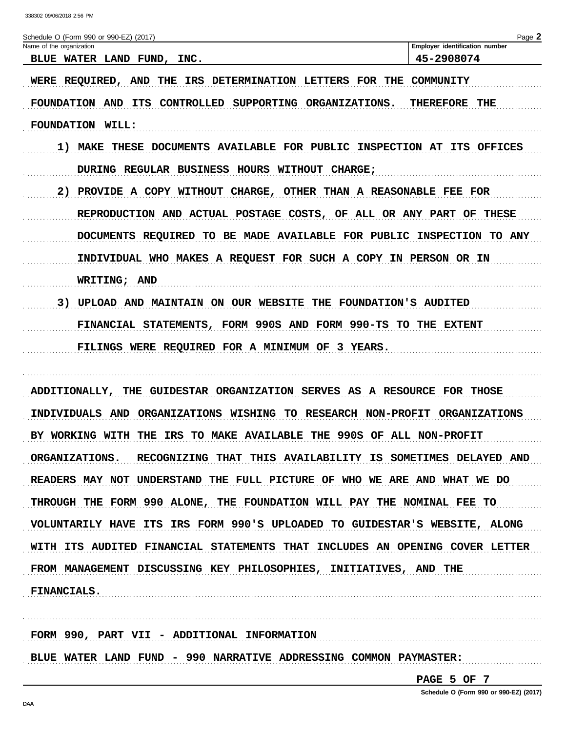Schedule O (Form 990 or 990-EZ) (2017)

| Name of the organization | Employer identification number |
|---|---|
| BLUE WATER LAND FUND, INC. | 45-2908074 |

WERE REQUIRED, AND THE IRS DETERMINATION LETTERS FOR THE COMMUNITY FOUNDATION AND ITS CONTROLLED SUPPORTING ORGANIZATIONS. THEREFORE THE FOUNDATION WILL:

1) MAKE THESE DOCUMENTS AVAILABLE FOR PUBLIC INSPECTION AT ITS OFFICES DURING REGULAR BUSINESS HOURS WITHOUT CHARGE;

2) PROVIDE A COPY WITHOUT CHARGE, OTHER THAN A REASONABLE FEE FOR REPRODUCTION AND ACTUAL POSTAGE COSTS, OF ALL OR ANY PART OF THESE DOCUMENTS REQUIRED TO BE MADE AVAILABLE FOR PUBLIC INSPECTION TO ANY INDIVIDUAL WHO MAKES A REQUEST FOR SUCH A COPY IN PERSON OR IN WRITING; AND

3) UPLOAD AND MAINTAIN ON OUR WEBSITE THE FOUNDATION'S AUDITED FINANCIAL STATEMENTS, FORM 990S AND FORM 990-TS TO THE EXTENT FILINGS WERE REQUIRED FOR A MINIMUM OF 3 YEARS.

ADDITIONALLY, THE GUIDESTAR ORGANIZATION SERVES AS A RESOURCE FOR THOSE INDIVIDUALS AND ORGANIZATIONS WISHING TO RESEARCH NON-PROFIT ORGANIZATIONS BY WORKING WITH THE IRS TO MAKE AVAILABLE THE 990S OF ALL NON-PROFIT ORGANIZATIONS. RECOGNIZING THAT THIS AVAILABILITY IS SOMETIMES DELAYED AND READERS MAY NOT UNDERSTAND THE FULL PICTURE OF WHO WE ARE AND WHAT WE DO THROUGH THE FORM 990 ALONE, THE FOUNDATION WILL PAY THE NOMINAL FEE TO VOLUNTARILY HAVE ITS IRS FORM 990'S UPLOADED TO GUIDESTAR'S WEBSITE, ALONG WITH ITS AUDITED FINANCIAL STATEMENTS THAT INCLUDES AN OPENING COVER LETTER FROM MANAGEMENT DISCUSSING KEY PHILOSOPHIES, INITIATIVES, AND THE FINANCIALS.

FORM 990, PART VII - ADDITIONAL INFORMATION

BLUE WATER LAND FUND - 990 NARRATIVE ADDRESSING COMMON PAYMASTER: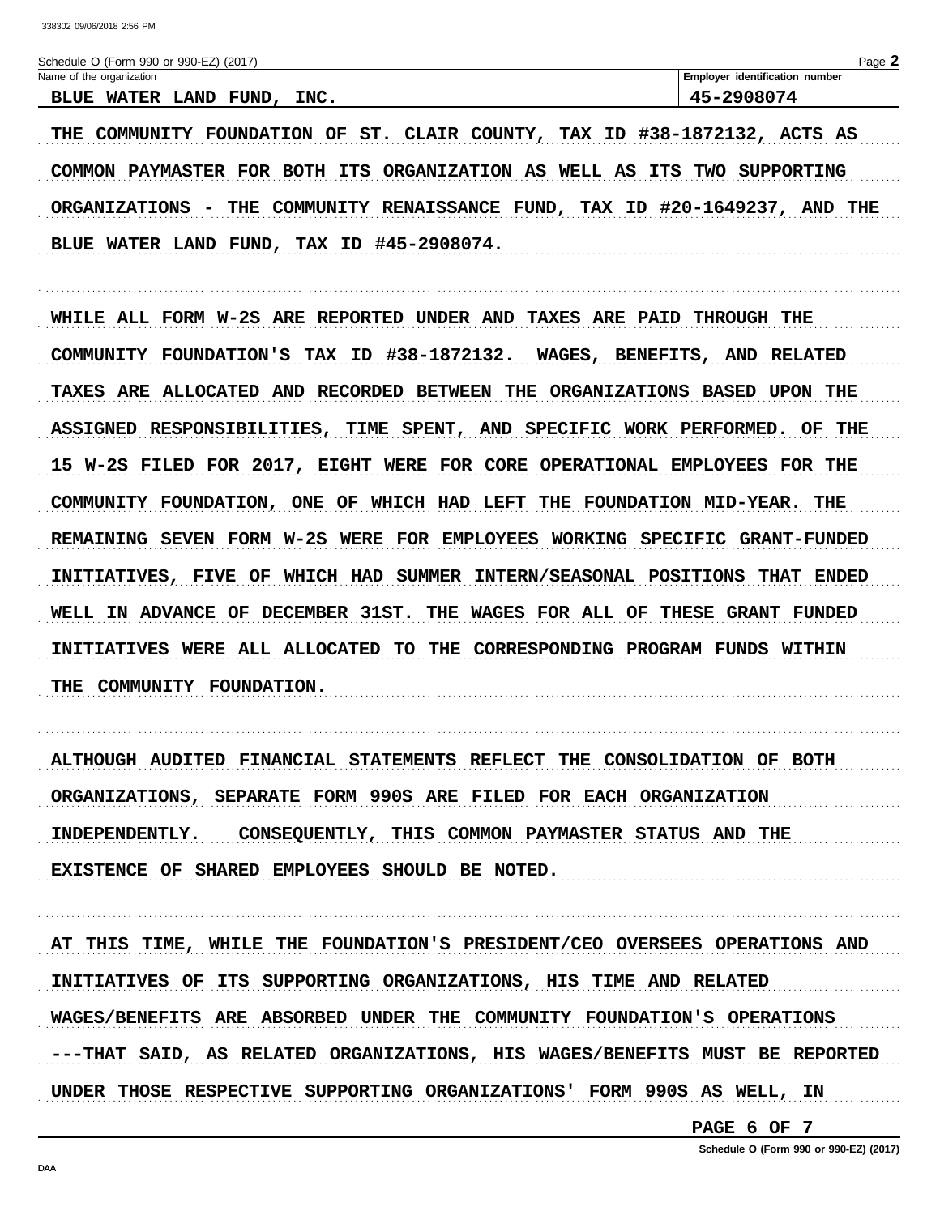Schedule O (Form 990 or 990-EZ) (2017)

| Name of the organization | Employer identification number |
| --- | --- |
| BLUE WATER LAND FUND, INC. | 45-2908074 |

THE COMMUNITY FOUNDATION OF ST. CLAIR COUNTY, TAX ID #38-1872132, ACTS AS COMMON PAYMASTER FOR BOTH ITS ORGANIZATION AS WELL AS ITS TWO SUPPORTING ORGANIZATIONS - THE COMMUNITY RENAISSANCE FUND, TAX ID #20-1649237, AND THE BLUE WATER LAND FUND, TAX ID #45-2908074.

WHILE ALL FORM W-2S ARE REPORTED UNDER AND TAXES ARE PAID THROUGH THE COMMUNITY FOUNDATION'S TAX ID #38-1872132. WAGES, BENEFITS, AND RELATED TAXES ARE ALLOCATED AND RECORDED BETWEEN THE ORGANIZATIONS BASED UPON THE ASSIGNED RESPONSIBILITIES, TIME SPENT, AND SPECIFIC WORK PERFORMED. OF THE 15 W-2S FILED FOR 2017, EIGHT WERE FOR CORE OPERATIONAL EMPLOYEES FOR THE COMMUNITY FOUNDATION, ONE OF WHICH HAD LEFT THE FOUNDATION MID-YEAR. THE REMAINING SEVEN FORM W-2S WERE FOR EMPLOYEES WORKING SPECIFIC GRANT-FUNDED INITIATIVES, FIVE OF WHICH HAD SUMMER INTERN/SEASONAL POSITIONS THAT ENDED WELL IN ADVANCE OF DECEMBER 31ST. THE WAGES FOR ALL OF THESE GRANT FUNDED INITIATIVES WERE ALL ALLOCATED TO THE CORRESPONDING PROGRAM FUNDS WITHIN THE COMMUNITY FOUNDATION.

ALTHOUGH AUDITED FINANCIAL STATEMENTS REFLECT THE CONSOLIDATION OF BOTH ORGANIZATIONS, SEPARATE FORM 990S ARE FILED FOR EACH ORGANIZATION INDEPENDENTLY. CONSEQUENTLY, THIS COMMON PAYMASTER STATUS AND THE EXISTENCE OF SHARED EMPLOYEES SHOULD BE NOTED.

AT THIS TIME, WHILE THE FOUNDATION'S PRESIDENT/CEO OVERSEES OPERATIONS AND INITIATIVES OF ITS SUPPORTING ORGANIZATIONS, HIS TIME AND RELATED WAGES/BENEFITS ARE ABSORBED UNDER THE COMMUNITY FOUNDATION'S OPERATIONS ---THAT SAID, AS RELATED ORGANIZATIONS, HIS WAGES/BENEFITS MUST BE REPORTED UNDER THOSE RESPECTIVE SUPPORTING ORGANIZATIONS' FORM 990S AS WELL, IN

PAGE 6 OF 7

Schedule O (Form 990 or 990-EZ) (2017)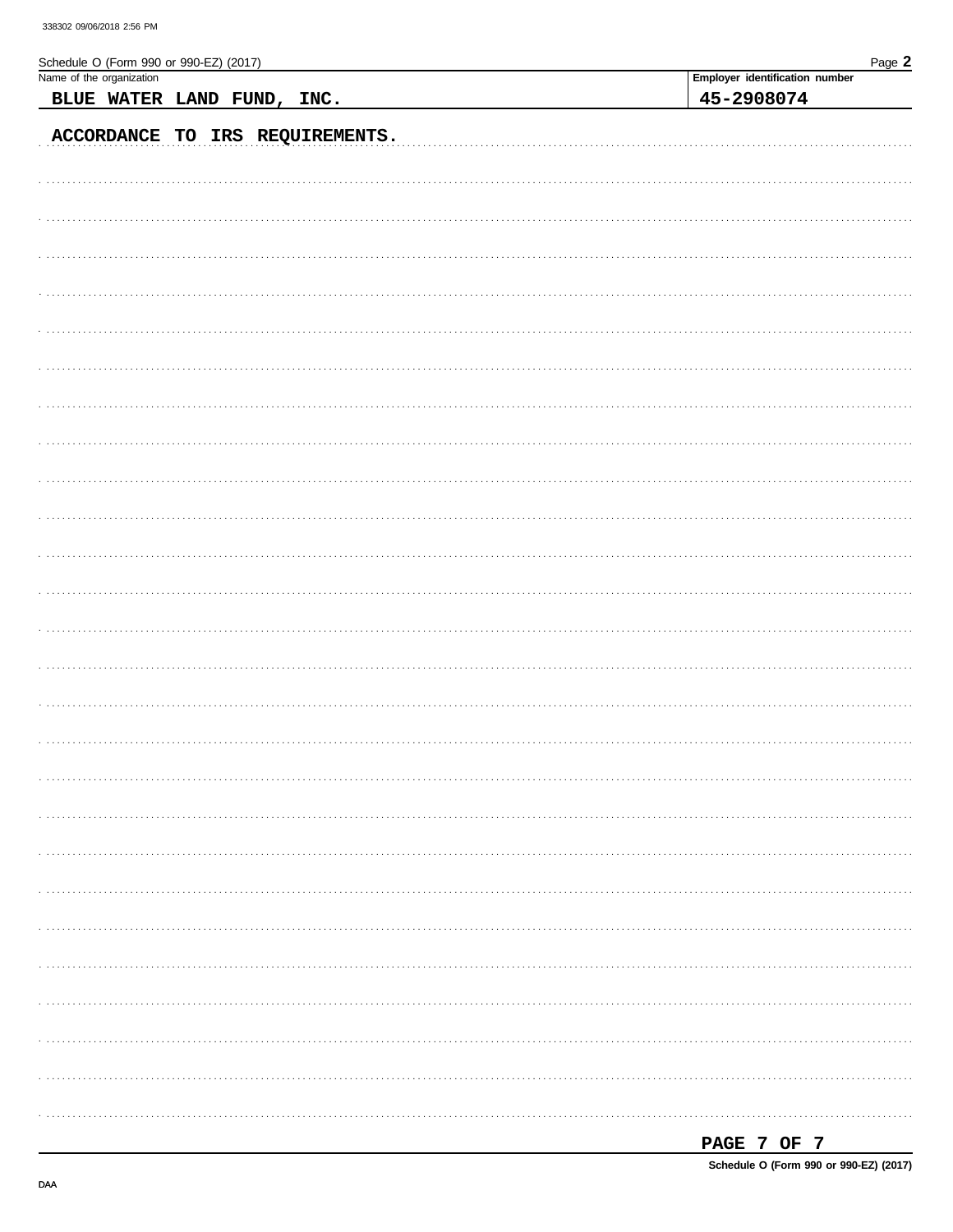Schedule O (Form 990 or 990-EZ) (2017)

| Name of the organization | Employer identification number |
| --- | --- |
| BLUE WATER LAND FUND, INC. | 45-2908074 |

ACCORDANCE TO IRS REQUIREMENTS.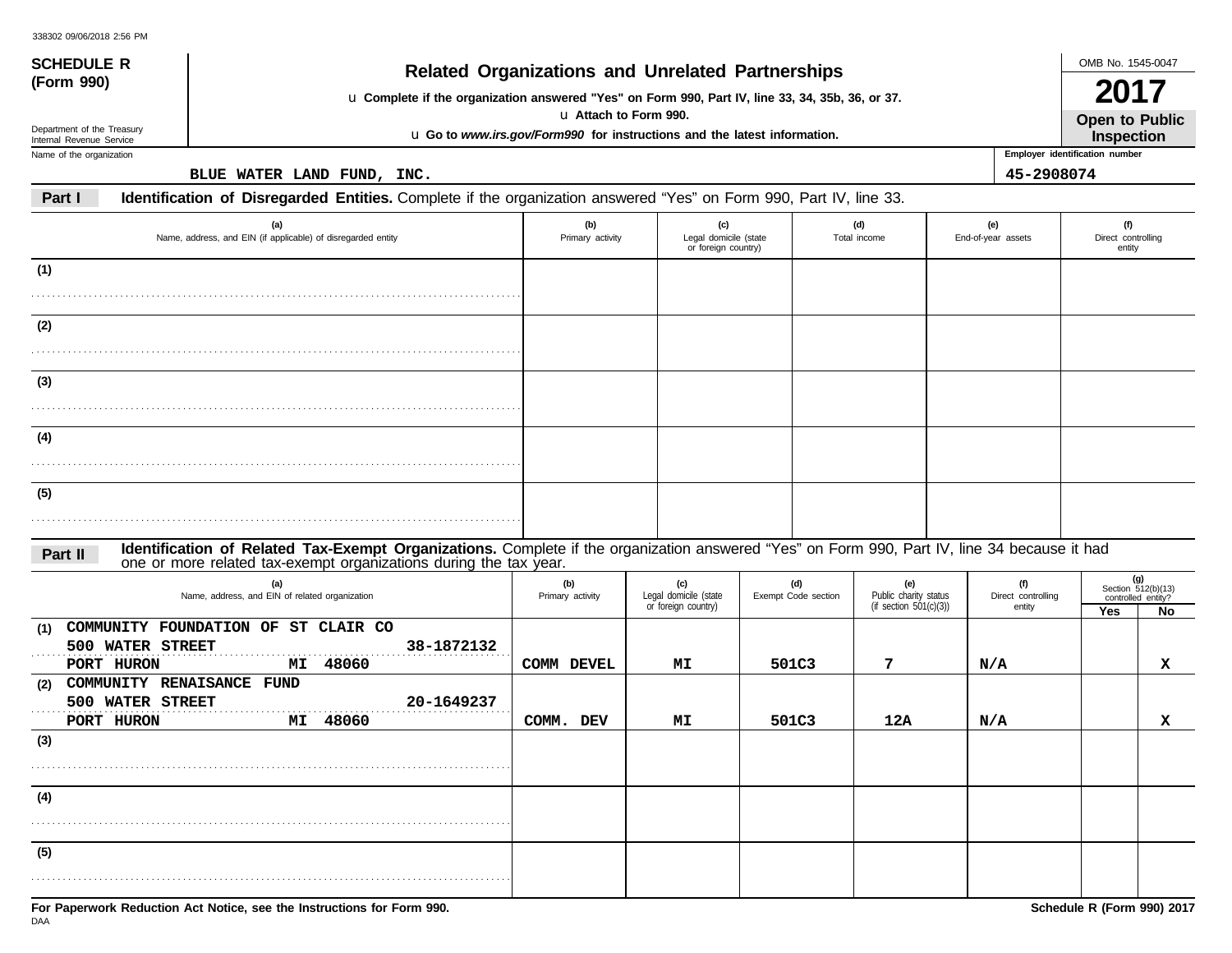# SCHEDULE R (Form 990)

## Related Organizations and Unrelated Partnerships

u Complete if the organization answered "Yes" on Form 990, Part IV, line 33, 34, 35b, 36, or 37.

u Attach to Form 990.

u Go to *www.irs.gov/Form990* for instructions and the latest information.

OMB No. 1545-0047

**2017**

**Open to Public Inspection**

Department of the Treasury
Internal Revenue Service

Name of the organization: BLUE WATER LAND FUND, INC.

Employer identification number: 45-2908074

**Part I** **Identification of Disregarded Entities.** Complete if the organization answered "Yes" on Form 990, Part IV, line 33.

| | (a) Name, address, and EIN (if applicable) of disregarded entity | (b) Primary activity | (c) Legal domicile (state or foreign country) | (d) Total income | (e) End-of-year assets | (f) Direct controlling entity |
|---|---|---|---|---|---|---|
| (1) | | | | | | |
| (2) | | | | | | |
| (3) | | | | | | |
| (4) | | | | | | |
| (5) | | | | | | |

**Part II** **Identification of Related Tax-Exempt Organizations.** Complete if the organization answered "Yes" on Form 990, Part IV, line 34 because it had one or more related tax-exempt organizations during the tax year.

| | (a) Name, address, and EIN of related organization | (b) Primary activity | (c) Legal domicile (state or foreign country) | (d) Exempt Code section | (e) Public charity status (if section 501(c)(3)) | (f) Direct controlling entity | (g) Section 512(b)(13) controlled entity? Yes | No |
|---|---|---|---|---|---|---|---|---|
| (1) | COMMUNITY FOUNDATION OF ST CLAIR CO<br>500 WATER STREET 38-1872132<br>PORT HURON MI 48060 | COMM DEVEL | MI | 501C3 | 7 | N/A | | X |
| (2) | COMMUNITY RENAISANCE FUND<br>500 WATER STREET 20-1649237<br>PORT HURON MI 48060 | COMM. DEV | MI | 501C3 | 12A | N/A | | X |
| (3) | | | | | | | | |
| (4) | | | | | | | | |
| (5) | | | | | | | | |

For Paperwork Reduction Act Notice, see the Instructions for Form 990.

Schedule R (Form 990) 2017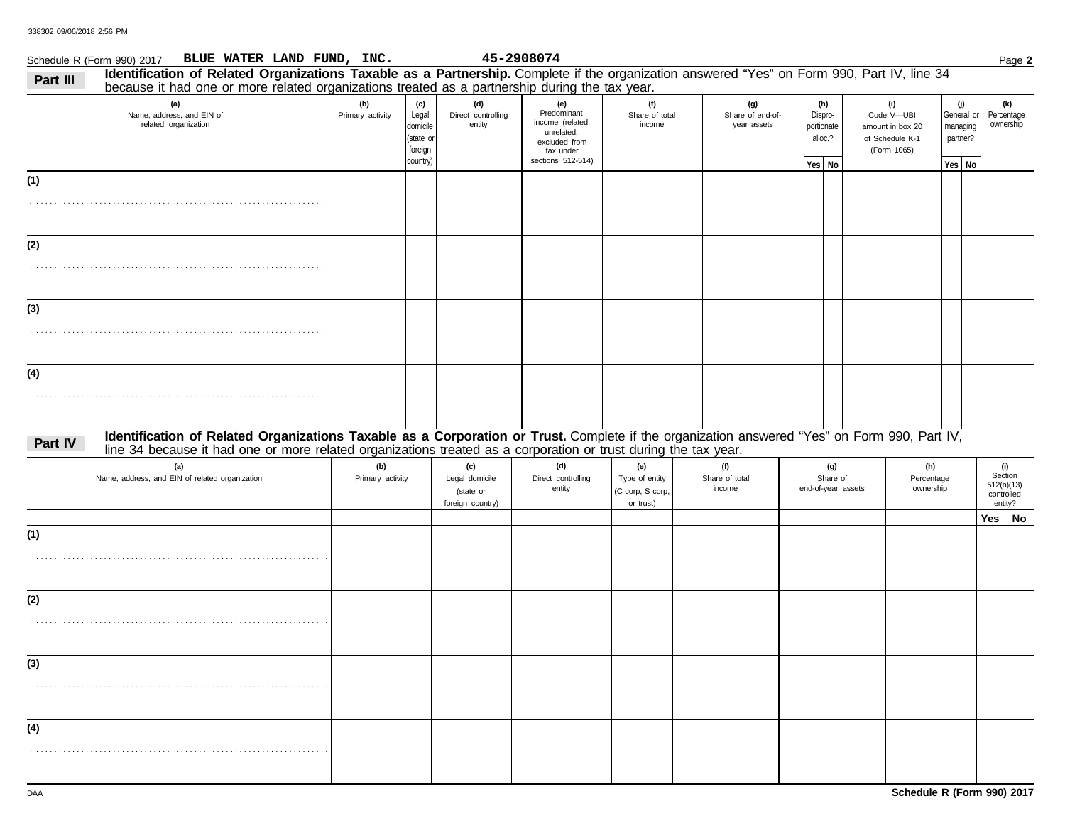Schedule R (Form 990) 2017 **BLUE WATER LAND FUND, INC.** **45-2908074** Page **2**

**Part III** **Identification of Related Organizations Taxable as a Partnership.** Complete if the organization answered "Yes" on Form 990, Part IV, line 34 because it had one or more related organizations treated as a partnership during the tax year.

| (a) Name, address, and EIN of related organization | (b) Primary activity | (c) Legal domicile (state or foreign country) | (d) Direct controlling entity | (e) Predominant income (related, unrelated, excluded from tax under sections 512-514) | (f) Share of total income | (g) Share of end-of-year assets | (h) Dispro-portionate alloc.? Yes | (h) No | (i) Code V—UBI amount in box 20 of Schedule K-1 (Form 1065) | (j) General or managing partner? Yes | (j) No | (k) Percentage ownership |
|---|---|---|---|---|---|---|---|---|---|---|---|---|
| (1) | | | | | | | | | | | | |
| (2) | | | | | | | | | | | | |
| (3) | | | | | | | | | | | | |
| (4) | | | | | | | | | | | | |

**Part IV** **Identification of Related Organizations Taxable as a Corporation or Trust.** Complete if the organization answered "Yes" on Form 990, Part IV, line 34 because it had one or more related organizations treated as a corporation or trust during the tax year.

| (a) Name, address, and EIN of related organization | (b) Primary activity | (c) Legal domicile (state or foreign country) | (d) Direct controlling entity | (e) Type of entity (C corp, S corp, or trust) | (f) Share of total income | (g) Share of end-of-year assets | (h) Percentage ownership | (i) Section 512(b)(13) controlled entity? Yes | (i) No |
|---|---|---|---|---|---|---|---|---|---|
| (1) | | | | | | | | | |
| (2) | | | | | | | | | |
| (3) | | | | | | | | | |
| (4) | | | | | | | | | |

DAA **Schedule R (Form 990) 2017**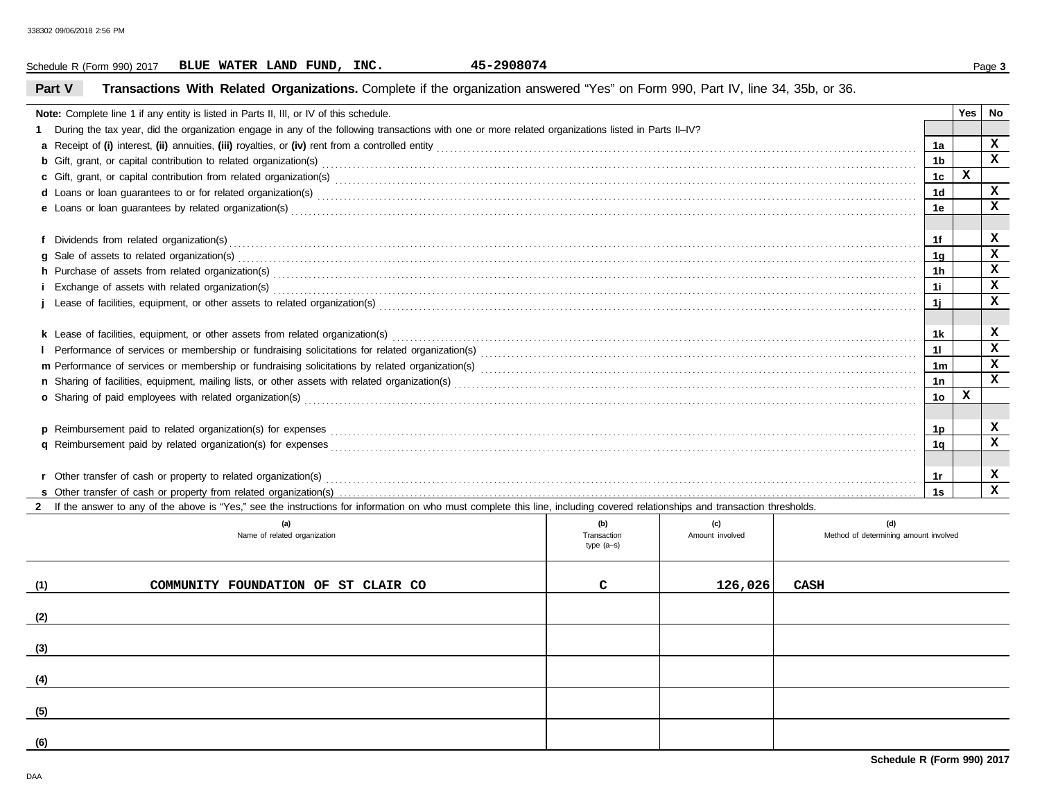Schedule R (Form 990) 2017 **BLUE WATER LAND FUND, INC.** **45-2908074** Page **3**

## Part V Transactions With Related Organizations.

Complete if the organization answered "Yes" on Form 990, Part IV, line 34, 35b, or 36.

| **Note:** Complete line 1 if any entity is listed in Parts II, III, or IV of this schedule. | | Yes | No |
|---|---|---|---|
| **1** During the tax year, did the organization engage in any of the following transactions with one or more related organizations listed in Parts II–IV? | | | |
| **a** Receipt of **(i)** interest, **(ii)** annuities, **(iii)** royalties, or **(iv)** rent from a controlled entity | 1a | | X |
| **b** Gift, grant, or capital contribution to related organization(s) | 1b | | X |
| **c** Gift, grant, or capital contribution from related organization(s) | 1c | X | |
| **d** Loans or loan guarantees to or for related organization(s) | 1d | | X |
| **e** Loans or loan guarantees by related organization(s) | 1e | | X |
| **f** Dividends from related organization(s) | 1f | | X |
| **g** Sale of assets to related organization(s) | 1g | | X |
| **h** Purchase of assets from related organization(s) | 1h | | X |
| **i** Exchange of assets with related organization(s) | 1i | | X |
| **j** Lease of facilities, equipment, or other assets to related organization(s) | 1j | | X |
| **k** Lease of facilities, equipment, or other assets from related organization(s) | 1k | | X |
| **l** Performance of services or membership or fundraising solicitations for related organization(s) | 1l | | X |
| **m** Performance of services or membership or fundraising solicitations by related organization(s) | 1m | | X |
| **n** Sharing of facilities, equipment, mailing lists, or other assets with related organization(s) | 1n | | X |
| **o** Sharing of paid employees with related organization(s) | 1o | X | |
| **p** Reimbursement paid to related organization(s) for expenses | 1p | | X |
| **q** Reimbursement paid by related organization(s) for expenses | 1q | | X |
| **r** Other transfer of cash or property to related organization(s) | 1r | | X |
| **s** Other transfer of cash or property from related organization(s) | 1s | | X |

**2** If the answer to any of the above is "Yes," see the instructions for information on who must complete this line, including covered relationships and transaction thresholds.

| | (a) Name of related organization | (b) Transaction type (a–s) | (c) Amount involved | (d) Method of determining amount involved |
|---|---|---|---|---|
| (1) | COMMUNITY FOUNDATION OF ST CLAIR CO | C | 126,026 | CASH |
| (2) | | | | |
| (3) | | | | |
| (4) | | | | |
| (5) | | | | |
| (6) | | | | |

**Schedule R (Form 990) 2017**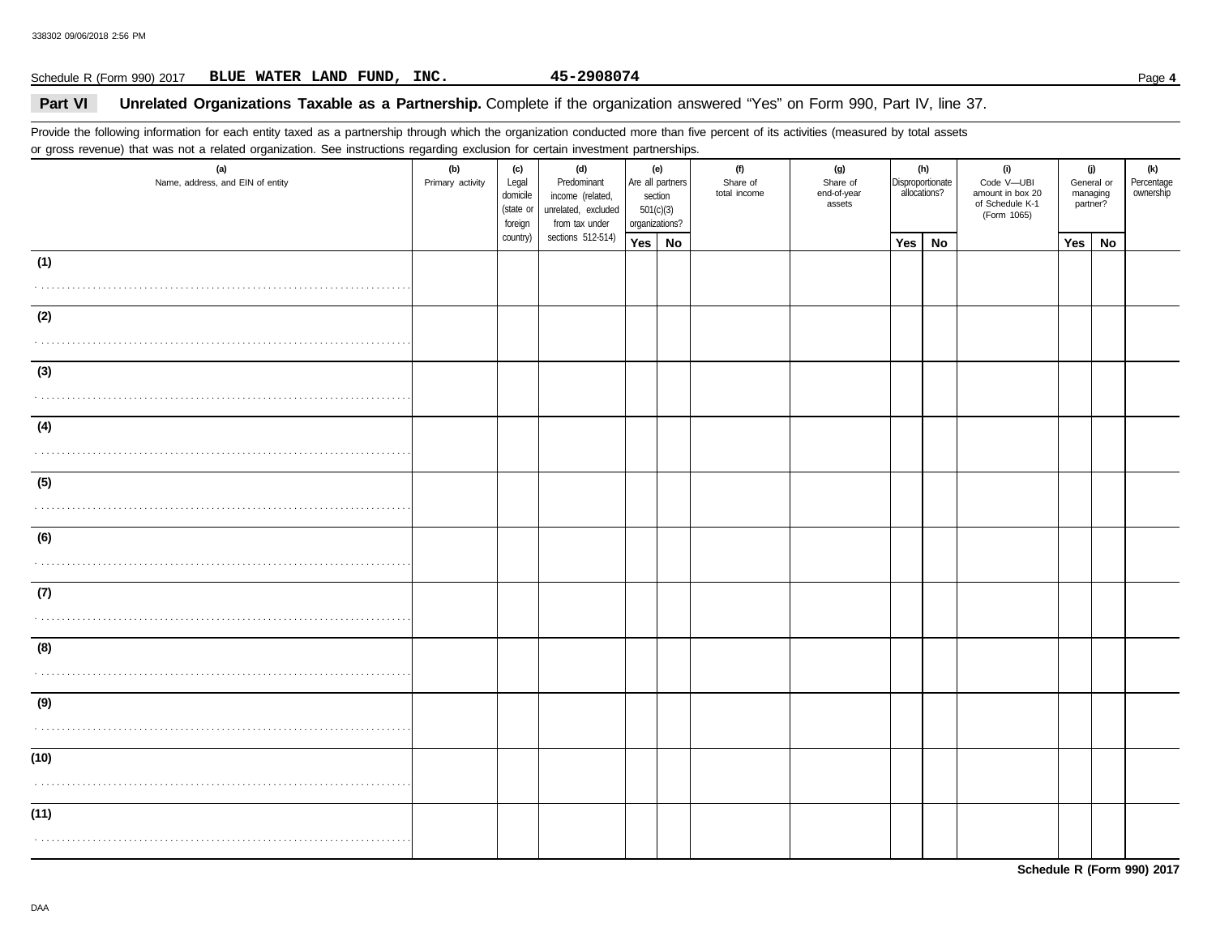Schedule R (Form 990) 2017 **BLUE WATER LAND FUND, INC.** **45-2908074** Page **4**

## Part VI Unrelated Organizations Taxable as a Partnership. Complete if the organization answered "Yes" on Form 990, Part IV, line 37.

Provide the following information for each entity taxed as a partnership through which the organization conducted more than five percent of its activities (measured by total assets or gross revenue) that was not a related organization. See instructions regarding exclusion for certain investment partnerships.

| (a) Name, address, and EIN of entity | (b) Primary activity | (c) Legal domicile (state or foreign country) | (d) Predominant income (related, unrelated, excluded from tax under sections 512-514) | (e) Are all partners section 501(c)(3) organizations? | | (f) Share of total income | (g) Share of end-of-year assets | (h) Disproportionate allocations? | | (i) Code V—UBI amount in box 20 of Schedule K-1 (Form 1065) | (j) General or managing partner? | | (k) Percentage ownership |
|---|---|---|---|---|---|---|---|---|---|---|---|---|---|
| | | | | Yes | No | | | Yes | No | | Yes | No | |
| (1) | | | | | | | | | | | | | |
| (2) | | | | | | | | | | | | | |
| (3) | | | | | | | | | | | | | |
| (4) | | | | | | | | | | | | | |
| (5) | | | | | | | | | | | | | |
| (6) | | | | | | | | | | | | | |
| (7) | | | | | | | | | | | | | |
| (8) | | | | | | | | | | | | | |
| (9) | | | | | | | | | | | | | |
| (10) | | | | | | | | | | | | | |
| (11) | | | | | | | | | | | | | |

**Schedule R (Form 990) 2017**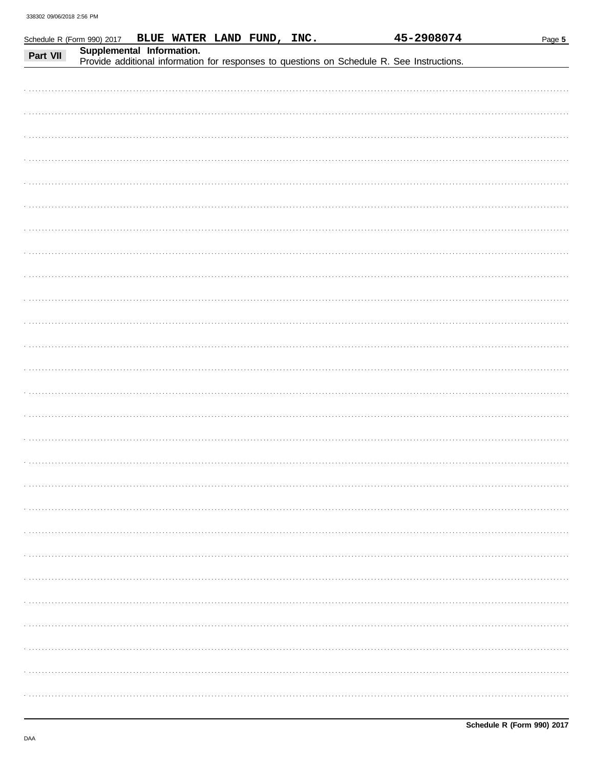Schedule R (Form 990) 2017 **BLUE WATER LAND FUND, INC.** **45-2908074**

## Part VII Supplemental Information.

Provide additional information for responses to questions on Schedule R. See Instructions.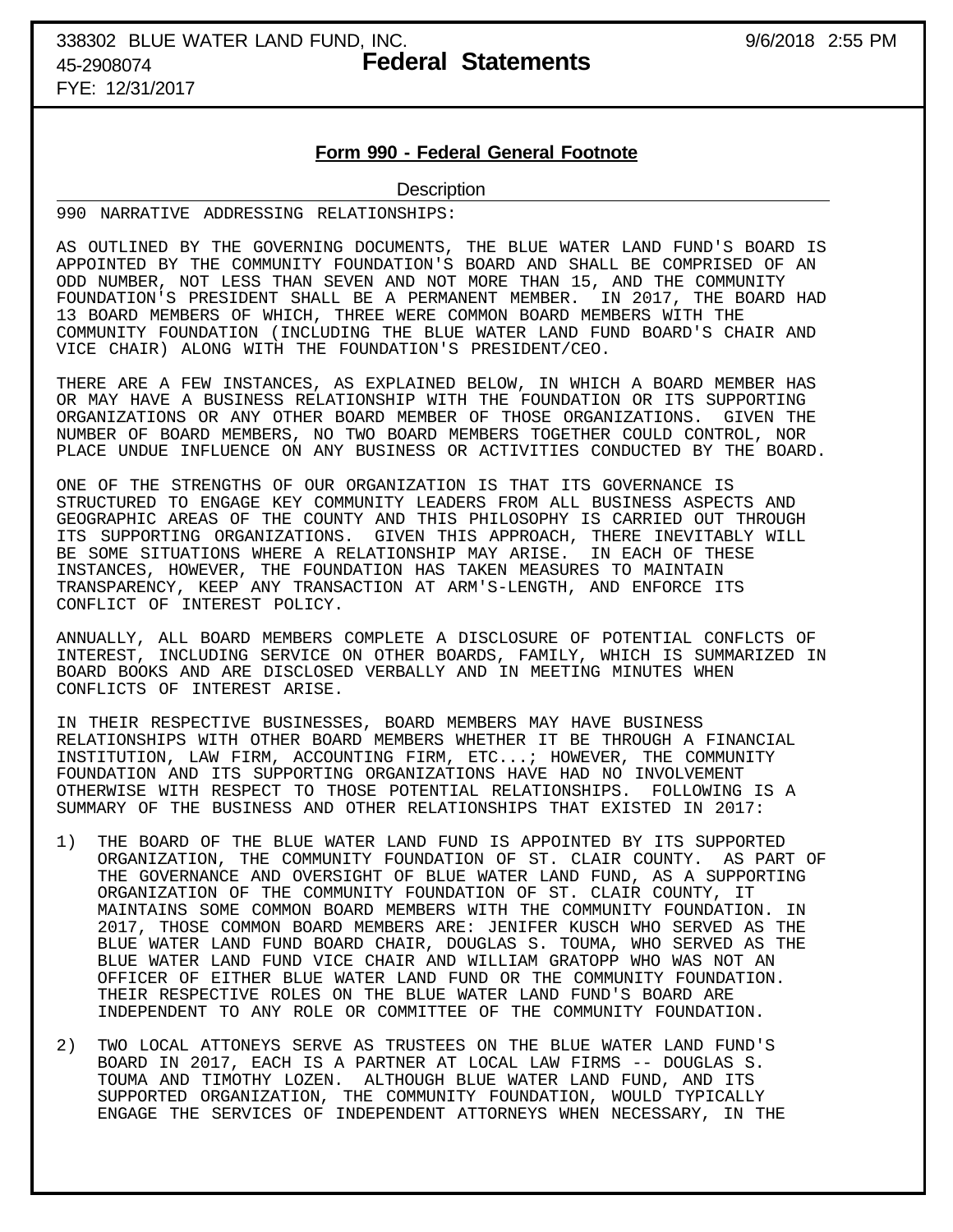## Form 990 - Federal General Footnote

Description

990 NARRATIVE ADDRESSING RELATIONSHIPS:

AS OUTLINED BY THE GOVERNING DOCUMENTS, THE BLUE WATER LAND FUND'S BOARD IS APPOINTED BY THE COMMUNITY FOUNDATION'S BOARD AND SHALL BE COMPRISED OF AN ODD NUMBER, NOT LESS THAN SEVEN AND NOT MORE THAN 15, AND THE COMMUNITY FOUNDATION'S PRESIDENT SHALL BE A PERMANENT MEMBER. IN 2017, THE BOARD HAD 13 BOARD MEMBERS OF WHICH, THREE WERE COMMON BOARD MEMBERS WITH THE COMMUNITY FOUNDATION (INCLUDING THE BLUE WATER LAND FUND BOARD'S CHAIR AND VICE CHAIR) ALONG WITH THE FOUNDATION'S PRESIDENT/CEO.

THERE ARE A FEW INSTANCES, AS EXPLAINED BELOW, IN WHICH A BOARD MEMBER HAS OR MAY HAVE A BUSINESS RELATIONSHIP WITH THE FOUNDATION OR ITS SUPPORTING ORGANIZATIONS OR ANY OTHER BOARD MEMBER OF THOSE ORGANIZATIONS. GIVEN THE NUMBER OF BOARD MEMBERS, NO TWO BOARD MEMBERS TOGETHER COULD CONTROL, NOR PLACE UNDUE INFLUENCE ON ANY BUSINESS OR ACTIVITIES CONDUCTED BY THE BOARD.

ONE OF THE STRENGTHS OF OUR ORGANIZATION IS THAT ITS GOVERNANCE IS STRUCTURED TO ENGAGE KEY COMMUNITY LEADERS FROM ALL BUSINESS ASPECTS AND GEOGRAPHIC AREAS OF THE COUNTY AND THIS PHILOSOPHY IS CARRIED OUT THROUGH ITS SUPPORTING ORGANIZATIONS. GIVEN THIS APPROACH, THERE INEVITABLY WILL BE SOME SITUATIONS WHERE A RELATIONSHIP MAY ARISE. IN EACH OF THESE INSTANCES, HOWEVER, THE FOUNDATION HAS TAKEN MEASURES TO MAINTAIN TRANSPARENCY, KEEP ANY TRANSACTION AT ARM'S-LENGTH, AND ENFORCE ITS CONFLICT OF INTEREST POLICY.

ANNUALLY, ALL BOARD MEMBERS COMPLETE A DISCLOSURE OF POTENTIAL CONFLCTS OF INTEREST, INCLUDING SERVICE ON OTHER BOARDS, FAMILY, WHICH IS SUMMARIZED IN BOARD BOOKS AND ARE DISCLOSED VERBALLY AND IN MEETING MINUTES WHEN CONFLICTS OF INTEREST ARISE.

IN THEIR RESPECTIVE BUSINESSES, BOARD MEMBERS MAY HAVE BUSINESS RELATIONSHIPS WITH OTHER BOARD MEMBERS WHETHER IT BE THROUGH A FINANCIAL INSTITUTION, LAW FIRM, ACCOUNTING FIRM, ETC...; HOWEVER, THE COMMUNITY FOUNDATION AND ITS SUPPORTING ORGANIZATIONS HAVE HAD NO INVOLVEMENT OTHERWISE WITH RESPECT TO THOSE POTENTIAL RELATIONSHIPS. FOLLOWING IS A SUMMARY OF THE BUSINESS AND OTHER RELATIONSHIPS THAT EXISTED IN 2017:

1) THE BOARD OF THE BLUE WATER LAND FUND IS APPOINTED BY ITS SUPPORTED ORGANIZATION, THE COMMUNITY FOUNDATION OF ST. CLAIR COUNTY. AS PART OF THE GOVERNANCE AND OVERSIGHT OF BLUE WATER LAND FUND, AS A SUPPORTING ORGANIZATION OF THE COMMUNITY FOUNDATION OF ST. CLAIR COUNTY, IT MAINTAINS SOME COMMON BOARD MEMBERS WITH THE COMMUNITY FOUNDATION. IN 2017, THOSE COMMON BOARD MEMBERS ARE: JENIFER KUSCH WHO SERVED AS THE BLUE WATER LAND FUND BOARD CHAIR, DOUGLAS S. TOUMA, WHO SERVED AS THE BLUE WATER LAND FUND VICE CHAIR AND WILLIAM GRATOPP WHO WAS NOT AN OFFICER OF EITHER BLUE WATER LAND FUND OR THE COMMUNITY FOUNDATION. THEIR RESPECTIVE ROLES ON THE BLUE WATER LAND FUND'S BOARD ARE INDEPENDENT TO ANY ROLE OR COMMITTEE OF THE COMMUNITY FOUNDATION.

2) TWO LOCAL ATTONEYS SERVE AS TRUSTEES ON THE BLUE WATER LAND FUND'S BOARD IN 2017, EACH IS A PARTNER AT LOCAL LAW FIRMS -- DOUGLAS S. TOUMA AND TIMOTHY LOZEN. ALTHOUGH BLUE WATER LAND FUND, AND ITS SUPPORTED ORGANIZATION, THE COMMUNITY FOUNDATION, WOULD TYPICALLY ENGAGE THE SERVICES OF INDEPENDENT ATTORNEYS WHEN NECESSARY, IN THE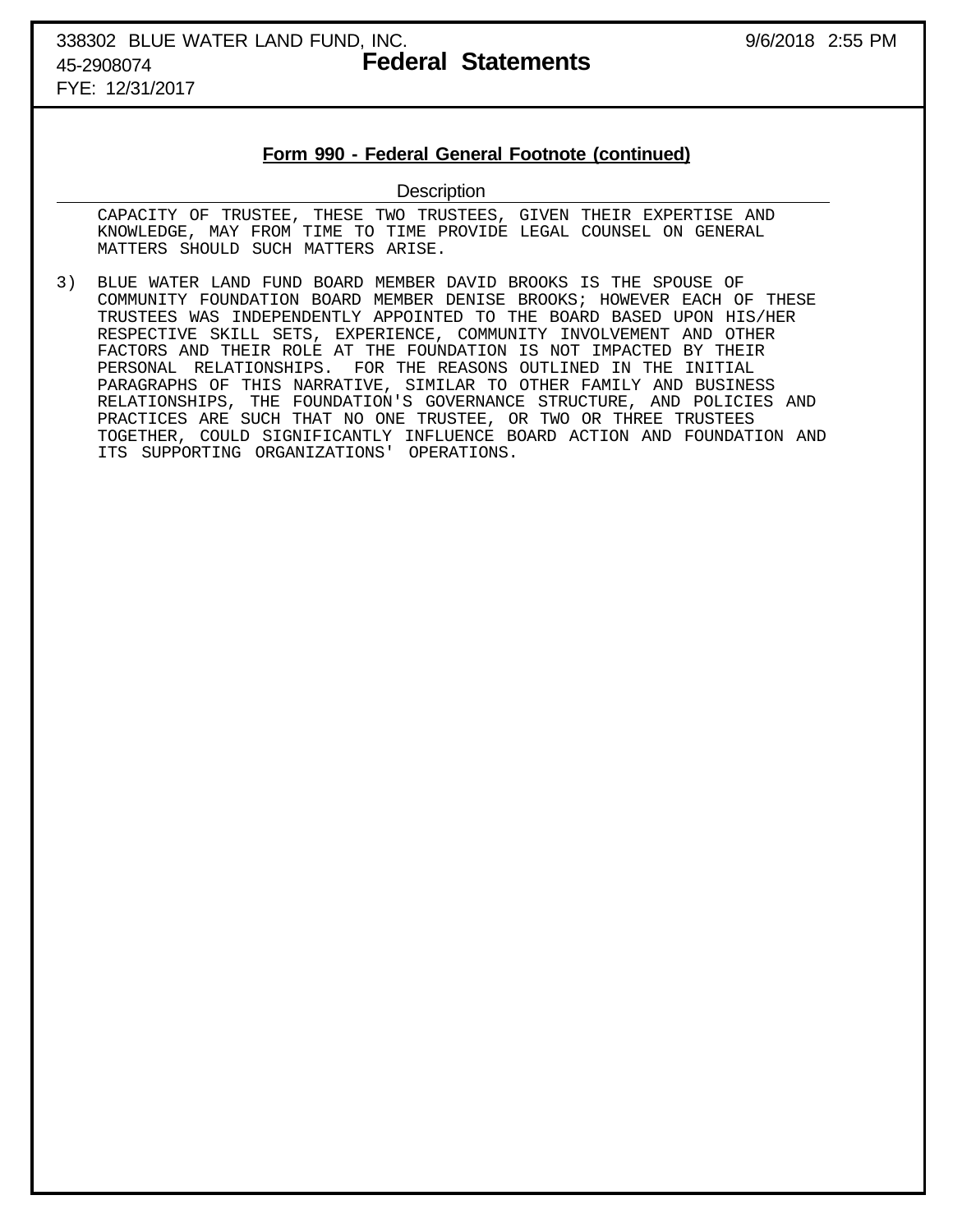## Form 990 - Federal General Footnote (continued)

**Description**

CAPACITY OF TRUSTEE, THESE TWO TRUSTEES, GIVEN THEIR EXPERTISE AND KNOWLEDGE, MAY FROM TIME TO TIME PROVIDE LEGAL COUNSEL ON GENERAL MATTERS SHOULD SUCH MATTERS ARISE.

3) BLUE WATER LAND FUND BOARD MEMBER DAVID BROOKS IS THE SPOUSE OF COMMUNITY FOUNDATION BOARD MEMBER DENISE BROOKS; HOWEVER EACH OF THESE TRUSTEES WAS INDEPENDENTLY APPOINTED TO THE BOARD BASED UPON HIS/HER RESPECTIVE SKILL SETS, EXPERIENCE, COMMUNITY INVOLVEMENT AND OTHER FACTORS AND THEIR ROLE AT THE FOUNDATION IS NOT IMPACTED BY THEIR PERSONAL RELATIONSHIPS. FOR THE REASONS OUTLINED IN THE INITIAL PARAGRAPHS OF THIS NARRATIVE, SIMILAR TO OTHER FAMILY AND BUSINESS RELATIONSHIPS, THE FOUNDATION'S GOVERNANCE STRUCTURE, AND POLICIES AND PRACTICES ARE SUCH THAT NO ONE TRUSTEE, OR TWO OR THREE TRUSTEES TOGETHER, COULD SIGNIFICANTLY INFLUENCE BOARD ACTION AND FOUNDATION AND ITS SUPPORTING ORGANIZATIONS' OPERATIONS.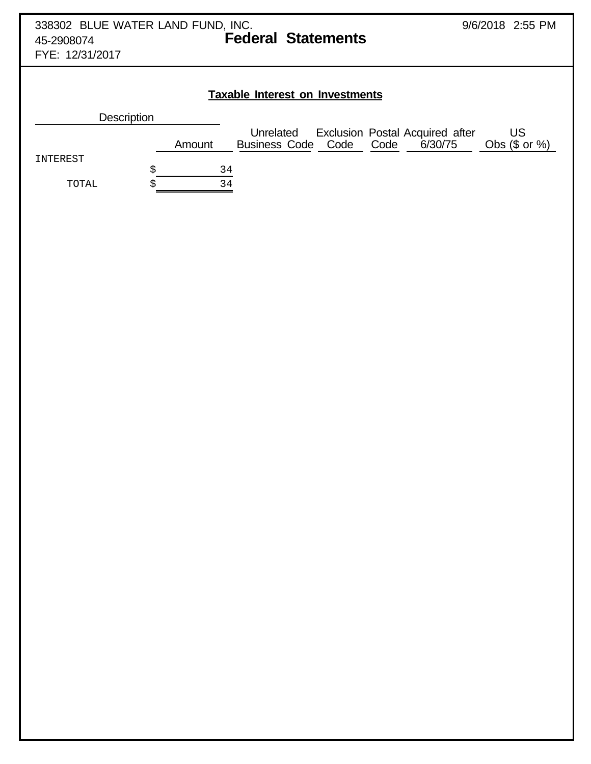338302 BLUE WATER LAND FUND, INC.
45-2908074
FYE: 12/31/2017

# Federal Statements

9/6/2018 2:55 PM

## Taxable Interest on Investments

| Description | Amount | Unrelated Business Code | Exclusion Code | Postal Code | Acquired after 6/30/75 | US Obs ($ or %) |
|---|---|---|---|---|---|---|
| INTEREST | $ 34 | | | | | |
| TOTAL | $ 34 | | | | | |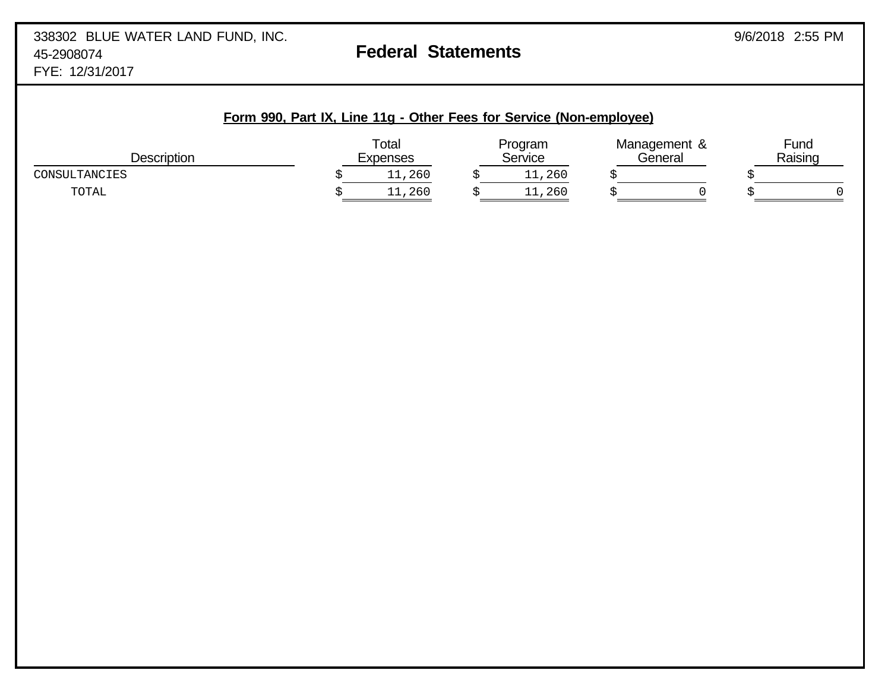338302 BLUE WATER LAND FUND, INC.
45-2908074
FYE: 12/31/2017

9/6/2018 2:55 PM

# Federal Statements

## Form 990, Part IX, Line 11g - Other Fees for Service (Non-employee)

| Description | Total Expenses | Program Service | Management & General | Fund Raising |
|---|---|---|---|---|
| CONSULTANCIES | $ 11,260 | $ 11,260 | $ | $ |
| TOTAL | $ 11,260 | $ 11,260 | $ 0 | $ 0 |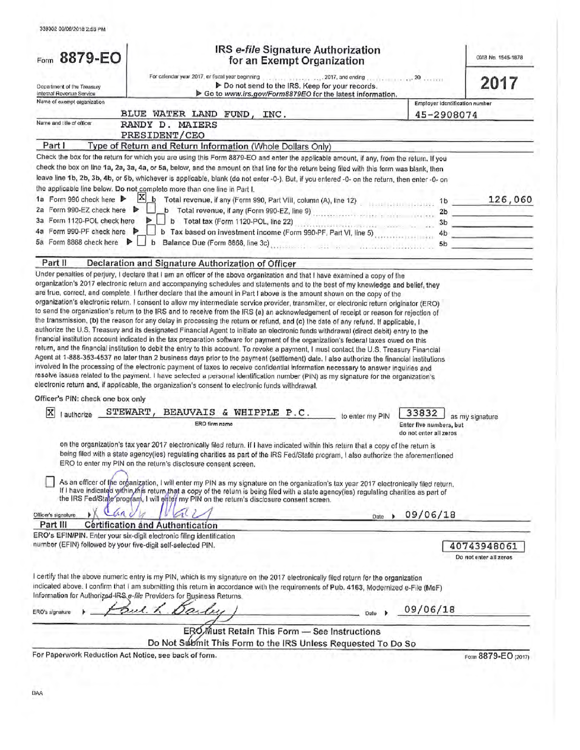339302 09/06/2018 2:58 PM

# Form 8879-EO

Department of the Treasury
Internal Revenue Service

## IRS *e-file* Signature Authorization for an Exempt Organization

For calendar year 2017, or fiscal year beginning ............, 2017, and ending ............, 20 ......

▶ Do not send to the IRS. Keep for your records.

▶ Go to *www.irs.gov/Form8879EO* for the latest information.

OMB No. 1545-1878

**2017**

Name of exempt organization: BLUE WATER LAND FUND, INC.

Employer identification number: 45-2908074

Name and title of officer: RANDY D. MAIERS, PRESIDENT/CEO

### Part I — Type of Return and Return Information (Whole Dollars Only)

Check the box for the return for which you are using this Form 8879-EO and enter the applicable amount, if any, from the return. If you check the box on line 1a, 2a, 3a, 4a, or 5a, below, and the amount on that line for the return being filed with this form was blank, then leave line 1b, 2b, 3b, 4b, or 5b, whichever is applicable, blank (do not enter -0-). But, if you entered -0- on the return, then enter -0- on the applicable line below. **Do not** complete more than one line in Part I.

| | | | |
|---|---|---|---|
| 1a Form 990 check here ▶ [X] | b Total revenue, if any (Form 990, Part VIII, column (A), line 12) | 1b | 126,060 |
| 2a Form 990-EZ check here ▶ [ ] | b Total revenue, if any (Form 990-EZ, line 9) | 2b | |
| 3a Form 1120-POL check here ▶ [ ] | b Total tax (Form 1120-POL, line 22) | 3b | |
| 4a Form 990-PF check here ▶ [ ] | b Tax based on investment income (Form 990-PF, Part VI, line 5) | 4b | |
| 5a Form 8868 check here ▶ [ ] | b Balance Due (Form 8868, line 3c) | 5b | |

### Part II — Declaration and Signature Authorization of Officer

Under penalties of perjury, I declare that I am an officer of the above organization and that I have examined a copy of the organization's 2017 electronic return and accompanying schedules and statements and to the best of my knowledge and belief, they are true, correct, and complete. I further declare that the amount in Part I above is the amount shown on the copy of the organization's electronic return. I consent to allow my intermediate service provider, transmitter, or electronic return originator (ERO) to send the organization's return to the IRS and to receive from the IRS (a) an acknowledgement of receipt or reason for rejection of the transmission, (b) the reason for any delay in processing the return or refund, and (c) the date of any refund. If applicable, I authorize the U.S. Treasury and its designated Financial Agent to initiate an electronic funds withdrawal (direct debit) entry to the financial institution account indicated in the tax preparation software for payment of the organization's federal taxes owed on this return, and the financial institution to debit the entry to this account. To revoke a payment, I must contact the U.S. Treasury Financial Agent at 1-888-353-4537 no later than 2 business days prior to the payment (settlement) date. I also authorize the financial institutions involved in the processing of the electronic payment of taxes to receive confidential information necessary to answer inquiries and resolve issues related to the payment. I have selected a personal identification number (PIN) as my signature for the organization's electronic return and, if applicable, the organization's consent to electronic funds withdrawal.

**Officer's PIN: check one box only**

[X] I authorize STEWART, BEAUVAIS & WHIPPLE P.C. (ERO firm name) to enter my PIN 33832 (Enter five numbers, but do not enter all zeros) as my signature on the organization's tax year 2017 electronically filed return. If I have indicated within this return that a copy of the return is being filed with a state agency(ies) regulating charities as part of the IRS Fed/State program, I also authorize the aforementioned ERO to enter my PIN on the return's disclosure consent screen.

[ ] As an officer of the organization, I will enter my PIN as my signature on the organization's tax year 2017 electronically filed return. If I have indicated within this return that a copy of the return is being filed with a state agency(ies) regulating charities as part of the IRS Fed/State program, I will enter my PIN on the return's disclosure consent screen.

Officer's signature ▶ *Randy Maiers* Date ▶ 09/06/18

### Part III — Certification and Authentication

**ERO's EFIN/PIN.** Enter your six-digit electronic filing identification number (EFIN) followed by your five-digit self-selected PIN.

40743948061 (Do not enter all zeros)

I certify that the above numeric entry is my PIN, which is my signature on the 2017 electronically filed return for the organization indicated above. I confirm that I am submitting this return in accordance with the requirements of Pub. 4163, Modernized e-File (MeF) Information for Authorized IRS *e-file* Providers for Business Returns.

ERO's signature ▶ *Paul L. Bailey* Date ▶ 09/06/18

**ERO Must Retain This Form — See Instructions**

**Do Not Submit This Form to the IRS Unless Requested To Do So**

**For Paperwork Reduction Act Notice, see back of form.** Form **8879-EO** (2017)

DAA